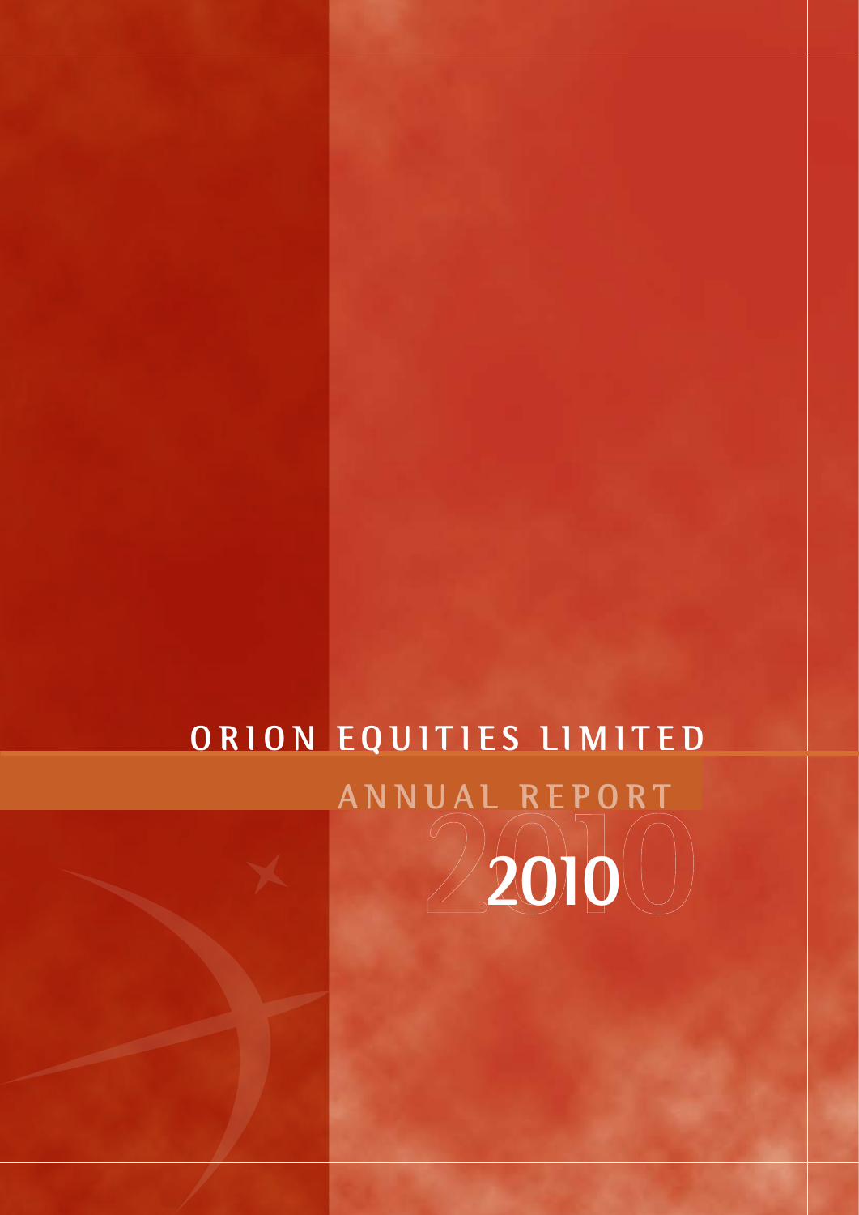# ORION EQUITIES LIMITED

## ANNUAL REPORT

## 2010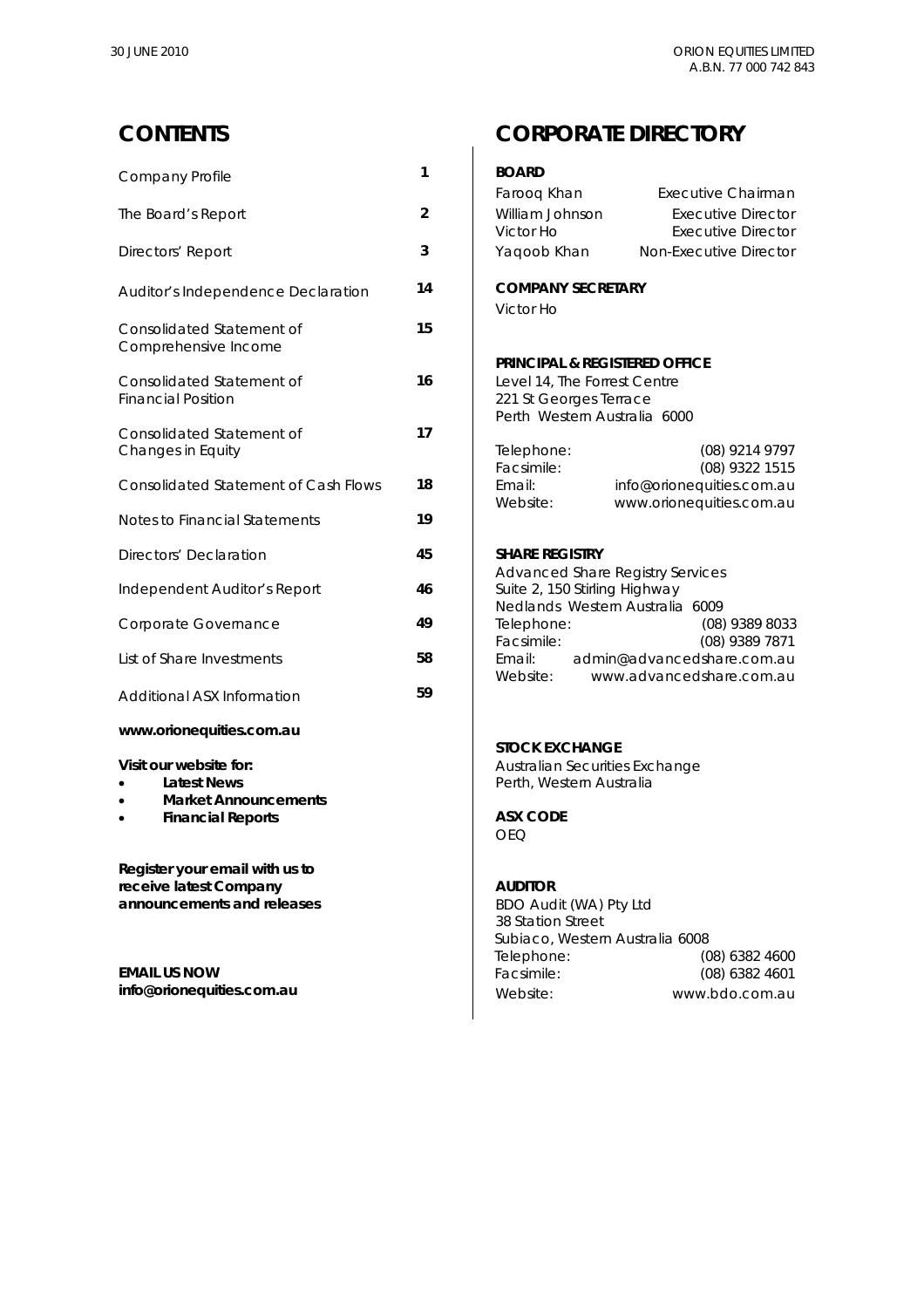# CONTENTS

| | |
|---|---|
| Company Profile | 1 |
| The Board's Report | 2 |
| Directors' Report | 3 |
| Auditor's Independence Declaration | 14 |
| Consolidated Statement of Comprehensive Income | 15 |
| Consolidated Statement of Financial Position | 16 |
| Consolidated Statement of Changes in Equity | 17 |
| Consolidated Statement of Cash Flows | 18 |
| Notes to Financial Statements | 19 |
| Directors' Declaration | 45 |
| Independent Auditor's Report | 46 |
| Corporate Governance | 49 |
| List of Share Investments | 58 |
| Additional ASX Information | 59 |

**www.orionequities.com.au**

**Visit our website for:**

- **Latest News**
- **Market Announcements**
- **Financial Reports**

**Register your email with us to receive latest Company announcements and releases**

**EMAIL US NOW**
**info@orionequities.com.au**

# CORPORATE DIRECTORY

**BOARD**

| | |
|---|---|
| Farooq Khan | Executive Chairman |
| William Johnson | Executive Director |
| Victor Ho | Executive Director |
| Yaqoob Khan | Non-Executive Director |

**COMPANY SECRETARY**

Victor Ho

**PRINCIPAL & REGISTERED OFFICE**

Level 14, The Forrest Centre
221 St Georges Terrace
Perth Western Australia 6000

| | |
|---|---|
| Telephone: | (08) 9214 9797 |
| Facsimile: | (08) 9322 1515 |
| Email: | info@orionequities.com.au |
| Website: | www.orionequities.com.au |

**SHARE REGISTRY**

Advanced Share Registry Services
Suite 2, 150 Stirling Highway
Nedlands Western Australia 6009

| | |
|---|---|
| Telephone: | (08) 9389 8033 |
| Facsimile: | (08) 9389 7871 |
| Email: | admin@advancedshare.com.au |
| Website: | www.advancedshare.com.au |

**STOCK EXCHANGE**

Australian Securities Exchange
Perth, Western Australia

**ASX CODE**

OEQ

**AUDITOR**

BDO Audit (WA) Pty Ltd
38 Station Street
Subiaco, Western Australia 6008

| | |
|---|---|
| Telephone: | (08) 6382 4600 |
| Facsimile: | (08) 6382 4601 |
| Website: | www.bdo.com.au |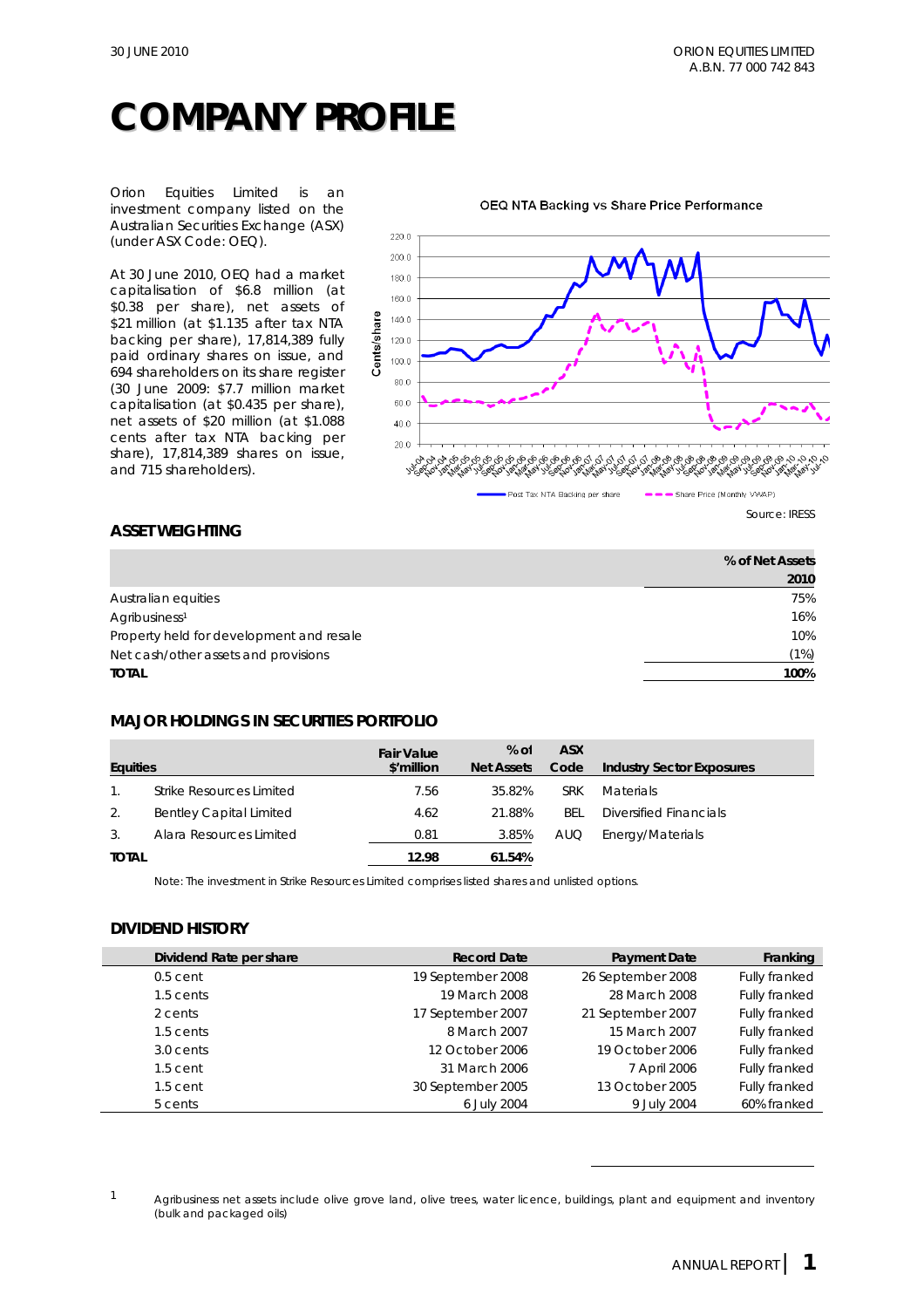# COMPANY PROFILE

Orion Equities Limited is an investment company listed on the Australian Securities Exchange (ASX) (under ASX Code: OEQ).

At 30 June 2010, OEQ had a market capitalisation of $6.8 million (at $0.38 per share), net assets of $21 million (at $1.135 after tax NTA backing per share), 17,814,389 fully paid ordinary shares on issue, and 694 shareholders on its share register (30 June 2009: $7.7 million market capitalisation (at $0.435 per share), net assets of $20 million (at $1.088 cents after tax NTA backing per share), 17,814,389 shares on issue, and 715 shareholders).

OEQ NTA Backing vs Share Price Performance

Source: IRESS

## ASSET WEIGHTING

| | % of Net Assets 2010 |
|---|---|
| Australian equities | 75% |
| Agribusiness[1] | 16% |
| Property held for development and resale | 10% |
| Net cash/other assets and provisions | (1%) |
| **TOTAL** | **100%** |

## MAJOR HOLDINGS IN SECURITIES PORTFOLIO

| Equities | | Fair Value $'million | % of Net Assets | ASX Code | Industry Sector Exposures |
|---|---|---|---|---|---|
| 1. | Strike Resources Limited | 7.56 | 35.82% | SRK | Materials |
| 2. | Bentley Capital Limited | 4.62 | 21.88% | BEL | Diversified Financials |
| 3. | Alara Resources Limited | 0.81 | 3.85% | AUQ | Energy/Materials |
| **TOTAL** | | **12.98** | **61.54%** | | |

Note: The investment in Strike Resources Limited comprises listed shares and unlisted options.

## DIVIDEND HISTORY

| Dividend Rate per share | Record Date | Payment Date | Franking |
|---|---|---|---|
| 0.5 cent | 19 September 2008 | 26 September 2008 | Fully franked |
| 1.5 cents | 19 March 2008 | 28 March 2008 | Fully franked |
| 2 cents | 17 September 2007 | 21 September 2007 | Fully franked |
| 1.5 cents | 8 March 2007 | 15 March 2007 | Fully franked |
| 3.0 cents | 12 October 2006 | 19 October 2006 | Fully franked |
| 1.5 cent | 31 March 2006 | 7 April 2006 | Fully franked |
| 1.5 cent | 30 September 2005 | 13 October 2005 | Fully franked |
| 5 cents | 6 July 2004 | 9 July 2004 | 60% franked |

[1] Agribusiness net assets include olive grove land, olive trees, water licence, buildings, plant and equipment and inventory (bulk and packaged oils)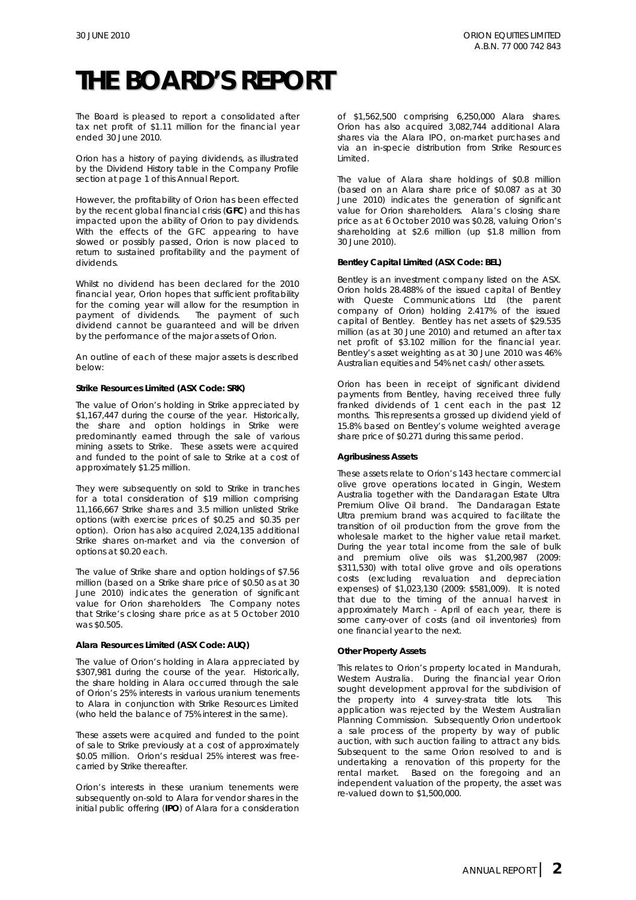# THE BOARD'S REPORT

The Board is pleased to report a consolidated after tax net profit of $1.11 million for the financial year ended 30 June 2010.

Orion has a history of paying dividends, as illustrated by the Dividend History table in the Company Profile section at page 1 of this Annual Report.

However, the profitability of Orion has been effected by the recent global financial crisis (**GFC**) and this has impacted upon the ability of Orion to pay dividends. With the effects of the GFC appearing to have slowed or possibly passed, Orion is now placed to return to sustained profitability and the payment of dividends.

Whilst no dividend has been declared for the 2010 financial year, Orion hopes that sufficient profitability for the coming year will allow for the resumption in payment of dividends. The payment of such dividend cannot be guaranteed and will be driven by the performance of the major assets of Orion.

An outline of each of these major assets is described below:

**Strike Resources Limited (ASX Code: SRK)**

The value of Orion's holding in Strike appreciated by $1,167,447 during the course of the year. Historically, the share and option holdings in Strike were predominantly earned through the sale of various mining assets to Strike. These assets were acquired and funded to the point of sale to Strike at a cost of approximately $1.25 million.

They were subsequently on sold to Strike in tranches for a total consideration of $19 million comprising 11,166,667 Strike shares and 3.5 million unlisted Strike options (with exercise prices of $0.25 and $0.35 per option). Orion has also acquired 2,024,135 additional Strike shares on-market and via the conversion of options at $0.20 each.

The value of Strike share and option holdings of $7.56 million (based on a Strike share price of $0.50 as at 30 June 2010) indicates the generation of significant value for Orion shareholders The Company notes that Strike's closing share price as at 5 October 2010 was $0.505.

**Alara Resources Limited (ASX Code: AUQ)**

The value of Orion's holding in Alara appreciated by $307,981 during the course of the year. Historically, the share holding in Alara occurred through the sale of Orion's 25% interests in various uranium tenements to Alara in conjunction with Strike Resources Limited (who held the balance of 75% interest in the same).

These assets were acquired and funded to the point of sale to Strike previously at a cost of approximately $0.05 million. Orion's residual 25% interest was free-carried by Strike thereafter.

Orion's interests in these uranium tenements were subsequently on-sold to Alara for vendor shares in the initial public offering (**IPO**) of Alara for a consideration of $1,562,500 comprising 6,250,000 Alara shares. Orion has also acquired 3,082,744 additional Alara shares via the Alara IPO, on-market purchases and via an in-specie distribution from Strike Resources Limited.

The value of Alara share holdings of $0.8 million (based on an Alara share price of $0.087 as at 30 June 2010) indicates the generation of significant value for Orion shareholders. Alara's closing share price as at 6 October 2010 was $0.28, valuing Orion's shareholding at $2.6 million (up $1.8 million from 30 June 2010).

**Bentley Capital Limited (ASX Code: BEL)**

Bentley is an investment company listed on the ASX. Orion holds 28.488% of the issued capital of Bentley with Queste Communications Ltd (the parent company of Orion) holding 2.417% of the issued capital of Bentley. Bentley has net assets of $29.535 million (as at 30 June 2010) and returned an after tax net profit of $3.102 million for the financial year. Bentley's asset weighting as at 30 June 2010 was 46% Australian equities and 54% net cash/ other assets.

Orion has been in receipt of significant dividend payments from Bentley, having received three fully franked dividends of 1 cent each in the past 12 months. This represents a grossed up dividend yield of 15.8% based on Bentley's volume weighted average share price of $0.271 during this same period.

**Agribusiness Assets**

These assets relate to Orion's 143 hectare commercial olive grove operations located in Gingin, Western Australia together with the Dandaragan Estate Ultra Premium Olive Oil brand. The Dandaragan Estate Ultra premium brand was acquired to facilitate the transition of oil production from the grove from the wholesale market to the higher value retail market. During the year total income from the sale of bulk and premium olive oils was $1,200,987 (2009: $311,530) with total olive grove and oils operations costs (excluding revaluation and depreciation expenses) of $1,023,130 (2009: $581,009). It is noted that due to the timing of the annual harvest in approximately March - April of each year, there is some carry-over of costs (and oil inventories) from one financial year to the next.

**Other Property Assets**

This relates to Orion's property located in Mandurah, Western Australia. During the financial year Orion sought development approval for the subdivision of the property into 4 survey-strata title lots. This application was rejected by the Western Australian Planning Commission. Subsequently Orion undertook a sale process of the property by way of public auction, with such auction failing to attract any bids. Subsequent to the same Orion resolved to and is undertaking a renovation of this property for the rental market. Based on the foregoing and an independent valuation of the property, the asset was re-valued down to $1,500,000.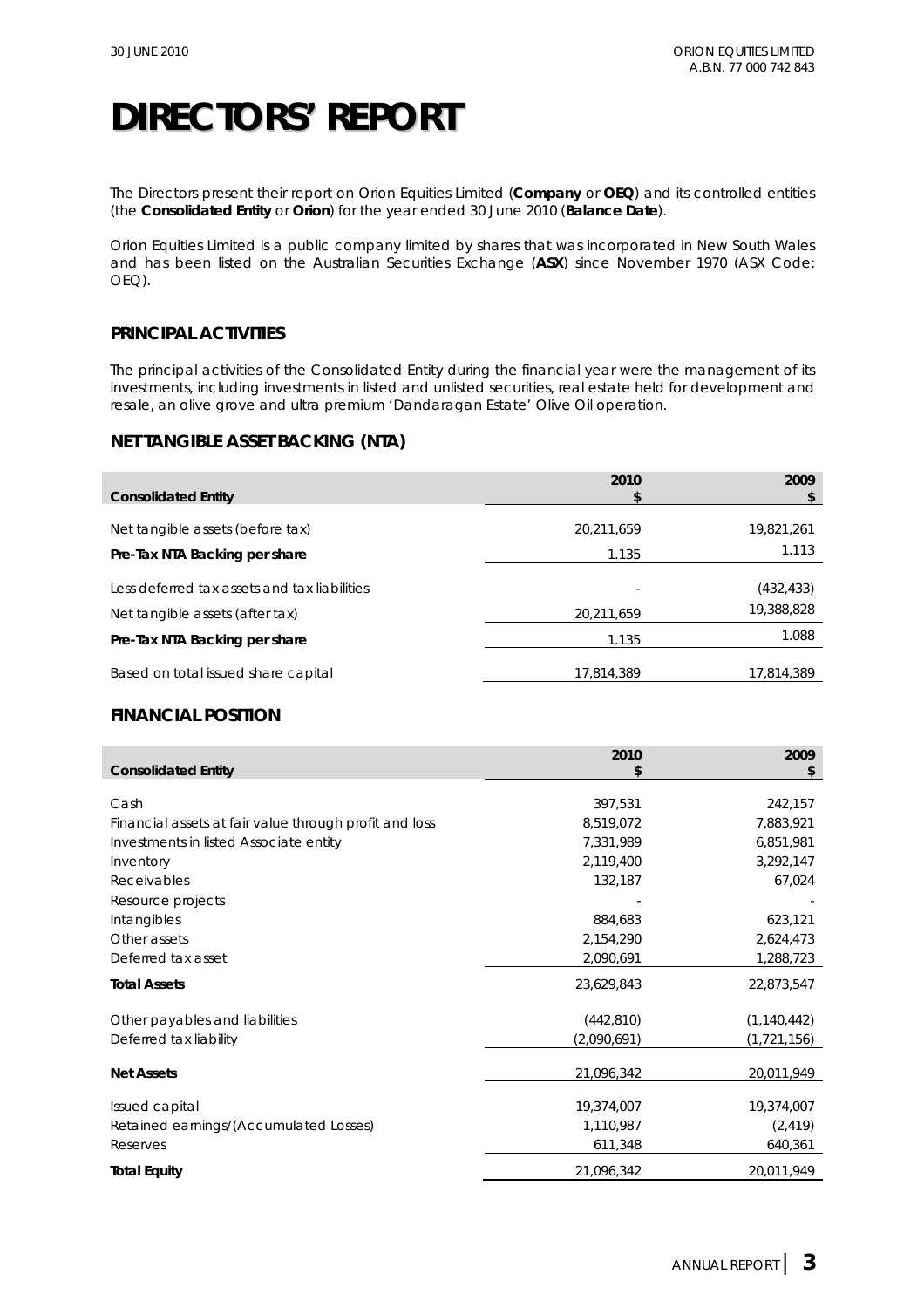# DIRECTORS' REPORT

The Directors present their report on Orion Equities Limited (**Company** or **OEQ**) and its controlled entities (the **Consolidated Entity** or **Orion**) for the year ended 30 June 2010 (**Balance Date**).

Orion Equities Limited is a public company limited by shares that was incorporated in New South Wales and has been listed on the Australian Securities Exchange (**ASX**) since November 1970 (ASX Code: OEQ).

## PRINCIPAL ACTIVITIES

The principal activities of the Consolidated Entity during the financial year were the management of its investments, including investments in listed and unlisted securities, real estate held for development and resale, an olive grove and ultra premium 'Dandaragan Estate' Olive Oil operation.

## NET TANGIBLE ASSET BACKING (NTA)

| Consolidated Entity | 2010 $ | 2009 $ |
|---|---|---|
| Net tangible assets (before tax) | 20,211,659 | 19,821,261 |
| **Pre-Tax NTA Backing per share** | 1.135 | 1.113 |
| Less deferred tax assets and tax liabilities | - | (432,433) |
| Net tangible assets (after tax) | 20,211,659 | 19,388,828 |
| **Pre-Tax NTA Backing per share** | 1.135 | 1.088 |
| Based on total issued share capital | 17,814,389 | 17,814,389 |

## FINANCIAL POSITION

| Consolidated Entity | 2010 $ | 2009 $ |
|---|---|---|
| Cash | 397,531 | 242,157 |
| Financial assets at fair value through profit and loss | 8,519,072 | 7,883,921 |
| Investments in listed Associate entity | 7,331,989 | 6,851,981 |
| Inventory | 2,119,400 | 3,292,147 |
| Receivables | 132,187 | 67,024 |
| Resource projects | - | - |
| Intangibles | 884,683 | 623,121 |
| Other assets | 2,154,290 | 2,624,473 |
| Deferred tax asset | 2,090,691 | 1,288,723 |
| **Total Assets** | 23,629,843 | 22,873,547 |
| Other payables and liabilities | (442,810) | (1,140,442) |
| Deferred tax liability | (2,090,691) | (1,721,156) |
| **Net Assets** | 21,096,342 | 20,011,949 |
| Issued capital | 19,374,007 | 19,374,007 |
| Retained earnings/(Accumulated Losses) | 1,110,987 | (2,419) |
| Reserves | 611,348 | 640,361 |
| **Total Equity** | 21,096,342 | 20,011,949 |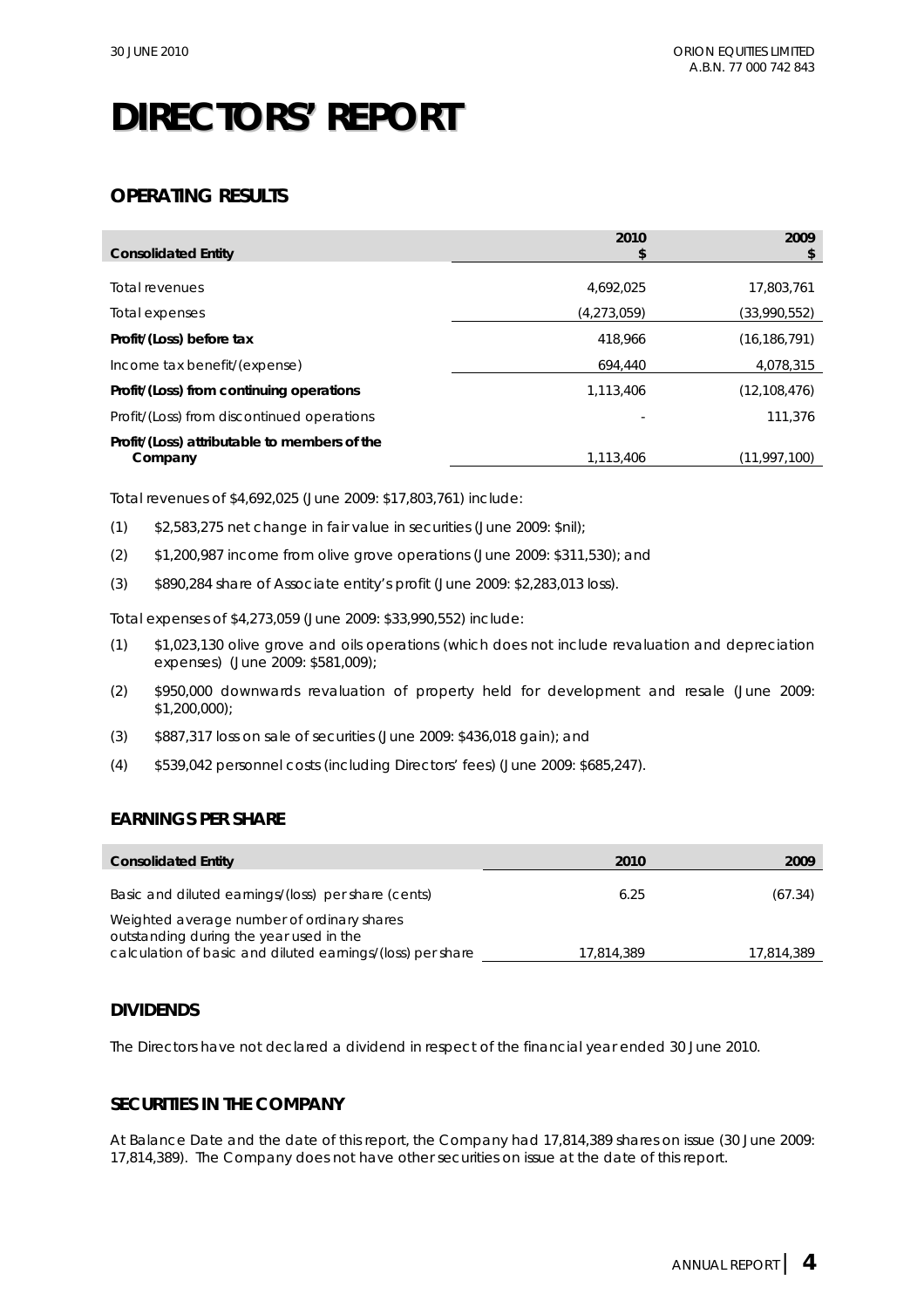# DIRECTORS' REPORT

## OPERATING RESULTS

| Consolidated Entity | 2010 $ | 2009 $ |
|---|---|---|
| Total revenues | 4,692,025 | 17,803,761 |
| Total expenses | (4,273,059) | (33,990,552) |
| **Profit/(Loss) before tax** | 418,966 | (16,186,791) |
| Income tax benefit/(expense) | 694,440 | 4,078,315 |
| **Profit/(Loss) from continuing operations** | 1,113,406 | (12,108,476) |
| Profit/(Loss) from discontinued operations | - | 111,376 |
| **Profit/(Loss) attributable to members of the Company** | 1,113,406 | (11,997,100) |

Total revenues of $4,692,025 (June 2009: $17,803,761) include:

(1) $2,583,275 net change in fair value in securities (June 2009: $nil);

(2) $1,200,987 income from olive grove operations (June 2009: $311,530); and

(3) $890,284 share of Associate entity's profit (June 2009: $2,283,013 loss).

Total expenses of $4,273,059 (June 2009: $33,990,552) include:

(1) $1,023,130 olive grove and oils operations (which does not include revaluation and depreciation expenses) (June 2009: $581,009);

(2) $950,000 downwards revaluation of property held for development and resale (June 2009: $1,200,000);

(3) $887,317 loss on sale of securities (June 2009: $436,018 gain); and

(4) $539,042 personnel costs (including Directors' fees) (June 2009: $685,247).

## EARNINGS PER SHARE

| Consolidated Entity | 2010 | 2009 |
|---|---|---|
| Basic and diluted earnings/(loss) per share (cents) | 6.25 | (67.34) |
| Weighted average number of ordinary shares outstanding during the year used in the calculation of basic and diluted earnings/(loss) per share | 17,814,389 | 17,814,389 |

## DIVIDENDS

The Directors have not declared a dividend in respect of the financial year ended 30 June 2010.

## SECURITIES IN THE COMPANY

At Balance Date and the date of this report, the Company had 17,814,389 shares on issue (30 June 2009: 17,814,389). The Company does not have other securities on issue at the date of this report.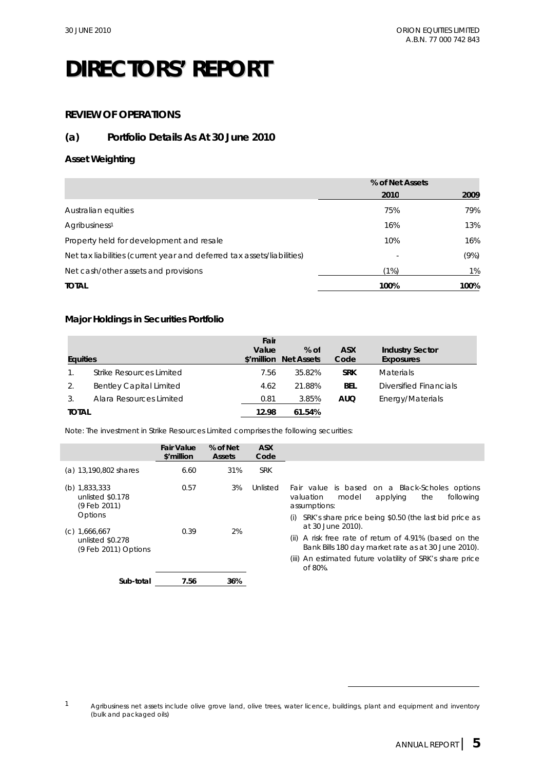# DIRECTORS' REPORT

## REVIEW OF OPERATIONS

### (a) Portfolio Details As At 30 June 2010

#### Asset Weighting

| | % of Net Assets | |
|---|---|---|
| | 2010 | 2009 |
| Australian equities | 75% | 79% |
| Agribusiness[1] | 16% | 13% |
| Property held for development and resale | 10% | 16% |
| Net tax liabilities (current year and deferred tax assets/liabilities) | - | (9%) |
| Net cash/other assets and provisions | (1%) | 1% |
| **TOTAL** | **100%** | **100%** |

#### Major Holdings in Securities Portfolio

| Equities | | Fair Value $'million | % of Net Assets | ASX Code | Industry Sector Exposures |
|---|---|---|---|---|---|
| 1. | Strike Resources Limited | 7.56 | 35.82% | **SRK** | Materials |
| 2. | Bentley Capital Limited | 4.62 | 21.88% | **BEL** | Diversified Financials |
| 3. | Alara Resources Limited | 0.81 | 3.85% | **AUQ** | Energy/Materials |
| **TOTAL** | | **12.98** | **61.54%** | | |

Note: The investment in Strike Resources Limited comprises the following securities:

| | Fair Value $'million | % of Net Assets | ASX Code | |
|---|---|---|---|---|
| (a) 13,190,802 shares | 6.60 | 31% | SRK | |
| (b) 1,833,333 unlisted $0.178 (9 Feb 2011) Options | 0.57 | 3% | Unlisted | Fair value is based on a Black-Scholes options valuation model applying the following assumptions: (i) SRK's share price being $0.50 (the last bid price as at 30 June 2010). (ii) A risk free rate of return of 4.91% (based on the Bank Bills 180 day market rate as at 30 June 2010). (iii) An estimated future volatility of SRK's share price of 80%. |
| (c) 1,666,667 unlisted $0.278 (9 Feb 2011) Options | 0.39 | 2% | | |
| **Sub-total** | **7.56** | **36%** | | |

[1] Agribusiness net assets include olive grove land, olive trees, water licence, buildings, plant and equipment and inventory (bulk and packaged oils)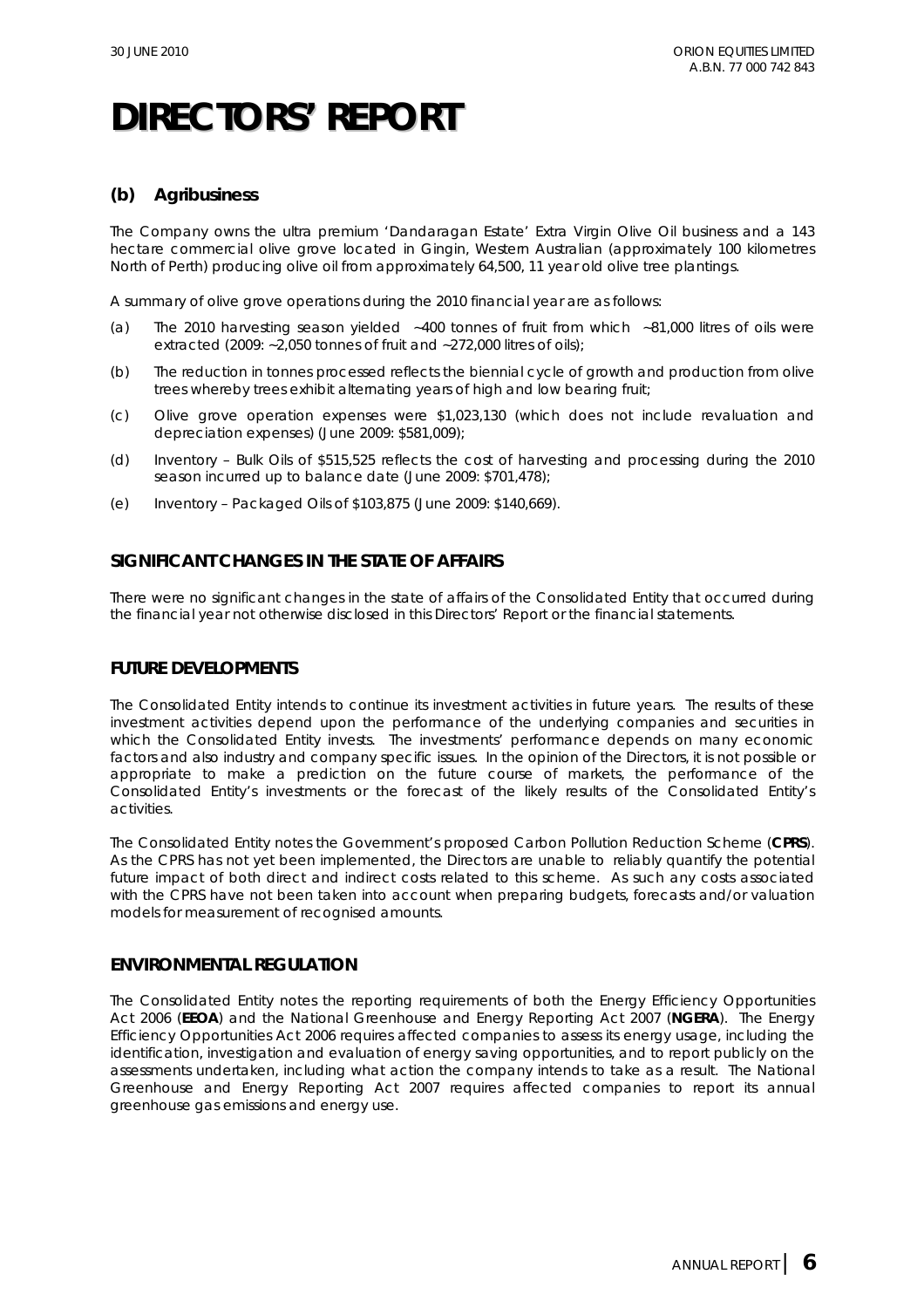# DIRECTORS' REPORT

### (b) Agribusiness

The Company owns the ultra premium 'Dandaragan Estate' Extra Virgin Olive Oil business and a 143 hectare commercial olive grove located in Gingin, Western Australian (approximately 100 kilometres North of Perth) producing olive oil from approximately 64,500, 11 year old olive tree plantings.

A summary of olive grove operations during the 2010 financial year are as follows:

(a) The 2010 harvesting season yielded ~400 tonnes of fruit from which ~81,000 litres of oils were extracted (2009: ~2,050 tonnes of fruit and ~272,000 litres of oils);

(b) The reduction in tonnes processed reflects the biennial cycle of growth and production from olive trees whereby trees exhibit alternating years of high and low bearing fruit;

(c) Olive grove operation expenses were $1,023,130 (which does not include revaluation and depreciation expenses) (June 2009: $581,009);

(d) Inventory – Bulk Oils of $515,525 reflects the cost of harvesting and processing during the 2010 season incurred up to balance date (June 2009: $701,478);

(e) Inventory – Packaged Oils of $103,875 (June 2009: $140,669).

## SIGNIFICANT CHANGES IN THE STATE OF AFFAIRS

There were no significant changes in the state of affairs of the Consolidated Entity that occurred during the financial year not otherwise disclosed in this Directors' Report or the financial statements.

## FUTURE DEVELOPMENTS

The Consolidated Entity intends to continue its investment activities in future years. The results of these investment activities depend upon the performance of the underlying companies and securities in which the Consolidated Entity invests. The investments' performance depends on many economic factors and also industry and company specific issues. In the opinion of the Directors, it is not possible or appropriate to make a prediction on the future course of markets, the performance of the Consolidated Entity's investments or the forecast of the likely results of the Consolidated Entity's activities.

The Consolidated Entity notes the Government's proposed Carbon Pollution Reduction Scheme (**CPRS**). As the CPRS has not yet been implemented, the Directors are unable to reliably quantify the potential future impact of both direct and indirect costs related to this scheme. As such any costs associated with the CPRS have not been taken into account when preparing budgets, forecasts and/or valuation models for measurement of recognised amounts.

## ENVIRONMENTAL REGULATION

The Consolidated Entity notes the reporting requirements of both the Energy Efficiency Opportunities Act 2006 (**EEOA**) and the National Greenhouse and Energy Reporting Act 2007 (**NGERA**). The Energy Efficiency Opportunities Act 2006 requires affected companies to assess its energy usage, including the identification, investigation and evaluation of energy saving opportunities, and to report publicly on the assessments undertaken, including what action the company intends to take as a result. The National Greenhouse and Energy Reporting Act 2007 requires affected companies to report its annual greenhouse gas emissions and energy use.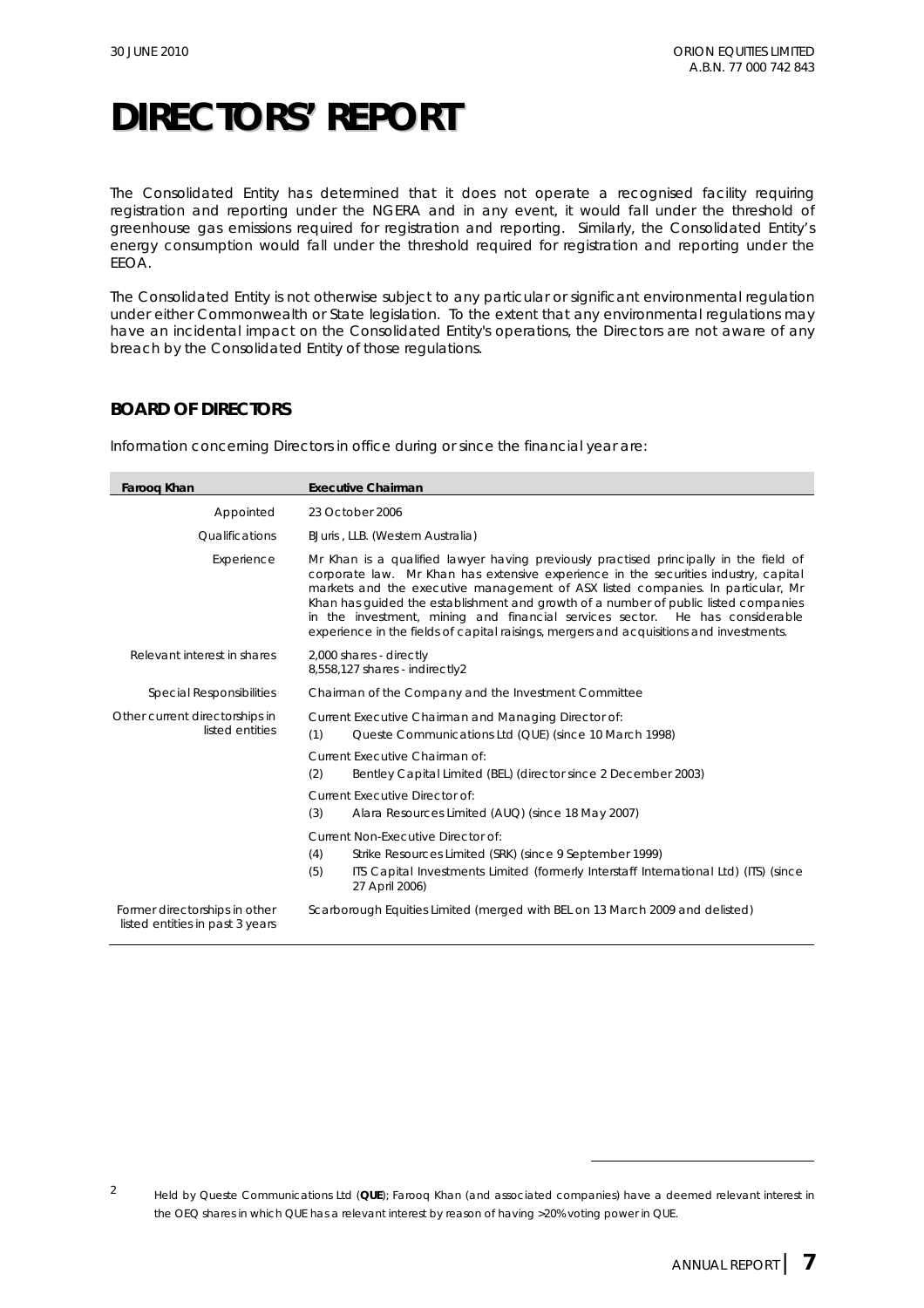# DIRECTORS' REPORT

The Consolidated Entity has determined that it does not operate a recognised facility requiring registration and reporting under the NGERA and in any event, it would fall under the threshold of greenhouse gas emissions required for registration and reporting. Similarly, the Consolidated Entity's energy consumption would fall under the threshold required for registration and reporting under the EEOA.

The Consolidated Entity is not otherwise subject to any particular or significant environmental regulation under either Commonwealth or State legislation. To the extent that any environmental regulations may have an incidental impact on the Consolidated Entity's operations, the Directors are not aware of any breach by the Consolidated Entity of those regulations.

## BOARD OF DIRECTORS

Information concerning Directors in office during or since the financial year are:

| Farooq Khan | Executive Chairman |
|---|---|
| Appointed | 23 October 2006 |
| Qualifications | BJuris , LLB. (Western Australia) |
| Experience | Mr Khan is a qualified lawyer having previously practised principally in the field of corporate law. Mr Khan has extensive experience in the securities industry, capital markets and the executive management of ASX listed companies. In particular, Mr Khan has guided the establishment and growth of a number of public listed companies in the investment, mining and financial services sector. He has considerable experience in the fields of capital raisings, mergers and acquisitions and investments. |
| Relevant interest in shares | 2,000 shares - directly<br>8,558,127 shares - indirectly[2] |
| Special Responsibilities | Chairman of the Company and the Investment Committee |
| Other current directorships in listed entities | Current Executive Chairman and Managing Director of:<br>(1) Queste Communications Ltd (QUE) (since 10 March 1998)<br>Current Executive Chairman of:<br>(2) Bentley Capital Limited (BEL) (director since 2 December 2003)<br>Current Executive Director of:<br>(3) Alara Resources Limited (AUQ) (since 18 May 2007)<br>Current Non-Executive Director of:<br>(4) Strike Resources Limited (SRK) (since 9 September 1999)<br>(5) ITS Capital Investments Limited (formerly Interstaff International Ltd) (ITS) (since 27 April 2006) |
| Former directorships in other listed entities in past 3 years | Scarborough Equities Limited (merged with BEL on 13 March 2009 and delisted) |

[2] Held by Queste Communications Ltd (**QUE**); Farooq Khan (and associated companies) have a deemed relevant interest in the OEQ shares in which QUE has a relevant interest by reason of having >20% voting power in QUE.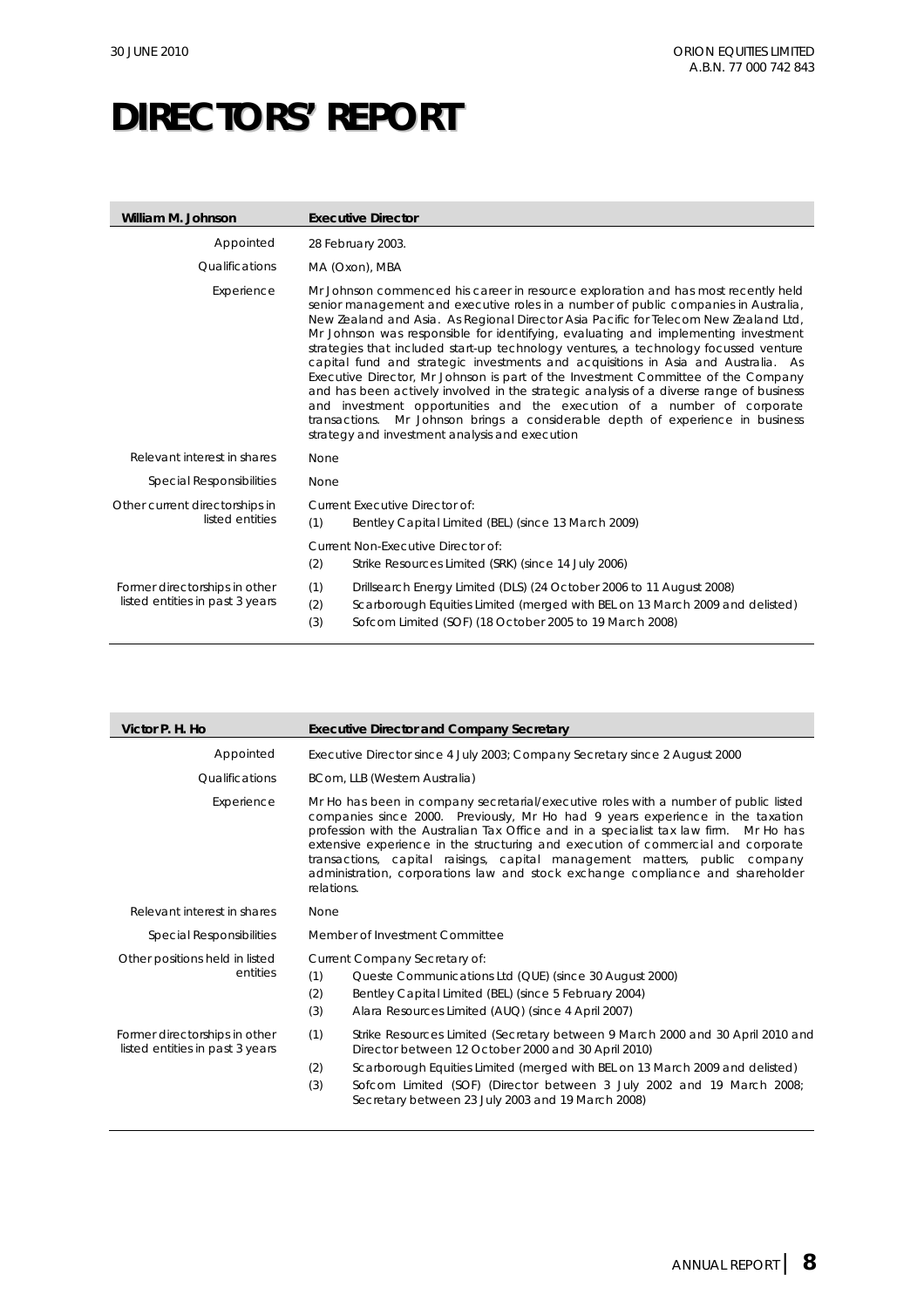# DIRECTORS' REPORT

| William M. Johnson | Executive Director |
|---|---|
| Appointed | 28 February 2003. |
| Qualifications | MA (Oxon), MBA |
| Experience | Mr Johnson commenced his career in resource exploration and has most recently held senior management and executive roles in a number of public companies in Australia, New Zealand and Asia. As Regional Director Asia Pacific for Telecom New Zealand Ltd, Mr Johnson was responsible for identifying, evaluating and implementing investment strategies that included start-up technology ventures, a technology focussed venture capital fund and strategic investments and acquisitions in Asia and Australia. As Executive Director, Mr Johnson is part of the Investment Committee of the Company and has been actively involved in the strategic analysis of a diverse range of business and investment opportunities and the execution of a number of corporate transactions. Mr Johnson brings a considerable depth of experience in business strategy and investment analysis and execution |
| Relevant interest in shares | None |
| Special Responsibilities | None |
| Other current directorships in listed entities | Current Executive Director of:<br>(1) Bentley Capital Limited (BEL) (since 13 March 2009)<br><br>Current Non-Executive Director of:<br>(2) Strike Resources Limited (SRK) (since 14 July 2006) |
| Former directorships in other listed entities in past 3 years | (1) Drillsearch Energy Limited (DLS) (24 October 2006 to 11 August 2008)<br>(2) Scarborough Equities Limited (merged with BEL on 13 March 2009 and delisted)<br>(3) Sofcom Limited (SOF) (18 October 2005 to 19 March 2008) |

| Victor P. H. Ho | Executive Director and Company Secretary |
|---|---|
| Appointed | Executive Director since 4 July 2003; Company Secretary since 2 August 2000 |
| Qualifications | BCom, LLB (Western Australia) |
| Experience | Mr Ho has been in company secretarial/executive roles with a number of public listed companies since 2000. Previously, Mr Ho had 9 years experience in the taxation profession with the Australian Tax Office and in a specialist tax law firm. Mr Ho has extensive experience in the structuring and execution of commercial and corporate transactions, capital raisings, capital management matters, public company administration, corporations law and stock exchange compliance and shareholder relations. |
| Relevant interest in shares | None |
| Special Responsibilities | Member of Investment Committee |
| Other positions held in listed entities | Current Company Secretary of:<br>(1) Queste Communications Ltd (QUE) (since 30 August 2000)<br>(2) Bentley Capital Limited (BEL) (since 5 February 2004)<br>(3) Alara Resources Limited (AUQ) (since 4 April 2007) |
| Former directorships in other listed entities in past 3 years | (1) Strike Resources Limited (Secretary between 9 March 2000 and 30 April 2010 and Director between 12 October 2000 and 30 April 2010)<br>(2) Scarborough Equities Limited (merged with BEL on 13 March 2009 and delisted)<br>(3) Sofcom Limited (SOF) (Director between 3 July 2002 and 19 March 2008; Secretary between 23 July 2003 and 19 March 2008) |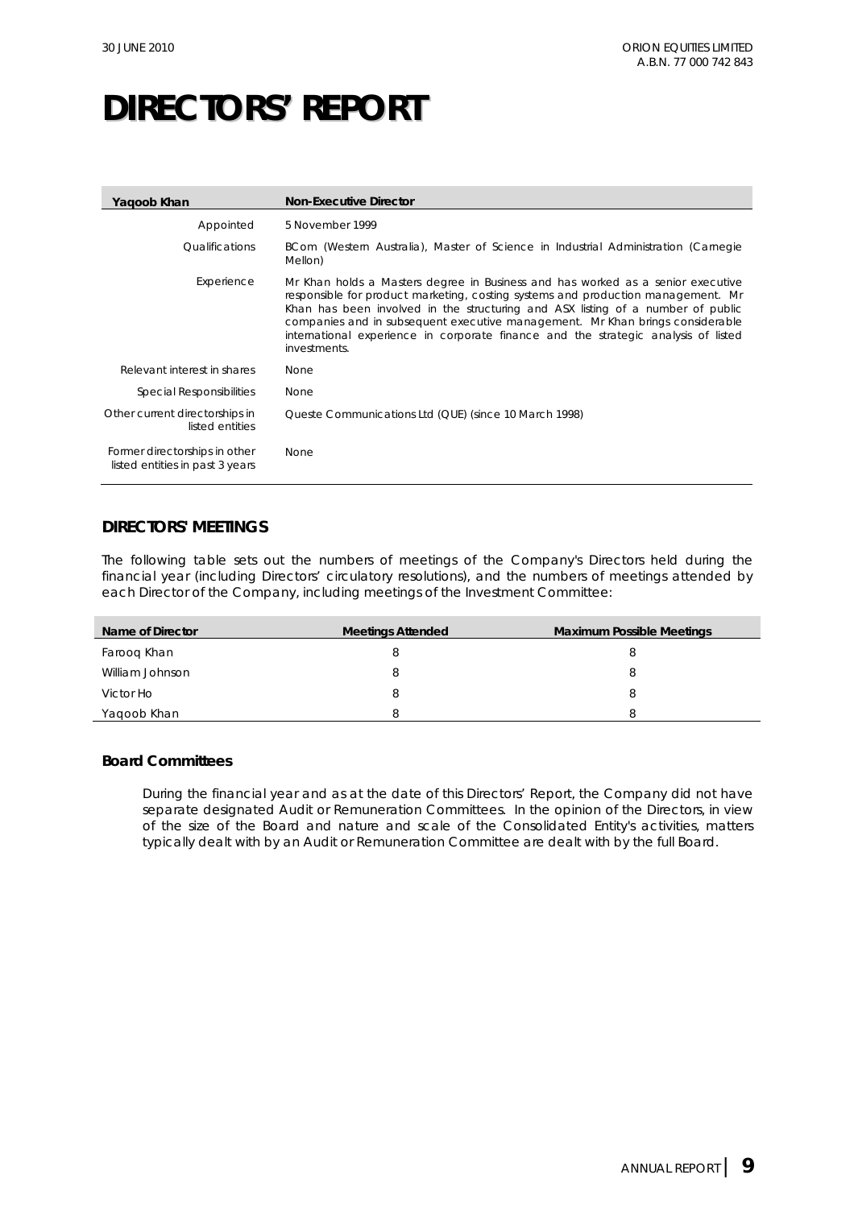# DIRECTORS' REPORT

| Yaqoob Khan | Non-Executive Director |
|---|---|
| Appointed | 5 November 1999 |
| Qualifications | BCom (Western Australia), Master of Science in Industrial Administration (Carnegie Mellon) |
| Experience | Mr Khan holds a Masters degree in Business and has worked as a senior executive responsible for product marketing, costing systems and production management. Mr Khan has been involved in the structuring and ASX listing of a number of public companies and in subsequent executive management. Mr Khan brings considerable international experience in corporate finance and the strategic analysis of listed investments. |
| Relevant interest in shares | None |
| Special Responsibilities | None |
| Other current directorships in listed entities | Queste Communications Ltd (QUE) (since 10 March 1998) |
| Former directorships in other listed entities in past 3 years | None |

## DIRECTORS' MEETINGS

The following table sets out the numbers of meetings of the Company's Directors held during the financial year (including Directors' circulatory resolutions), and the numbers of meetings attended by each Director of the Company, including meetings of the Investment Committee:

| Name of Director | Meetings Attended | Maximum Possible Meetings |
|---|---|---|
| Farooq Khan | 8 | 8 |
| William Johnson | 8 | 8 |
| Victor Ho | 8 | 8 |
| Yaqoob Khan | 8 | 8 |

### Board Committees

During the financial year and as at the date of this Directors' Report, the Company did not have separate designated Audit or Remuneration Committees. In the opinion of the Directors, in view of the size of the Board and nature and scale of the Consolidated Entity's activities, matters typically dealt with by an Audit or Remuneration Committee are dealt with by the full Board.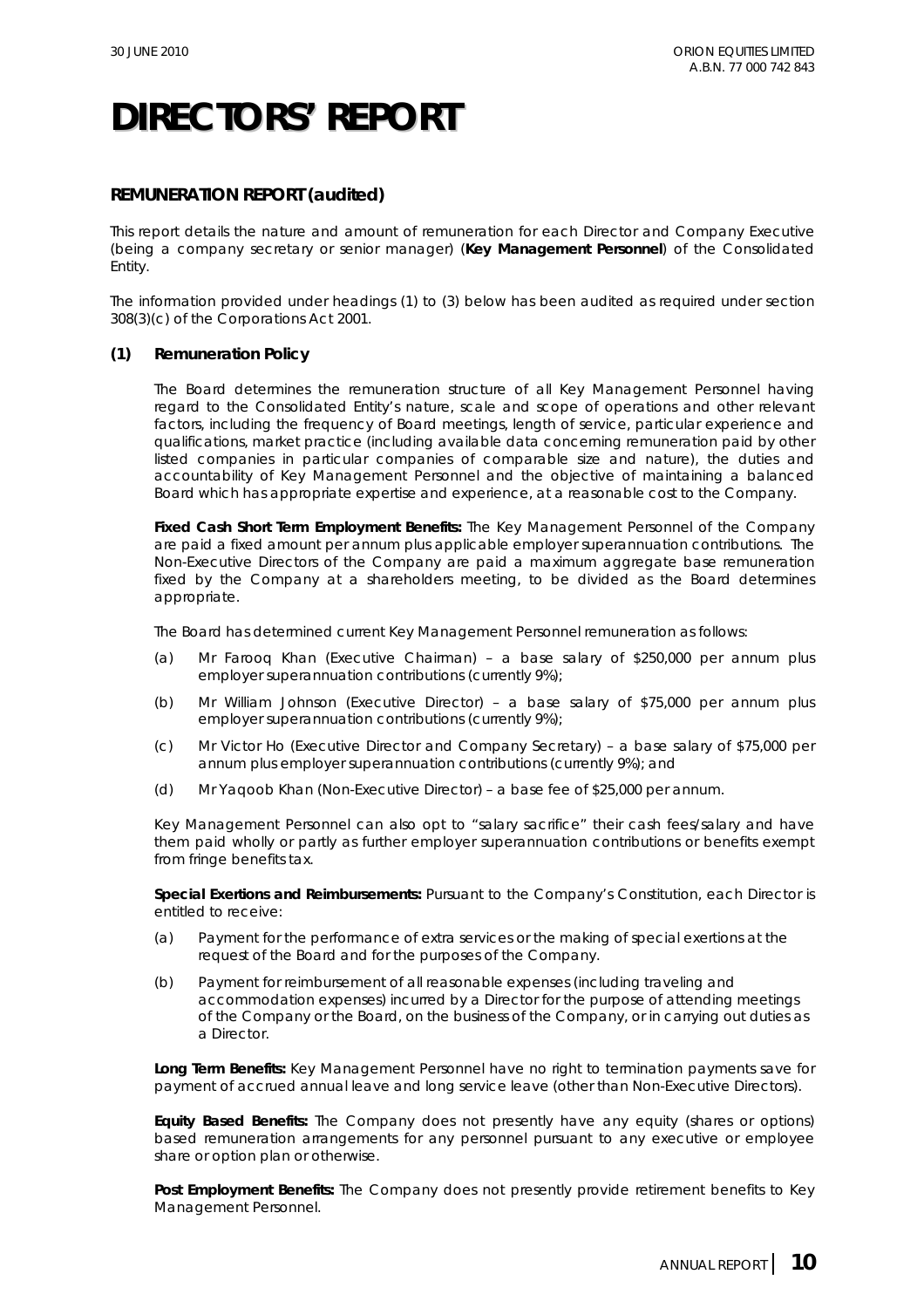# DIRECTORS' REPORT

## REMUNERATION REPORT (audited)

This report details the nature and amount of remuneration for each Director and Company Executive (being a company secretary or senior manager) (**Key Management Personnel**) of the Consolidated Entity.

The information provided under headings (1) to (3) below has been audited as required under section 308(3)(c) of the Corporations Act 2001.

### (1) Remuneration Policy

The Board determines the remuneration structure of all Key Management Personnel having regard to the Consolidated Entity's nature, scale and scope of operations and other relevant factors, including the frequency of Board meetings, length of service, particular experience and qualifications, market practice (including available data concerning remuneration paid by other listed companies in particular companies of comparable size and nature), the duties and accountability of Key Management Personnel and the objective of maintaining a balanced Board which has appropriate expertise and experience, at a reasonable cost to the Company.

**Fixed Cash Short Term Employment Benefits:** The Key Management Personnel of the Company are paid a fixed amount per annum plus applicable employer superannuation contributions. The Non-Executive Directors of the Company are paid a maximum aggregate base remuneration fixed by the Company at a shareholders meeting, to be divided as the Board determines appropriate.

The Board has determined current Key Management Personnel remuneration as follows:

(a) Mr Farooq Khan (Executive Chairman) – a base salary of $250,000 per annum plus employer superannuation contributions (currently 9%);

(b) Mr William Johnson (Executive Director) – a base salary of $75,000 per annum plus employer superannuation contributions (currently 9%);

(c) Mr Victor Ho (Executive Director and Company Secretary) – a base salary of $75,000 per annum plus employer superannuation contributions (currently 9%); and

(d) Mr Yaqoob Khan (Non-Executive Director) – a base fee of $25,000 per annum.

Key Management Personnel can also opt to "salary sacrifice" their cash fees/salary and have them paid wholly or partly as further employer superannuation contributions or benefits exempt from fringe benefits tax.

**Special Exertions and Reimbursements:** Pursuant to the Company's Constitution, each Director is entitled to receive:

(a) Payment for the performance of extra services or the making of special exertions at the request of the Board and for the purposes of the Company.

(b) Payment for reimbursement of all reasonable expenses (including traveling and accommodation expenses) incurred by a Director for the purpose of attending meetings of the Company or the Board, on the business of the Company, or in carrying out duties as a Director.

**Long Term Benefits:** Key Management Personnel have no right to termination payments save for payment of accrued annual leave and long service leave (other than Non-Executive Directors).

**Equity Based Benefits:** The Company does not presently have any equity (shares or options) based remuneration arrangements for any personnel pursuant to any executive or employee share or option plan or otherwise.

**Post Employment Benefits:** The Company does not presently provide retirement benefits to Key Management Personnel.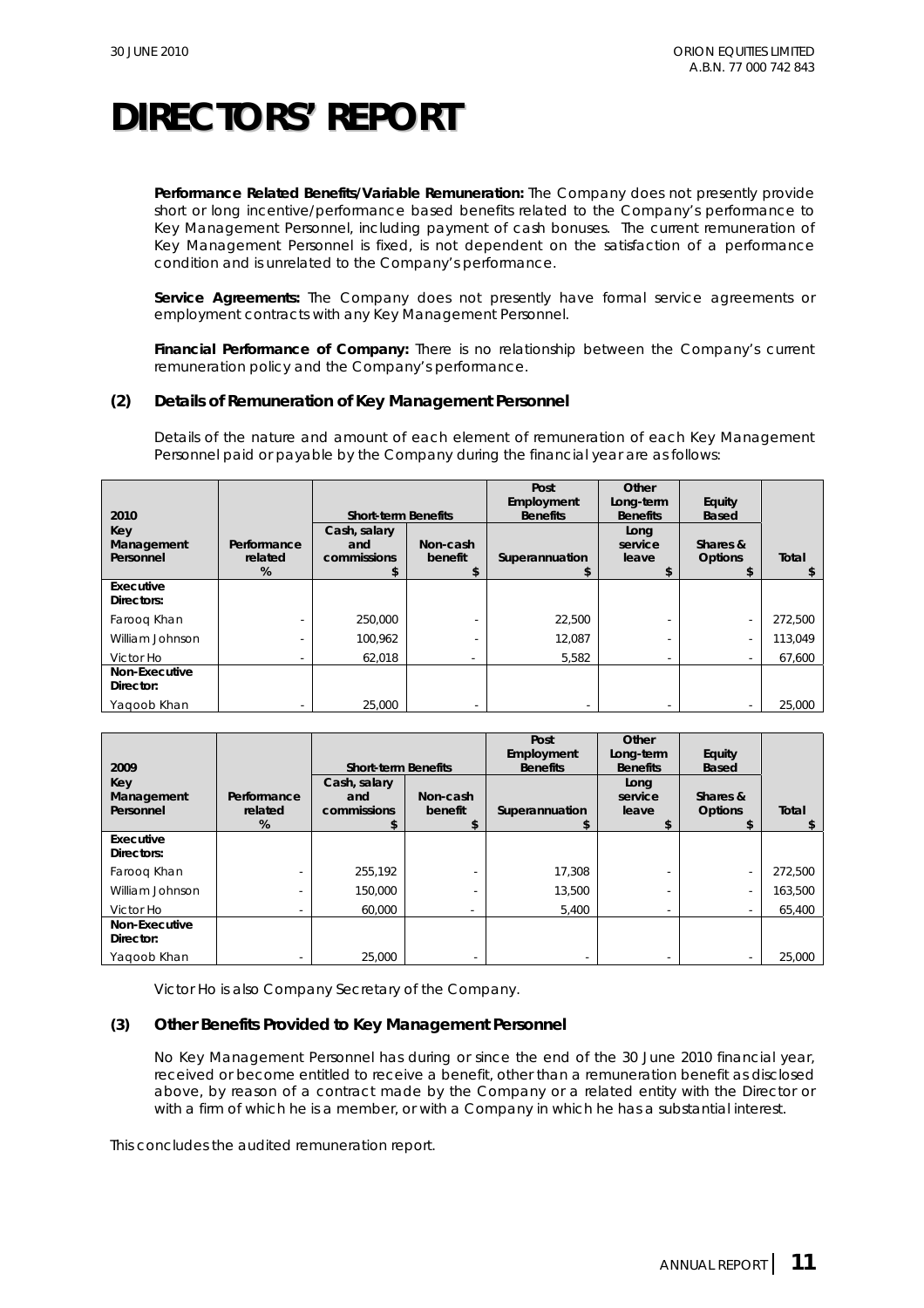# DIRECTORS' REPORT

**Performance Related Benefits/Variable Remuneration:** The Company does not presently provide short or long incentive/performance based benefits related to the Company's performance to Key Management Personnel, including payment of cash bonuses. The current remuneration of Key Management Personnel is fixed, is not dependent on the satisfaction of a performance condition and is unrelated to the Company's performance.

**Service Agreements:** The Company does not presently have formal service agreements or employment contracts with any Key Management Personnel.

**Financial Performance of Company:** There is no relationship between the Company's current remuneration policy and the Company's performance.

### (2) Details of Remuneration of Key Management Personnel

Details of the nature and amount of each element of remuneration of each Key Management Personnel paid or payable by the Company during the financial year are as follows:

| 2010 | | Short-term Benefits | | Post Employment Benefits | Other Long-term Benefits | Equity Based | |
|---|---|---|---|---|---|---|---|
| Key Management Personnel | Performance related % | Cash, salary and commissions $ | Non-cash benefit $ | Superannuation $ | Long service leave $ | Shares & Options $ | Total $ |
| **Executive Directors:** | | | | | | | |
| Farooq Khan | - | 250,000 | - | 22,500 | - | - | 272,500 |
| William Johnson | - | 100,962 | - | 12,087 | - | - | 113,049 |
| Victor Ho | - | 62,018 | - | 5,582 | - | - | 67,600 |
| **Non-Executive Director:** | | | | | | | |
| Yaqoob Khan | - | 25,000 | - | - | - | - | 25,000 |

| 2009 | | Short-term Benefits | | Post Employment Benefits | Other Long-term Benefits | Equity Based | |
|---|---|---|---|---|---|---|---|
| Key Management Personnel | Performance related % | Cash, salary and commissions $ | Non-cash benefit $ | Superannuation $ | Long service leave $ | Shares & Options $ | Total $ |
| **Executive Directors:** | | | | | | | |
| Farooq Khan | - | 255,192 | - | 17,308 | - | - | 272,500 |
| William Johnson | - | 150,000 | - | 13,500 | - | - | 163,500 |
| Victor Ho | - | 60,000 | - | 5,400 | - | - | 65,400 |
| **Non-Executive Director:** | | | | | | | |
| Yaqoob Khan | - | 25,000 | - | - | - | - | 25,000 |

Victor Ho is also Company Secretary of the Company.

### (3) Other Benefits Provided to Key Management Personnel

No Key Management Personnel has during or since the end of the 30 June 2010 financial year, received or become entitled to receive a benefit, other than a remuneration benefit as disclosed above, by reason of a contract made by the Company or a related entity with the Director or with a firm of which he is a member, or with a Company in which he has a substantial interest.

This concludes the audited remuneration report.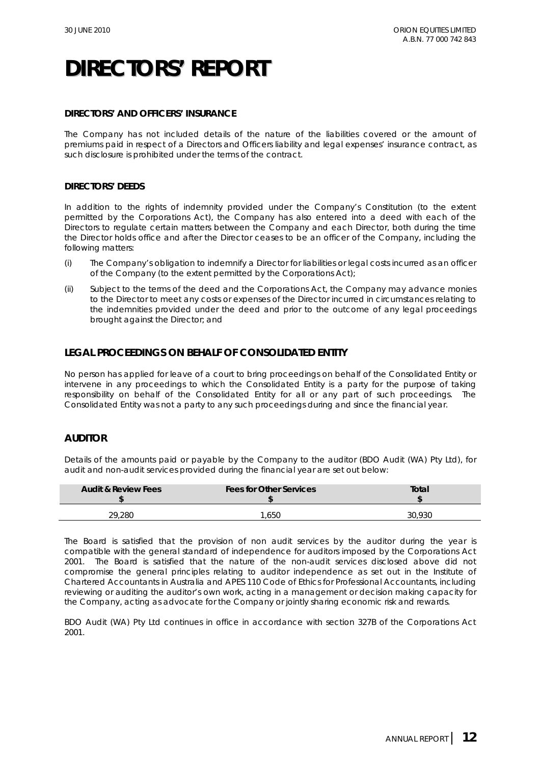# DIRECTORS' REPORT

### DIRECTORS' AND OFFICERS' INSURANCE

The Company has not included details of the nature of the liabilities covered or the amount of premiums paid in respect of a Directors and Officers liability and legal expenses' insurance contract, as such disclosure is prohibited under the terms of the contract.

### DIRECTORS' DEEDS

In addition to the rights of indemnity provided under the Company's Constitution (to the extent permitted by the Corporations Act), the Company has also entered into a deed with each of the Directors to regulate certain matters between the Company and each Director, both during the time the Director holds office and after the Director ceases to be an officer of the Company, including the following matters:

(i) The Company's obligation to indemnify a Director for liabilities or legal costs incurred as an officer of the Company (to the extent permitted by the Corporations Act);

(ii) Subject to the terms of the deed and the Corporations Act, the Company may advance monies to the Director to meet any costs or expenses of the Director incurred in circumstances relating to the indemnities provided under the deed and prior to the outcome of any legal proceedings brought against the Director; and

## LEGAL PROCEEDINGS ON BEHALF OF CONSOLIDATED ENTITY

No person has applied for leave of a court to bring proceedings on behalf of the Consolidated Entity or intervene in any proceedings to which the Consolidated Entity is a party for the purpose of taking responsibility on behalf of the Consolidated Entity for all or any part of such proceedings. The Consolidated Entity was not a party to any such proceedings during and since the financial year.

## AUDITOR

Details of the amounts paid or payable by the Company to the auditor (BDO Audit (WA) Pty Ltd), for audit and non-audit services provided during the financial year are set out below:

| Audit & Review Fees $ | Fees for Other Services $ | Total $ |
|---|---|---|
| 29,280 | 1,650 | 30,930 |

The Board is satisfied that the provision of non audit services by the auditor during the year is compatible with the general standard of independence for auditors imposed by the Corporations Act 2001. The Board is satisfied that the nature of the non-audit services disclosed above did not compromise the general principles relating to auditor independence as set out in the Institute of Chartered Accountants in Australia and APES 110 Code of Ethics for Professional Accountants, including reviewing or auditing the auditor's own work, acting in a management or decision making capacity for the Company, acting as advocate for the Company or jointly sharing economic risk and rewards.

BDO Audit (WA) Pty Ltd continues in office in accordance with section 327B of the Corporations Act 2001.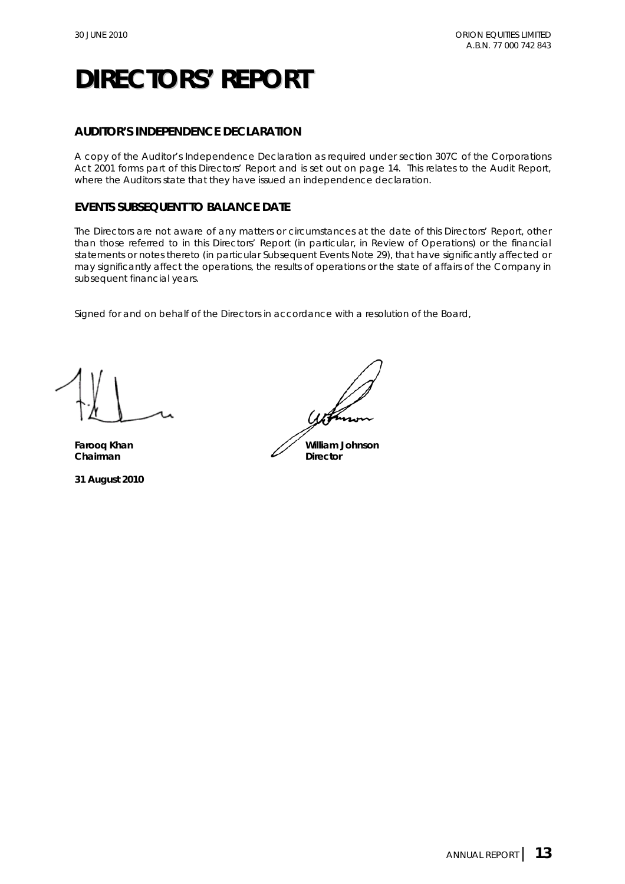# DIRECTORS' REPORT

## AUDITOR'S INDEPENDENCE DECLARATION

A copy of the Auditor's Independence Declaration as required under section 307C of the Corporations Act 2001 forms part of this Directors' Report and is set out on page 14. This relates to the Audit Report, where the Auditors state that they have issued an independence declaration.

## EVENTS SUBSEQUENT TO BALANCE DATE

The Directors are not aware of any matters or circumstances at the date of this Directors' Report, other than those referred to in this Directors' Report (in particular, in Review of Operations) or the financial statements or notes thereto (in particular Subsequent Events Note 29), that have significantly affected or may significantly affect the operations, the results of operations or the state of affairs of the Company in subsequent financial years.

Signed for and on behalf of the Directors in accordance with a resolution of the Board,

**Farooq Khan**
**Chairman**

**William Johnson**
**Director**

**31 August 2010**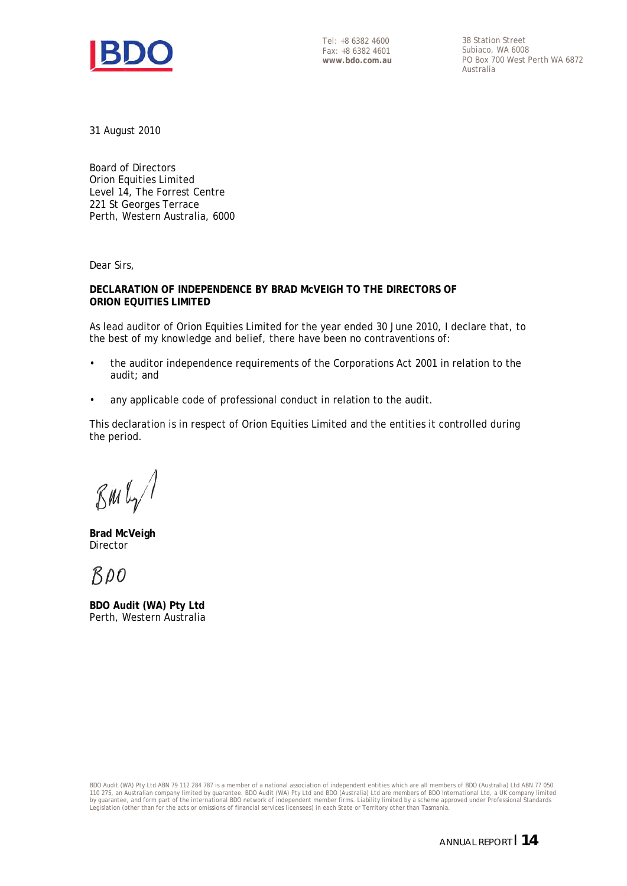Tel: +8 6382 4600
Fax: +8 6382 4601
**www.bdo.com.au**

38 Station Street
Subiaco, WA 6008
PO Box 700 West Perth WA 6872
Australia

31 August 2010

Board of Directors
Orion Equities Limited
Level 14, The Forrest Centre
221 St Georges Terrace
Perth, Western Australia, 6000

Dear Sirs,

**DECLARATION OF INDEPENDENCE BY BRAD McVEIGH TO THE DIRECTORS OF ORION EQUITIES LIMITED**

As lead auditor of Orion Equities Limited for the year ended 30 June 2010, I declare that, to the best of my knowledge and belief, there have been no contraventions of:

- the auditor independence requirements of the Corporations Act 2001 in relation to the audit; and
- any applicable code of professional conduct in relation to the audit.

This declaration is in respect of Orion Equities Limited and the entities it controlled during the period.

**Brad McVeigh**
Director

**BDO Audit (WA) Pty Ltd**
Perth, Western Australia

BDO Audit (WA) Pty Ltd ABN 79 112 284 787 is a member of a national association of independent entities which are all members of BDO (Australia) Ltd ABN 77 050 110 275, an Australian company limited by guarantee. BDO Audit (WA) Pty Ltd and BDO (Australia) Ltd are members of BDO International Ltd, a UK company limited by guarantee, and form part of the international BDO network of independent member firms. Liability limited by a scheme approved under Professional Standards Legislation (other than for the acts or omissions of financial services licensees) in each State or Territory other than Tasmania.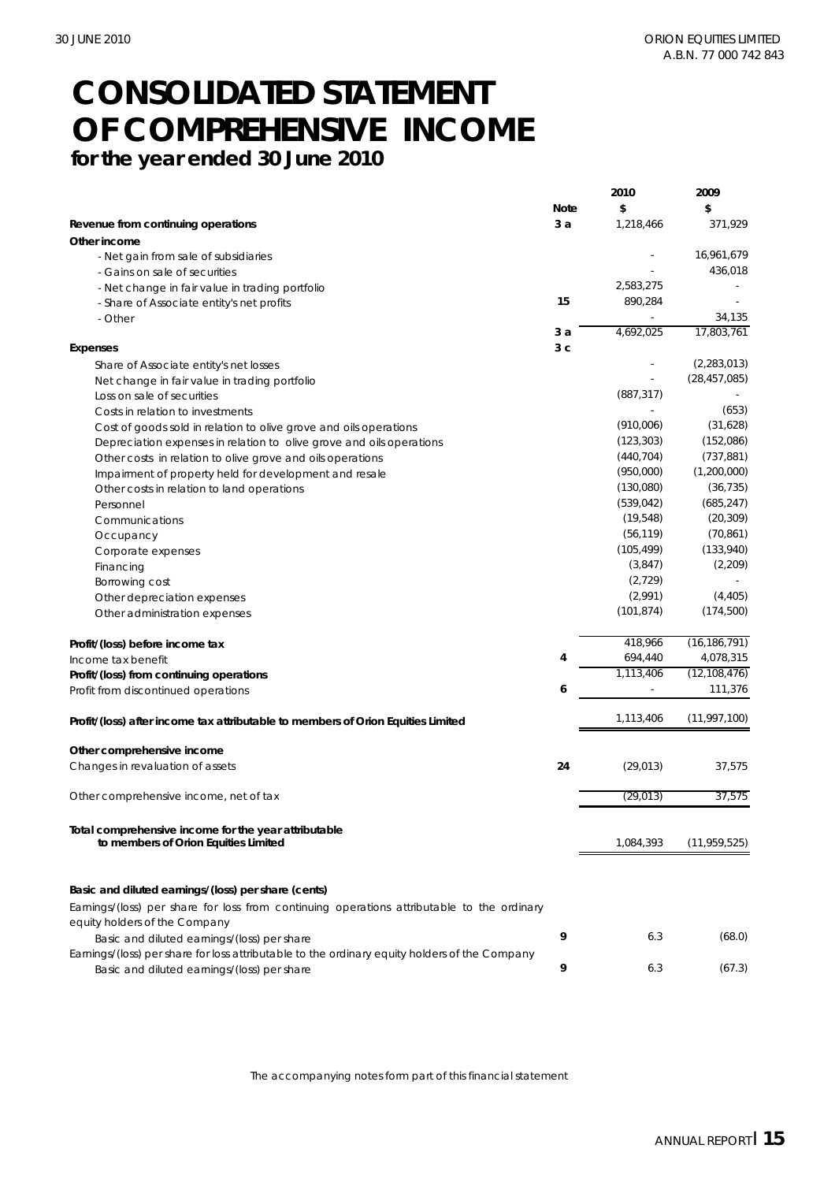# CONSOLIDATED STATEMENT OF COMPREHENSIVE INCOME

**for the year ended 30 June 2010**

| | Note | 2010 $ | 2009 $ |
|---|---|---|---|
| **Revenue from continuing operations** | 3 a | 1,218,466 | 371,929 |
| **Other income** | | | |
| - Net gain from sale of subsidiaries | | - | 16,961,679 |
| - Gains on sale of securities | | - | 436,018 |
| - Net change in fair value in trading portfolio | | 2,583,275 | - |
| - Share of Associate entity's net profits | 15 | 890,284 | - |
| - Other | | - | 34,135 |
| | 3 a | 4,692,025 | 17,803,761 |
| **Expenses** | 3 c | | |
| Share of Associate entity's net losses | | - | (2,283,013) |
| Net change in fair value in trading portfolio | | - | (28,457,085) |
| Loss on sale of securities | | (887,317) | - |
| Costs in relation to investments | | - | (653) |
| Cost of goods sold in relation to olive grove and oils operations | | (910,006) | (31,628) |
| Depreciation expenses in relation to olive grove and oils operations | | (123,303) | (152,086) |
| Other costs in relation to olive grove and oils operations | | (440,704) | (737,881) |
| Impairment of property held for development and resale | | (950,000) | (1,200,000) |
| Other costs in relation to land operations | | (130,080) | (36,735) |
| Personnel | | (539,042) | (685,247) |
| Communications | | (19,548) | (20,309) |
| Occupancy | | (56,119) | (70,861) |
| Corporate expenses | | (105,499) | (133,940) |
| Financing | | (3,847) | (2,209) |
| Borrowing cost | | (2,729) | - |
| Other depreciation expenses | | (2,991) | (4,405) |
| Other administration expenses | | (101,874) | (174,500) |
| | | | |
| **Profit/(loss) before income tax** | | 418,966 | (16,186,791) |
| Income tax benefit | 4 | 694,440 | 4,078,315 |
| **Profit/(loss) from continuing operations** | | 1,113,406 | (12,108,476) |
| Profit from discontinued operations | 6 | - | 111,376 |
| | | | |
| **Profit/(loss) after income tax attributable to members of Orion Equities Limited** | | 1,113,406 | (11,997,100) |
| | | | |
| **Other comprehensive income** | | | |
| Changes in revaluation of assets | 24 | (29,013) | 37,575 |
| | | | |
| Other comprehensive income, net of tax | | (29,013) | 37,575 |
| | | | |
| **Total comprehensive income for the year attributable to members of Orion Equities Limited** | | 1,084,393 | (11,959,525) |
| | | | |
| **Basic and diluted earnings/(loss) per share (cents)** | | | |
| Earnings/(loss) per share for loss from continuing operations attributable to the ordinary equity holders of the Company | | | |
| Basic and diluted earnings/(loss) per share | 9 | 6.3 | (68.0) |
| Earnings/(loss) per share for loss attributable to the ordinary equity holders of the Company | | | |
| Basic and diluted earnings/(loss) per share | 9 | 6.3 | (67.3) |

The accompanying notes form part of this financial statement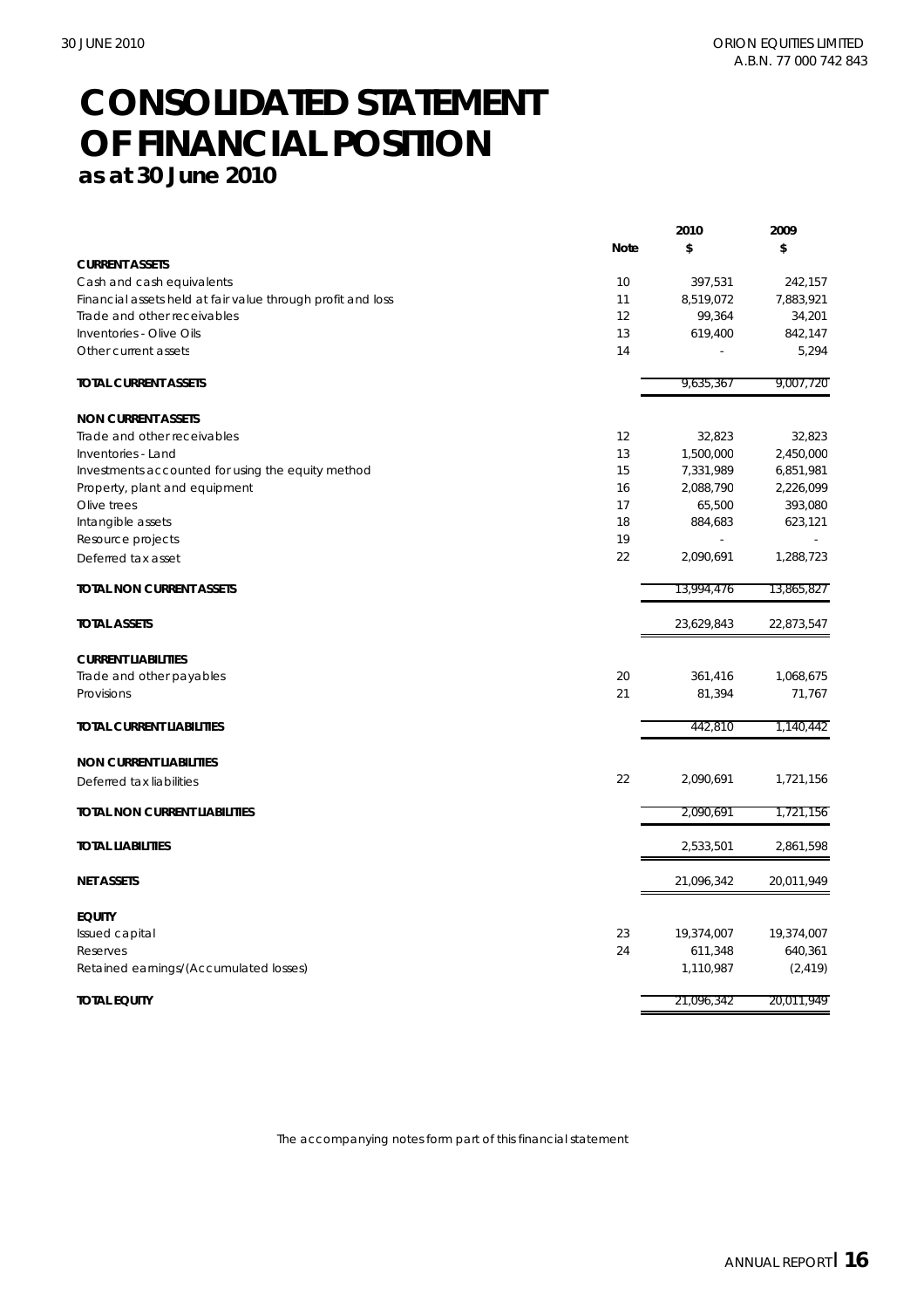# CONSOLIDATED STATEMENT OF FINANCIAL POSITION

## as at 30 June 2010

| | Note | 2010 $ | 2009 $ |
|---|---|---|---|
| **CURRENT ASSETS** | | | |
| Cash and cash equivalents | 10 | 397,531 | 242,157 |
| Financial assets held at fair value through profit and loss | 11 | 8,519,072 | 7,883,921 |
| Trade and other receivables | 12 | 99,364 | 34,201 |
| Inventories - Olive Oils | 13 | 619,400 | 842,147 |
| Other current assets | 14 | - | 5,294 |
| **TOTAL CURRENT ASSETS** | | 9,635,367 | 9,007,720 |
| **NON CURRENT ASSETS** | | | |
| Trade and other receivables | 12 | 32,823 | 32,823 |
| Inventories - Land | 13 | 1,500,000 | 2,450,000 |
| Investments accounted for using the equity method | 15 | 7,331,989 | 6,851,981 |
| Property, plant and equipment | 16 | 2,088,790 | 2,226,099 |
| Olive trees | 17 | 65,500 | 393,080 |
| Intangible assets | 18 | 884,683 | 623,121 |
| Resource projects | 19 | - | - |
| Deferred tax asset | 22 | 2,090,691 | 1,288,723 |
| **TOTAL NON CURRENT ASSETS** | | 13,994,476 | 13,865,827 |
| **TOTAL ASSETS** | | 23,629,843 | 22,873,547 |
| **CURRENT LIABILITIES** | | | |
| Trade and other payables | 20 | 361,416 | 1,068,675 |
| Provisions | 21 | 81,394 | 71,767 |
| **TOTAL CURRENT LIABILITIES** | | 442,810 | 1,140,442 |
| **NON CURRENT LIABILITIES** | | | |
| Deferred tax liabilities | 22 | 2,090,691 | 1,721,156 |
| **TOTAL NON CURRENT LIABILITIES** | | 2,090,691 | 1,721,156 |
| **TOTAL LIABILITIES** | | 2,533,501 | 2,861,598 |
| **NET ASSETS** | | 21,096,342 | 20,011,949 |
| **EQUITY** | | | |
| Issued capital | 23 | 19,374,007 | 19,374,007 |
| Reserves | 24 | 611,348 | 640,361 |
| Retained earnings/(Accumulated losses) | | 1,110,987 | (2,419) |
| **TOTAL EQUITY** | | 21,096,342 | 20,011,949 |

The accompanying notes form part of this financial statement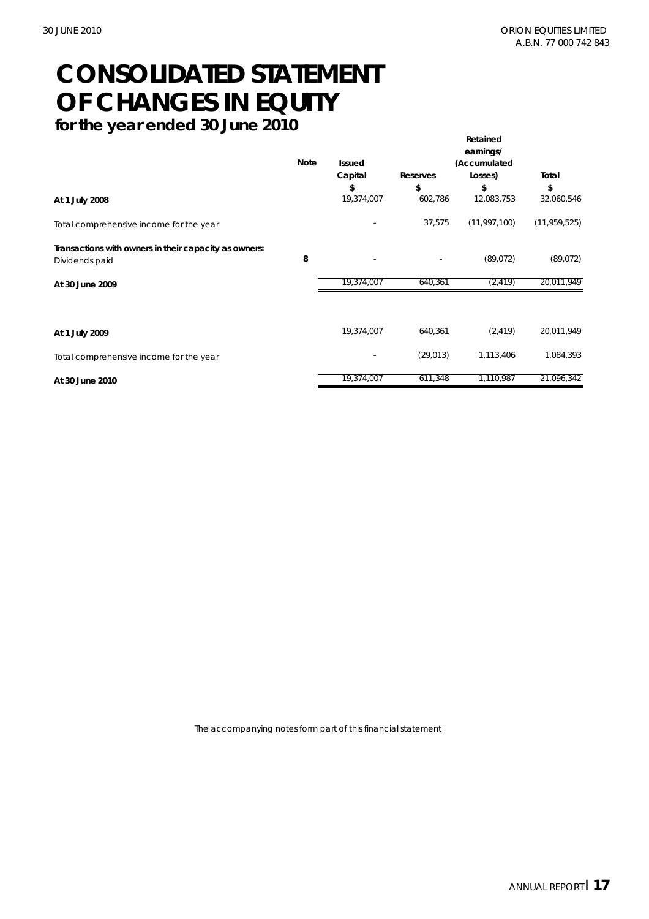# CONSOLIDATED STATEMENT OF CHANGES IN EQUITY

**for the year ended 30 June 2010**

| | Note | Issued Capital | Reserves | Retained earnings/ (Accumulated Losses) | Total |
|---|---|---|---|---|---|
| | | $ | $ | $ | $ |
| **At 1 July 2008** | | 19,374,007 | 602,786 | 12,083,753 | 32,060,546 |
| Total comprehensive income for the year | | - | 37,575 | (11,997,100) | (11,959,525) |
| **Transactions with owners in their capacity as owners:** | | | | | |
| Dividends paid | **8** | - | - | (89,072) | (89,072) |
| **At 30 June 2009** | | 19,374,007 | 640,361 | (2,419) | 20,011,949 |
| | | | | | |
| **At 1 July 2009** | | 19,374,007 | 640,361 | (2,419) | 20,011,949 |
| Total comprehensive income for the year | | - | (29,013) | 1,113,406 | 1,084,393 |
| **At 30 June 2010** | | 19,374,007 | 611,348 | 1,110,987 | 21,096,342 |

The accompanying notes form part of this financial statement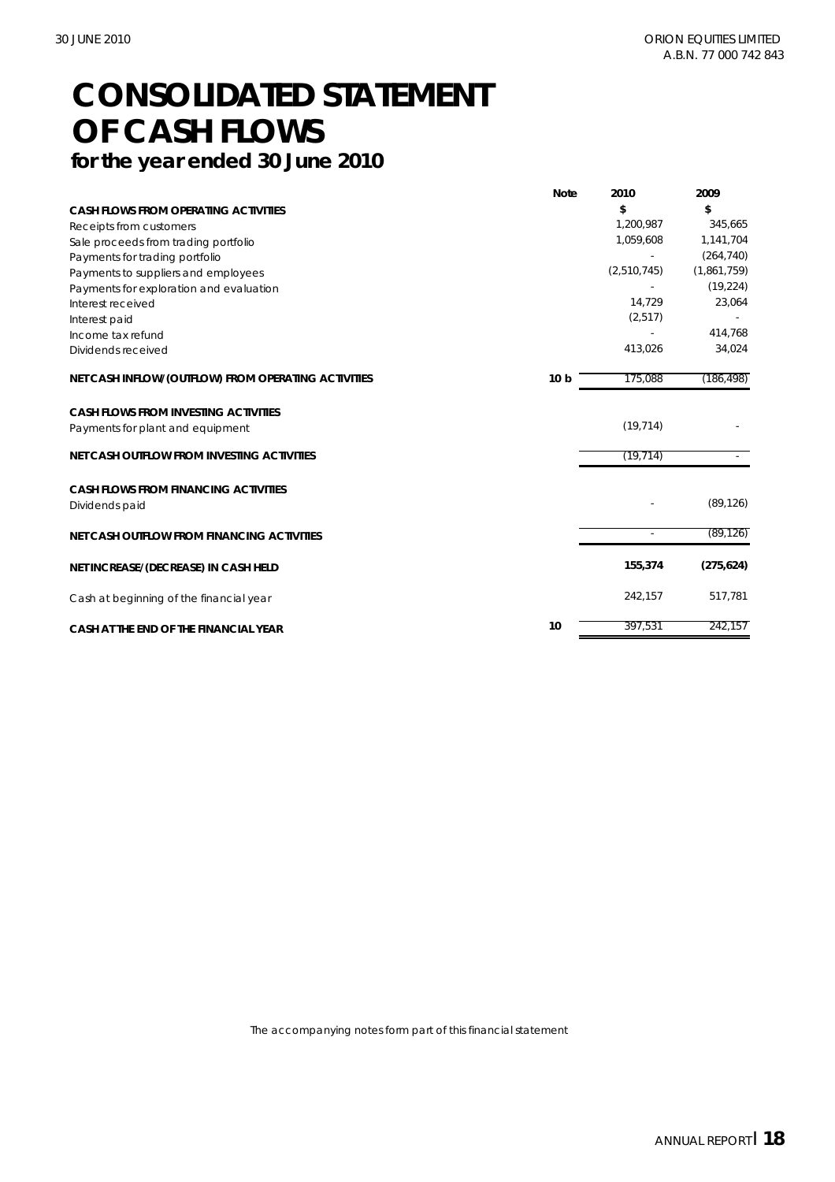# CONSOLIDATED STATEMENT OF CASH FLOWS

## for the year ended 30 June 2010

| | Note | 2010 | 2009 |
|---|---|---|---|
| | | $ | $ |
| **CASH FLOWS FROM OPERATING ACTIVITIES** | | | |
| Receipts from customers | | 1,200,987 | 345,665 |
| Sale proceeds from trading portfolio | | 1,059,608 | 1,141,704 |
| Payments for trading portfolio | | - | (264,740) |
| Payments to suppliers and employees | | (2,510,745) | (1,861,759) |
| Payments for exploration and evaluation | | - | (19,224) |
| Interest received | | 14,729 | 23,064 |
| Interest paid | | (2,517) | - |
| Income tax refund | | - | 414,768 |
| Dividends received | | 413,026 | 34,024 |
| **NET CASH INFLOW/(OUTFLOW) FROM OPERATING ACTIVITIES** | 10 b | 175,088 | (186,498) |
| **CASH FLOWS FROM INVESTING ACTIVITIES** | | | |
| Payments for plant and equipment | | (19,714) | - |
| **NET CASH OUTFLOW FROM INVESTING ACTIVITIES** | | (19,714) | - |
| **CASH FLOWS FROM FINANCING ACTIVITIES** | | | |
| Dividends paid | | - | (89,126) |
| **NET CASH OUTFLOW FROM FINANCING ACTIVITIES** | | - | (89,126) |
| **NET INCREASE/(DECREASE) IN CASH HELD** | | **155,374** | **(275,624)** |
| Cash at beginning of the financial year | | 242,157 | 517,781 |
| **CASH AT THE END OF THE FINANCIAL YEAR** | 10 | 397,531 | 242,157 |

*The accompanying notes form part of this financial statement*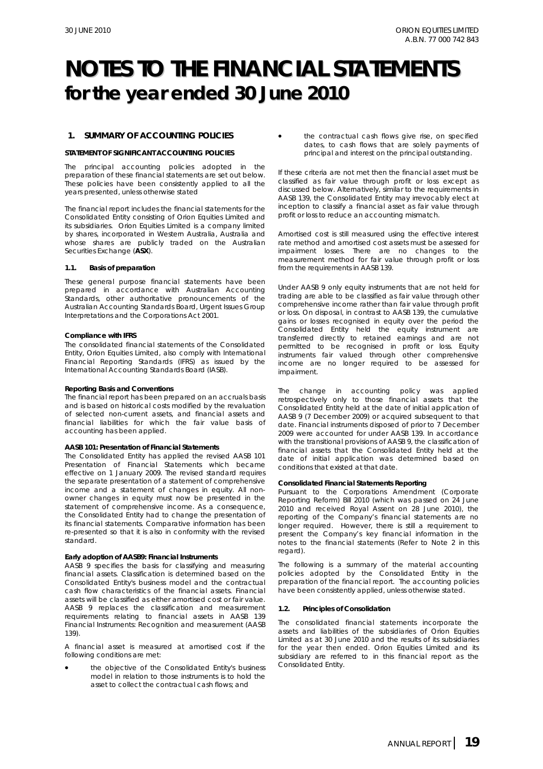# NOTES TO THE FINANCIAL STATEMENTS for the year ended 30 June 2010

## 1. SUMMARY OF ACCOUNTING POLICIES

**STATEMENT OF SIGNIFICANT ACCOUNTING POLICIES**

The principal accounting policies adopted in the preparation of these financial statements are set out below. These policies have been consistently applied to all the years presented, unless otherwise stated

The financial report includes the financial statements for the Consolidated Entity consisting of Orion Equities Limited and its subsidiaries. Orion Equities Limited is a company limited by shares, incorporated in Western Australia, Australia and whose shares are publicly traded on the Australian Securities Exchange (**ASX**).

### 1.1. Basis of preparation

These general purpose financial statements have been prepared in accordance with Australian Accounting Standards, other authoritative pronouncements of the Australian Accounting Standards Board, Urgent Issues Group Interpretations and the Corporations Act 2001.

**Compliance with IFRS**
The consolidated financial statements of the Consolidated Entity, Orion Equities Limited, also comply with International Financial Reporting Standards (IFRS) as issued by the International Accounting Standards Board (IASB).

**Reporting Basis and Conventions**
The financial report has been prepared on an accruals basis and is based on historical costs modified by the revaluation of selected non-current assets, and financial assets and financial liabilities for which the fair value basis of accounting has been applied.

**AASB 101: Presentation of Financial Statements**
The Consolidated Entity has applied the revised AASB 101 Presentation of Financial Statements which became effective on 1 January 2009. The revised standard requires the separate presentation of a statement of comprehensive income and a statement of changes in equity. All non-owner changes in equity must now be presented in the statement of comprehensive income. As a consequence, the Consolidated Entity had to change the presentation of its financial statements. Comparative information has been re-presented so that it is also in conformity with the revised standard.

**Early adoption of AASB9: Financial Instruments**
AASB 9 specifies the basis for classifying and measuring financial assets. Classification is determined based on the Consolidated Entity's business model and the contractual cash flow characteristics of the financial assets. Financial assets will be classified as either amortised cost or fair value. AASB 9 replaces the classification and measurement requirements relating to financial assets in AASB 139 Financial Instruments: Recognition and measurement (AASB 139).

A financial asset is measured at amortised cost if the following conditions are met:

- the objective of the Consolidated Entity's business model in relation to those instruments is to hold the asset to collect the contractual cash flows; and
- the contractual cash flows give rise, on specified dates, to cash flows that are solely payments of principal and interest on the principal outstanding.

If these criteria are not met then the financial asset must be classified as fair value through profit or loss except as discussed below. Alternatively, similar to the requirements in AASB 139, the Consolidated Entity may irrevocably elect at inception to classify a financial asset as fair value through profit or loss to reduce an accounting mismatch.

Amortised cost is still measured using the effective interest rate method and amortised cost assets must be assessed for impairment losses. There are no changes to the measurement method for fair value through profit or loss from the requirements in AASB 139.

Under AASB 9 only equity instruments that are not held for trading are able to be classified as fair value through other comprehensive income rather than fair value through profit or loss. On disposal, in contrast to AASB 139, the cumulative gains or losses recognised in equity over the period the Consolidated Entity held the equity instrument are transferred directly to retained earnings and are not permitted to be recognised in profit or loss. Equity instruments fair valued through other comprehensive income are no longer required to be assessed for impairment.

The change in accounting policy was applied retrospectively only to those financial assets that the Consolidated Entity held at the date of initial application of AASB 9 (7 December 2009) or acquired subsequent to that date. Financial instruments disposed of prior to 7 December 2009 were accounted for under AASB 139. In accordance with the transitional provisions of AASB 9, the classification of financial assets that the Consolidated Entity held at the date of initial application was determined based on conditions that existed at that date.

**Consolidated Financial Statements Reporting**
Pursuant to the Corporations Amendment (Corporate Reporting Reform) Bill 2010 (which was passed on 24 June 2010 and received Royal Assent on 28 June 2010), the reporting of the Company's financial statements are no longer required. However, there is still a requirement to present the Company's key financial information in the notes to the financial statements (Refer to Note 2 in this regard).

The following is a summary of the material accounting policies adopted by the Consolidated Entity in the preparation of the financial report. The accounting policies have been consistently applied, unless otherwise stated.

### 1.2. Principles of Consolidation

The consolidated financial statements incorporate the assets and liabilities of the subsidiaries of Orion Equities Limited as at 30 June 2010 and the results of its subsidiaries for the year then ended. Orion Equities Limited and its subsidiary are referred to in this financial report as the Consolidated Entity.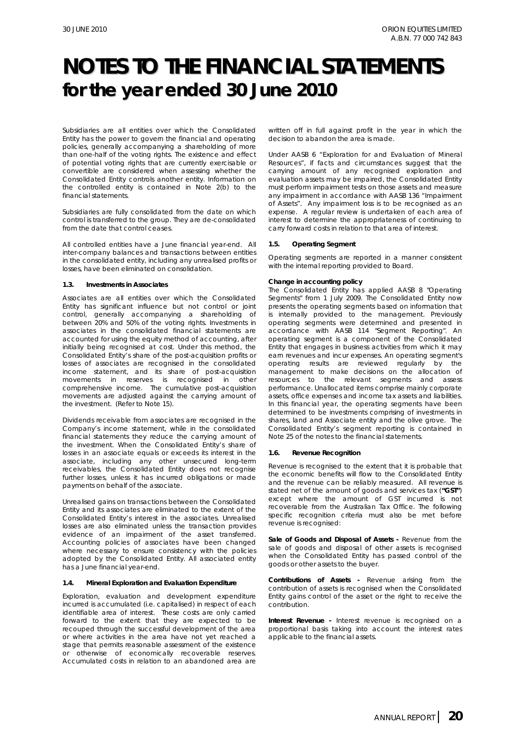# NOTES TO THE FINANCIAL STATEMENTS
## for the year ended 30 June 2010

Subsidiaries are all entities over which the Consolidated Entity has the power to govern the financial and operating policies, generally accompanying a shareholding of more than one-half of the voting rights. The existence and effect of potential voting rights that are currently exercisable or convertible are considered when assessing whether the Consolidated Entity controls another entity. Information on the controlled entity is contained in Note 2(b) to the financial statements.

Subsidiaries are fully consolidated from the date on which control is transferred to the group. They are de-consolidated from the date that control ceases.

All controlled entities have a June financial year-end. All inter-company balances and transactions between entities in the consolidated entity, including any unrealised profits or losses, have been eliminated on consolidation.

#### 1.3. Investments in Associates

Associates are all entities over which the Consolidated Entity has significant influence but not control or joint control, generally accompanying a shareholding of between 20% and 50% of the voting rights. Investments in associates in the consolidated financial statements are accounted for using the equity method of accounting, after initially being recognised at cost. Under this method, the Consolidated Entity's share of the post-acquisition profits or losses of associates are recognised in the consolidated income statement, and its share of post-acquisition movements in reserves is recognised in other comprehensive income. The cumulative post-acquisition movements are adjusted against the carrying amount of the investment. (Refer to Note 15).

Dividends receivable from associates are recognised in the Company's income statement, while in the consolidated financial statements they reduce the carrying amount of the investment. When the Consolidated Entity's share of losses in an associate equals or exceeds its interest in the associate, including any other unsecured long-term receivables, the Consolidated Entity does not recognise further losses, unless it has incurred obligations or made payments on behalf of the associate.

Unrealised gains on transactions between the Consolidated Entity and its associates are eliminated to the extent of the Consolidated Entity's interest in the associates. Unrealised losses are also eliminated unless the transaction provides evidence of an impairment of the asset transferred. Accounting policies of associates have been changed where necessary to ensure consistency with the policies adopted by the Consolidated Entity. All associated entity has a June financial year-end.

#### 1.4. Mineral Exploration and Evaluation Expenditure

Exploration, evaluation and development expenditure incurred is accumulated (i.e. capitalised) in respect of each identifiable area of interest. These costs are only carried forward to the extent that they are expected to be recouped through the successful development of the area or where activities in the area have not yet reached a stage that permits reasonable assessment of the existence or otherwise of economically recoverable reserves. Accumulated costs in relation to an abandoned area are written off in full against profit in the year in which the decision to abandon the area is made.

Under AASB 6 "Exploration for and Evaluation of Mineral Resources", if facts and circumstances suggest that the carrying amount of any recognised exploration and evaluation assets may be impaired, the Consolidated Entity must perform impairment tests on those assets and measure any impairment in accordance with AASB 136 "Impairment of Assets". Any impairment loss is to be recognised as an expense. A regular review is undertaken of each area of interest to determine the appropriateness of continuing to carry forward costs in relation to that area of interest.

#### 1.5. Operating Segment

Operating segments are reported in a manner consistent with the internal reporting provided to Board.

**Change in accounting policy**

The Consolidated Entity has applied AASB 8 "Operating Segments" from 1 July 2009. The Consolidated Entity now presents the operating segments based on information that is internally provided to the management. Previously operating segments were determined and presented in accordance with AASB 114 "Segment Reporting". An operating segment is a component of the Consolidated Entity that engages in business activities from which it may earn revenues and incur expenses. An operating segment's operating results are reviewed regularly by the management to make decisions on the allocation of resources to the relevant segments and assess performance. Unallocated items comprise mainly corporate assets, office expenses and income tax assets and liabilities. In this financial year, the operating segments have been determined to be investments comprising of investments in shares, land and Associate entity and the olive grove. The Consolidated Entity's segment reporting is contained in Note 25 of the notes to the financial statements.

#### 1.6. Revenue Recognition

Revenue is recognised to the extent that it is probable that the economic benefits will flow to the Consolidated Entity and the revenue can be reliably measured. All revenue is stated net of the amount of goods and services tax (**"GST"**) except where the amount of GST incurred is not recoverable from the Australian Tax Office. The following specific recognition criteria must also be met before revenue is recognised:

**Sale of Goods and Disposal of Assets -** Revenue from the sale of goods and disposal of other assets is recognised when the Consolidated Entity has passed control of the goods or other assets to the buyer.

**Contributions of Assets -** Revenue arising from the contribution of assets is recognised when the Consolidated Entity gains control of the asset or the right to receive the contribution.

**Interest Revenue -** Interest revenue is recognised on a proportional basis taking into account the interest rates applicable to the financial assets.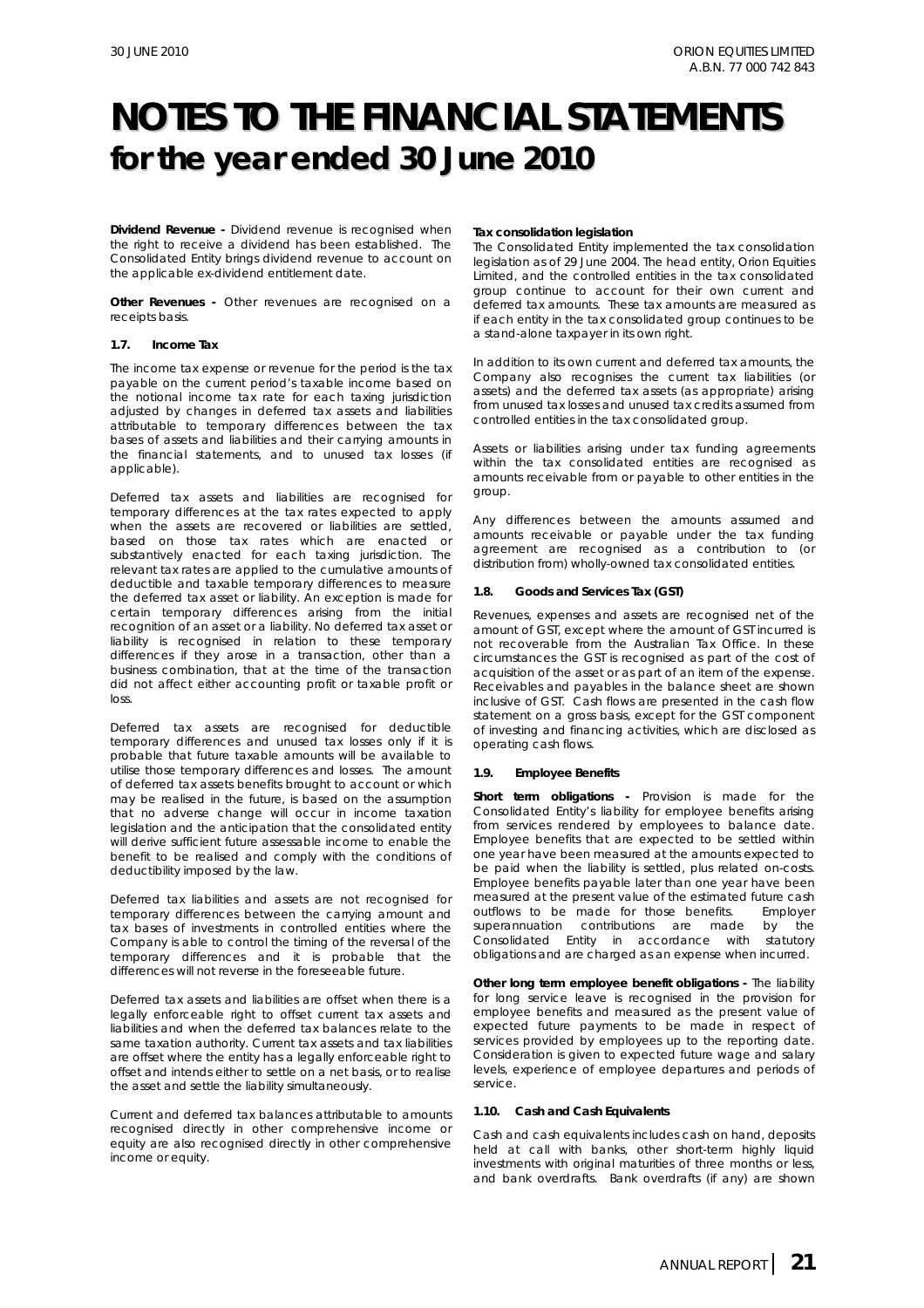# NOTES TO THE FINANCIAL STATEMENTS for the year ended 30 June 2010

**Dividend Revenue -** Dividend revenue is recognised when the right to receive a dividend has been established. The Consolidated Entity brings dividend revenue to account on the applicable ex-dividend entitlement date.

**Other Revenues -** Other revenues are recognised on a receipts basis.

### 1.7. Income Tax

The income tax expense or revenue for the period is the tax payable on the current period's taxable income based on the notional income tax rate for each taxing jurisdiction adjusted by changes in deferred tax assets and liabilities attributable to temporary differences between the tax bases of assets and liabilities and their carrying amounts in the financial statements, and to unused tax losses (if applicable).

Deferred tax assets and liabilities are recognised for temporary differences at the tax rates expected to apply when the assets are recovered or liabilities are settled, based on those tax rates which are enacted or substantively enacted for each taxing jurisdiction. The relevant tax rates are applied to the cumulative amounts of deductible and taxable temporary differences to measure the deferred tax asset or liability. An exception is made for certain temporary differences arising from the initial recognition of an asset or a liability. No deferred tax asset or liability is recognised in relation to these temporary differences if they arose in a transaction, other than a business combination, that at the time of the transaction did not affect either accounting profit or taxable profit or loss.

Deferred tax assets are recognised for deductible temporary differences and unused tax losses only if it is probable that future taxable amounts will be available to utilise those temporary differences and losses. The amount of deferred tax assets benefits brought to account or which may be realised in the future, is based on the assumption that no adverse change will occur in income taxation legislation and the anticipation that the consolidated entity will derive sufficient future assessable income to enable the benefit to be realised and comply with the conditions of deductibility imposed by the law.

Deferred tax liabilities and assets are not recognised for temporary differences between the carrying amount and tax bases of investments in controlled entities where the Company is able to control the timing of the reversal of the temporary differences and it is probable that the differences will not reverse in the foreseeable future.

Deferred tax assets and liabilities are offset when there is a legally enforceable right to offset current tax assets and liabilities and when the deferred tax balances relate to the same taxation authority. Current tax assets and tax liabilities are offset where the entity has a legally enforceable right to offset and intends either to settle on a net basis, or to realise the asset and settle the liability simultaneously.

Current and deferred tax balances attributable to amounts recognised directly in other comprehensive income or equity are also recognised directly in other comprehensive income or equity.

**Tax consolidation legislation**

The Consolidated Entity implemented the tax consolidation legislation as of 29 June 2004. The head entity, Orion Equities Limited, and the controlled entities in the tax consolidated group continue to account for their own current and deferred tax amounts. These tax amounts are measured as if each entity in the tax consolidated group continues to be a stand-alone taxpayer in its own right.

In addition to its own current and deferred tax amounts, the Company also recognises the current tax liabilities (or assets) and the deferred tax assets (as appropriate) arising from unused tax losses and unused tax credits assumed from controlled entities in the tax consolidated group.

Assets or liabilities arising under tax funding agreements within the tax consolidated entities are recognised as amounts receivable from or payable to other entities in the group.

Any differences between the amounts assumed and amounts receivable or payable under the tax funding agreement are recognised as a contribution to (or distribution from) wholly-owned tax consolidated entities.

### 1.8. Goods and Services Tax (GST)

Revenues, expenses and assets are recognised net of the amount of GST, except where the amount of GST incurred is not recoverable from the Australian Tax Office. In these circumstances the GST is recognised as part of the cost of acquisition of the asset or as part of an item of the expense. Receivables and payables in the balance sheet are shown inclusive of GST. Cash flows are presented in the cash flow statement on a gross basis, except for the GST component of investing and financing activities, which are disclosed as operating cash flows.

### 1.9. Employee Benefits

**Short term obligations -** Provision is made for the Consolidated Entity's liability for employee benefits arising from services rendered by employees to balance date. Employee benefits that are expected to be settled within one year have been measured at the amounts expected to be paid when the liability is settled, plus related on-costs. Employee benefits payable later than one year have been measured at the present value of the estimated future cash outflows to be made for those benefits. Employer superannuation contributions are made by the Consolidated Entity in accordance with statutory obligations and are charged as an expense when incurred.

**Other long term employee benefit obligations -** The liability for long service leave is recognised in the provision for employee benefits and measured as the present value of expected future payments to be made in respect of services provided by employees up to the reporting date. Consideration is given to expected future wage and salary levels, experience of employee departures and periods of service.

### 1.10. Cash and Cash Equivalents

Cash and cash equivalents includes cash on hand, deposits held at call with banks, other short-term highly liquid investments with original maturities of three months or less, and bank overdrafts. Bank overdrafts (if any) are shown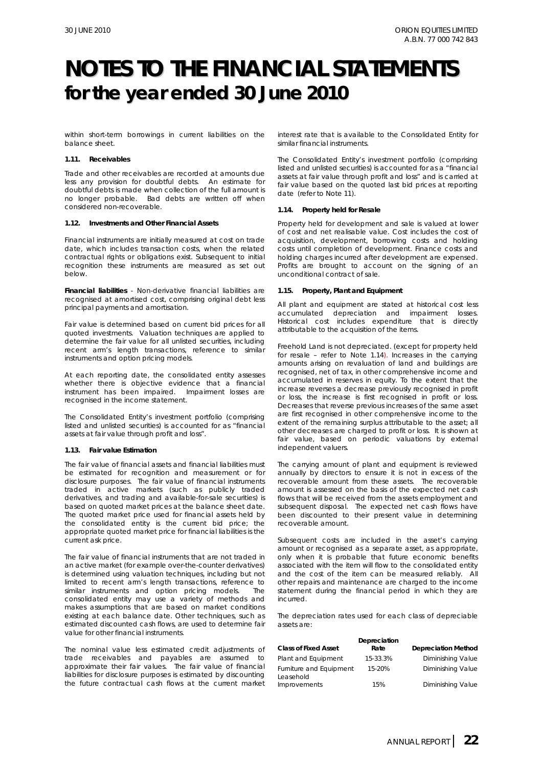# NOTES TO THE FINANCIAL STATEMENTS for the year ended 30 June 2010

within short-term borrowings in current liabilities on the balance sheet.

### 1.11. Receivables

Trade and other receivables are recorded at amounts due less any provision for doubtful debts. An estimate for doubtful debts is made when collection of the full amount is no longer probable. Bad debts are written off when considered non-recoverable.

### 1.12. Investments and Other Financial Assets

Financial instruments are initially measured at cost on trade date, which includes transaction costs, when the related contractual rights or obligations exist. Subsequent to initial recognition these instruments are measured as set out below.

**Financial liabilities** - Non-derivative financial liabilities are recognised at amortised cost, comprising original debt less principal payments and amortisation.

Fair value is determined based on current bid prices for all quoted investments. Valuation techniques are applied to determine the fair value for all unlisted securities, including recent arm's length transactions, reference to similar instruments and option pricing models.

At each reporting date, the consolidated entity assesses whether there is objective evidence that a financial instrument has been impaired. Impairment losses are recognised in the income statement.

The Consolidated Entity's investment portfolio (comprising listed and unlisted securities) is accounted for as "financial assets at fair value through profit and loss".

### 1.13. Fair value Estimation

The fair value of financial assets and financial liabilities must be estimated for recognition and measurement or for disclosure purposes. The fair value of financial instruments traded in active markets (such as publicly traded derivatives, and trading and available-for-sale securities) is based on quoted market prices at the balance sheet date. The quoted market price used for financial assets held by the consolidated entity is the current bid price; the appropriate quoted market price for financial liabilities is the current ask price.

The fair value of financial instruments that are not traded in an active market (for example over-the-counter derivatives) is determined using valuation techniques, including but not limited to recent arm's length transactions, reference to similar instruments and option pricing models. The consolidated entity may use a variety of methods and makes assumptions that are based on market conditions existing at each balance date. Other techniques, such as estimated discounted cash flows, are used to determine fair value for other financial instruments.

The nominal value less estimated credit adjustments of trade receivables and payables are assumed to approximate their fair values. The fair value of financial liabilities for disclosure purposes is estimated by discounting the future contractual cash flows at the current market interest rate that is available to the Consolidated Entity for similar financial instruments.

The Consolidated Entity's investment portfolio (comprising listed and unlisted securities) is accounted for as a "financial assets at fair value through profit and loss" and is carried at fair value based on the quoted last bid prices at reporting date (refer to Note 11).

### 1.14. Property held for Resale

Property held for development and sale is valued at lower of cost and net realisable value. Cost includes the cost of acquisition, development, borrowing costs and holding costs until completion of development. Finance costs and holding charges incurred after development are expensed. Profits are brought to account on the signing of an unconditional contract of sale.

### 1.15. Property, Plant and Equipment

All plant and equipment are stated at historical cost less accumulated depreciation and impairment losses. Historical cost includes expenditure that is directly attributable to the acquisition of the items.

Freehold Land is not depreciated. (except for property held for resale – refer to Note 1.14). Increases in the carrying amounts arising on revaluation of land and buildings are recognised, net of tax, in other comprehensive income and accumulated in reserves in equity. To the extent that the increase reverses a decrease previously recognised in profit or loss, the increase is first recognised in profit or loss. Decreases that reverse previous increases of the same asset are first recognised in other comprehensive income to the extent of the remaining surplus attributable to the asset; all other decreases are charged to profit or loss. It is shown at fair value, based on periodic valuations by external independent valuers.

The carrying amount of plant and equipment is reviewed annually by directors to ensure it is not in excess of the recoverable amount from these assets. The recoverable amount is assessed on the basis of the expected net cash flows that will be received from the assets employment and subsequent disposal. The expected net cash flows have been discounted to their present value in determining recoverable amount.

Subsequent costs are included in the asset's carrying amount or recognised as a separate asset, as appropriate, only when it is probable that future economic benefits associated with the item will flow to the consolidated entity and the cost of the item can be measured reliably. All other repairs and maintenance are charged to the income statement during the financial period in which they are incurred.

The depreciation rates used for each class of depreciable assets are:

| Class of Fixed Asset | Depreciation Rate | Depreciation Method |
|---|---|---|
| Plant and Equipment | 15-33.3% | Diminishing Value |
| Furniture and Equipment | 15-20% | Diminishing Value |
| Leasehold Improvements | 15% | Diminishing Value |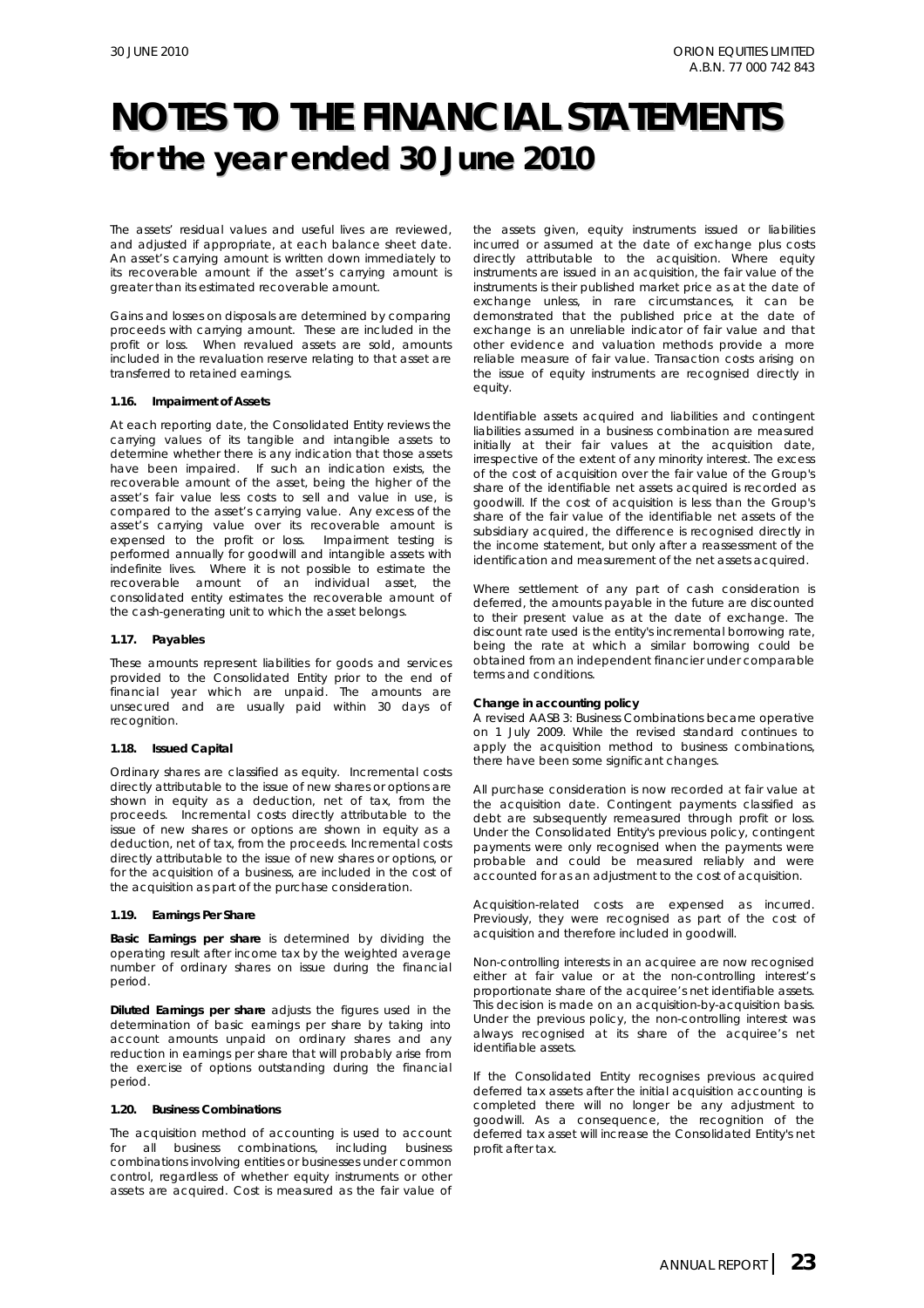# NOTES TO THE FINANCIAL STATEMENTS
## for the year ended 30 June 2010

The assets' residual values and useful lives are reviewed, and adjusted if appropriate, at each balance sheet date. An asset's carrying amount is written down immediately to its recoverable amount if the asset's carrying amount is greater than its estimated recoverable amount.

Gains and losses on disposals are determined by comparing proceeds with carrying amount. These are included in the profit or loss. When revalued assets are sold, amounts included in the revaluation reserve relating to that asset are transferred to retained earnings.

#### 1.16. Impairment of Assets

At each reporting date, the Consolidated Entity reviews the carrying values of its tangible and intangible assets to determine whether there is any indication that those assets have been impaired. If such an indication exists, the recoverable amount of the asset, being the higher of the asset's fair value less costs to sell and value in use, is compared to the asset's carrying value. Any excess of the asset's carrying value over its recoverable amount is expensed to the profit or loss. Impairment testing is performed annually for goodwill and intangible assets with indefinite lives. Where it is not possible to estimate the recoverable amount of an individual asset, the consolidated entity estimates the recoverable amount of the cash-generating unit to which the asset belongs.

#### 1.17. Payables

These amounts represent liabilities for goods and services provided to the Consolidated Entity prior to the end of financial year which are unpaid. The amounts are unsecured and are usually paid within 30 days of recognition.

#### 1.18. Issued Capital

Ordinary shares are classified as equity. Incremental costs directly attributable to the issue of new shares or options are shown in equity as a deduction, net of tax, from the proceeds. Incremental costs directly attributable to the issue of new shares or options are shown in equity as a deduction, net of tax, from the proceeds. Incremental costs directly attributable to the issue of new shares or options, or for the acquisition of a business, are included in the cost of the acquisition as part of the purchase consideration.

#### 1.19. Earnings Per Share

**Basic Earnings per share** is determined by dividing the operating result after income tax by the weighted average number of ordinary shares on issue during the financial period.

**Diluted Earnings per share** adjusts the figures used in the determination of basic earnings per share by taking into account amounts unpaid on ordinary shares and any reduction in earnings per share that will probably arise from the exercise of options outstanding during the financial period.

#### 1.20. Business Combinations

The acquisition method of accounting is used to account for all business combinations, including business combinations involving entities or businesses under common control, regardless of whether equity instruments or other assets are acquired. Cost is measured as the fair value of the assets given, equity instruments issued or liabilities incurred or assumed at the date of exchange plus costs directly attributable to the acquisition. Where equity instruments are issued in an acquisition, the fair value of the instruments is their published market price as at the date of exchange unless, in rare circumstances, it can be demonstrated that the published price at the date of exchange is an unreliable indicator of fair value and that other evidence and valuation methods provide a more reliable measure of fair value. Transaction costs arising on the issue of equity instruments are recognised directly in equity.

Identifiable assets acquired and liabilities and contingent liabilities assumed in a business combination are measured initially at their fair values at the acquisition date, irrespective of the extent of any minority interest. The excess of the cost of acquisition over the fair value of the Group's share of the identifiable net assets acquired is recorded as goodwill. If the cost of acquisition is less than the Group's share of the fair value of the identifiable net assets of the subsidiary acquired, the difference is recognised directly in the income statement, but only after a reassessment of the identification and measurement of the net assets acquired.

Where settlement of any part of cash consideration is deferred, the amounts payable in the future are discounted to their present value as at the date of exchange. The discount rate used is the entity's incremental borrowing rate, being the rate at which a similar borrowing could be obtained from an independent financier under comparable terms and conditions.

**Change in accounting policy**

A revised AASB 3: Business Combinations became operative on 1 July 2009. While the revised standard continues to apply the acquisition method to business combinations, there have been some significant changes.

All purchase consideration is now recorded at fair value at the acquisition date. Contingent payments classified as debt are subsequently remeasured through profit or loss. Under the Consolidated Entity's previous policy, contingent payments were only recognised when the payments were probable and could be measured reliably and were accounted for as an adjustment to the cost of acquisition.

Acquisition-related costs are expensed as incurred. Previously, they were recognised as part of the cost of acquisition and therefore included in goodwill.

Non-controlling interests in an acquiree are now recognised either at fair value or at the non-controlling interest's proportionate share of the acquiree's net identifiable assets. This decision is made on an acquisition-by-acquisition basis. Under the previous policy, the non-controlling interest was always recognised at its share of the acquiree's net identifiable assets.

If the Consolidated Entity recognises previous acquired deferred tax assets after the initial acquisition accounting is completed there will no longer be any adjustment to goodwill. As a consequence, the recognition of the deferred tax asset will increase the Consolidated Entity's net profit after tax.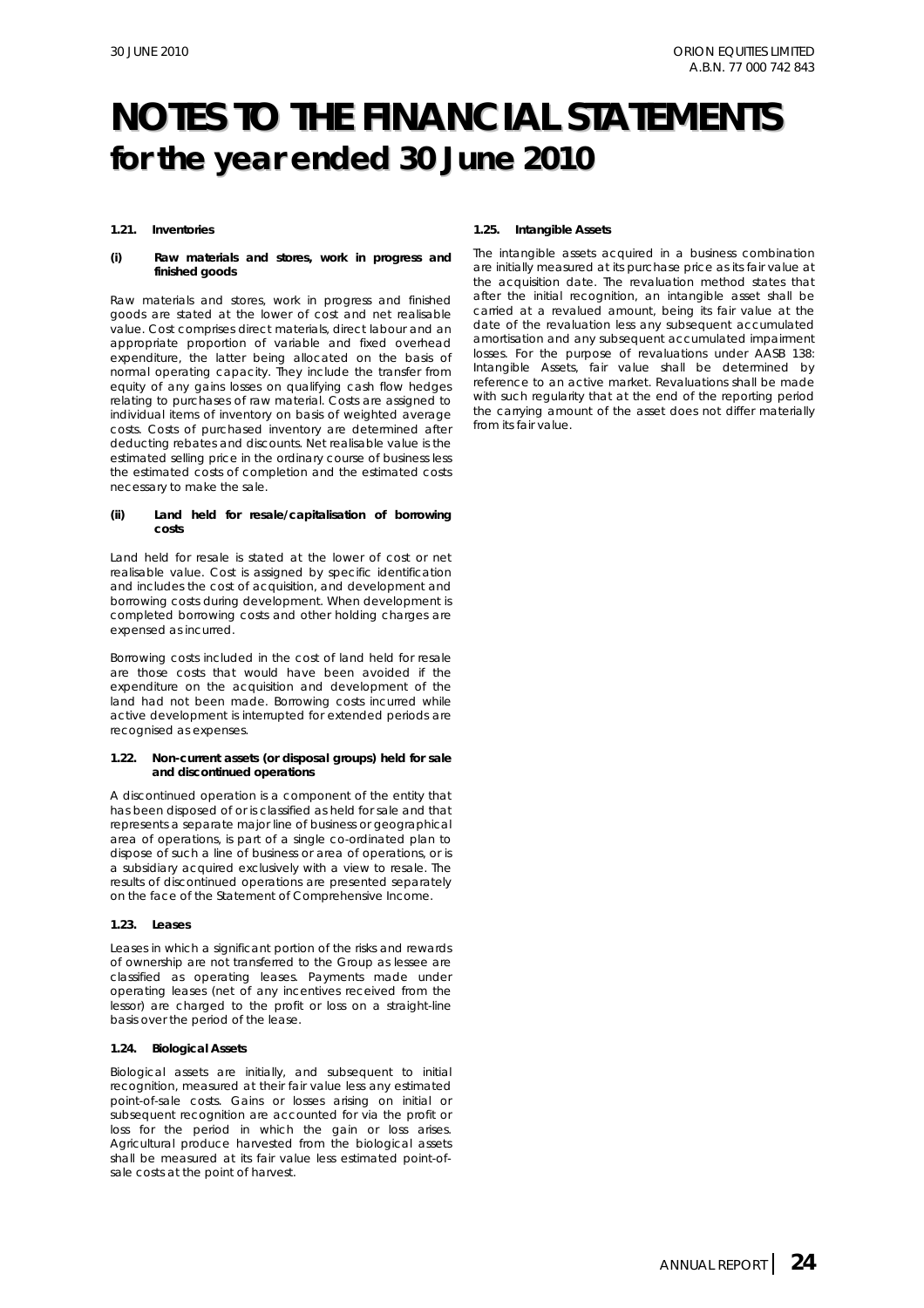# NOTES TO THE FINANCIAL STATEMENTS
## for the year ended 30 June 2010

### 1.21. Inventories

**(i) Raw materials and stores, work in progress and finished goods**

Raw materials and stores, work in progress and finished goods are stated at the lower of cost and net realisable value. Cost comprises direct materials, direct labour and an appropriate proportion of variable and fixed overhead expenditure, the latter being allocated on the basis of normal operating capacity. They include the transfer from equity of any gains losses on qualifying cash flow hedges relating to purchases of raw material. Costs are assigned to individual items of inventory on basis of weighted average costs. Costs of purchased inventory are determined after deducting rebates and discounts. Net realisable value is the estimated selling price in the ordinary course of business less the estimated costs of completion and the estimated costs necessary to make the sale.

**(ii) Land held for resale/capitalisation of borrowing costs**

Land held for resale is stated at the lower of cost or net realisable value. Cost is assigned by specific identification and includes the cost of acquisition, and development and borrowing costs during development. When development is completed borrowing costs and other holding charges are expensed as incurred.

Borrowing costs included in the cost of land held for resale are those costs that would have been avoided if the expenditure on the acquisition and development of the land had not been made. Borrowing costs incurred while active development is interrupted for extended periods are recognised as expenses.

### 1.22. Non-current assets (or disposal groups) held for sale and discontinued operations

A discontinued operation is a component of the entity that has been disposed of or is classified as held for sale and that represents a separate major line of business or geographical area of operations, is part of a single co-ordinated plan to dispose of such a line of business or area of operations, or is a subsidiary acquired exclusively with a view to resale. The results of discontinued operations are presented separately on the face of the Statement of Comprehensive Income.

### 1.23. Leases

Leases in which a significant portion of the risks and rewards of ownership are not transferred to the Group as lessee are classified as operating leases. Payments made under operating leases (net of any incentives received from the lessor) are charged to the profit or loss on a straight-line basis over the period of the lease.

### 1.24. Biological Assets

Biological assets are initially, and subsequent to initial recognition, measured at their fair value less any estimated point-of-sale costs. Gains or losses arising on initial or subsequent recognition are accounted for via the profit or loss for the period in which the gain or loss arises. Agricultural produce harvested from the biological assets shall be measured at its fair value less estimated point-of-sale costs at the point of harvest.

### 1.25. Intangible Assets

The intangible assets acquired in a business combination are initially measured at its purchase price as its fair value at the acquisition date. The revaluation method states that after the initial recognition, an intangible asset shall be carried at a revalued amount, being its fair value at the date of the revaluation less any subsequent accumulated amortisation and any subsequent accumulated impairment losses. For the purpose of revaluations under AASB 138: Intangible Assets, fair value shall be determined by reference to an active market. Revaluations shall be made with such regularity that at the end of the reporting period the carrying amount of the asset does not differ materially from its fair value.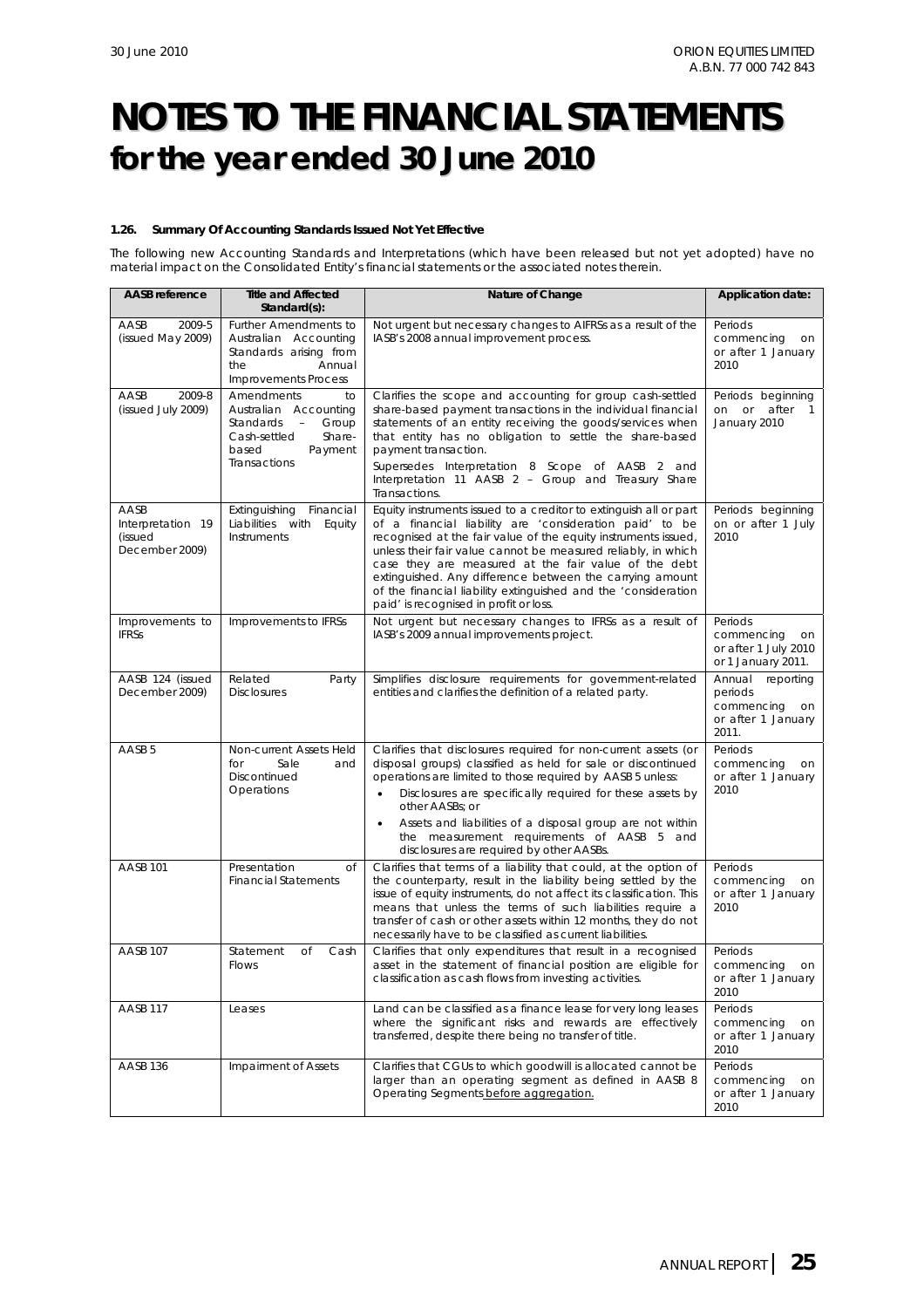# NOTES TO THE FINANCIAL STATEMENTS
## for the year ended 30 June 2010

#### 1.26. Summary Of Accounting Standards Issued Not Yet Effective

The following new Accounting Standards and Interpretations (which have been released but not yet adopted) have no material impact on the Consolidated Entity's financial statements or the associated notes therein.

| AASB reference | Title and Affected Standard(s): | Nature of Change | Application date: |
|---|---|---|---|
| AASB 2009-5 (issued May 2009) | Further Amendments to Australian Accounting Standards arising from the Annual Improvements Process | Not urgent but necessary changes to AIFRSs as a result of the IASB's 2008 annual improvement process. | Periods commencing on or after 1 January 2010 |
| AASB 2009-8 (issued July 2009) | Amendments to Australian Accounting Standards – Group Cash-settled Share-based Payment Transactions | Clarifies the scope and accounting for group cash-settled share-based payment transactions in the individual financial statements of an entity receiving the goods/services when that entity has no obligation to settle the share-based payment transaction.<br>Supersedes Interpretation 8 Scope of AASB 2 and Interpretation 11 AASB 2 – Group and Treasury Share Transactions. | Periods beginning on or after 1 January 2010 |
| AASB Interpretation 19 (issued December 2009) | Extinguishing Financial Liabilities with Equity Instruments | Equity instruments issued to a creditor to extinguish all or part of a financial liability are 'consideration paid' to be recognised at the fair value of the equity instruments issued, unless their fair value cannot be measured reliably, in which case they are measured at the fair value of the debt extinguished. Any difference between the carrying amount of the financial liability extinguished and the 'consideration paid' is recognised in profit or loss. | Periods beginning on or after 1 July 2010 |
| Improvements to IFRSs | Improvements to IFRSs | Not urgent but necessary changes to IFRSs as a result of IASB's 2009 annual improvements project. | Periods commencing on or after 1 July 2010 or 1 January 2011. |
| AASB 124 (issued December 2009) | Related Party Disclosures | Simplifies disclosure requirements for government-related entities and clarifies the definition of a related party. | Annual reporting periods commencing on or after 1 January 2011. |
| AASB 5 | Non-current Assets Held for Sale and Discontinued Operations | Clarifies that disclosures required for non-current assets (or disposal groups) classified as held for sale or discontinued operations are limited to those required by AASB 5 unless:<br>• Disclosures are specifically required for these assets by other AASBs; or<br>• Assets and liabilities of a disposal group are not within the measurement requirements of AASB 5 and disclosures are required by other AASBs. | Periods commencing on or after 1 January 2010 |
| AASB 101 | Presentation of Financial Statements | Clarifies that terms of a liability that could, at the option of the counterparty, result in the liability being settled by the issue of equity instruments, do not affect its classification. This means that unless the terms of such liabilities require a transfer of cash or other assets within 12 months, they do not necessarily have to be classified as current liabilities. | Periods commencing on or after 1 January 2010 |
| AASB 107 | Statement of Cash Flows | Clarifies that only expenditures that result in a recognised asset in the statement of financial position are eligible for classification as cash flows from investing activities. | Periods commencing on or after 1 January 2010 |
| AASB 117 | Leases | Land can be classified as a finance lease for very long leases where the significant risks and rewards are effectively transferred, despite there being no transfer of title. | Periods commencing on or after 1 January 2010 |
| AASB 136 | Impairment of Assets | Clarifies that CGUs to which goodwill is allocated cannot be larger than an operating segment as defined in AASB 8 Operating Segments before aggregation. | Periods commencing on or after 1 January 2010 |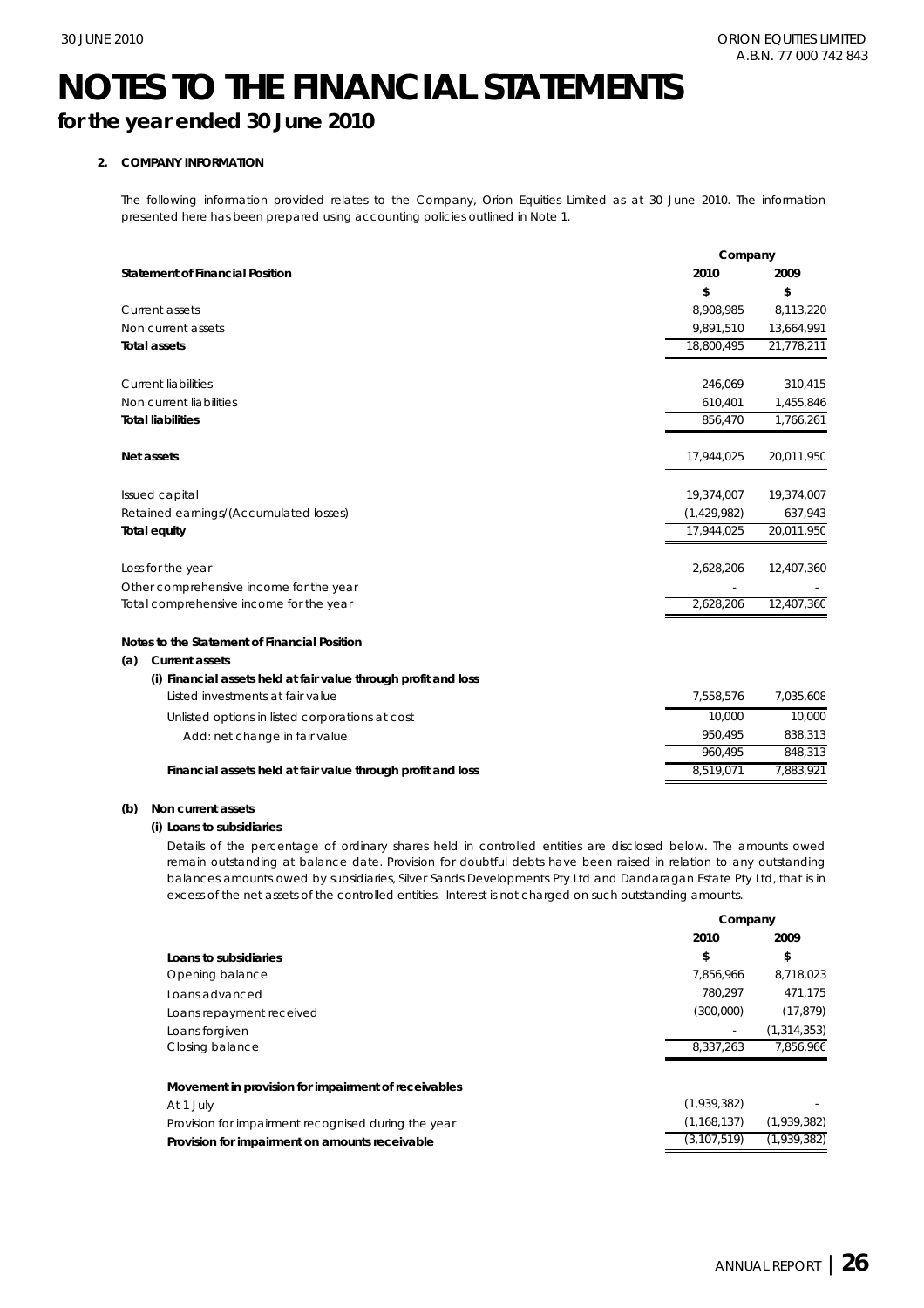# NOTES TO THE FINANCIAL STATEMENTS

## for the year ended 30 June 2010

**2. COMPANY INFORMATION**

The following information provided relates to the Company, Orion Equities Limited as at 30 June 2010. The information presented here has been prepared using accounting policies outlined in Note 1.

| | Company | |
|---|---|---|
| **Statement of Financial Position** | **2010** | **2009** |
| | **$** | **$** |
| Current assets | 8,908,985 | 8,113,220 |
| Non current assets | 9,891,510 | 13,664,991 |
| **Total assets** | 18,800,495 | 21,778,211 |
| | | |
| Current liabilities | 246,069 | 310,415 |
| Non current liabilities | 610,401 | 1,455,846 |
| **Total liabilities** | 856,470 | 1,766,261 |
| | | |
| **Net assets** | 17,944,025 | 20,011,950 |
| | | |
| Issued capital | 19,374,007 | 19,374,007 |
| Retained earnings/(Accumulated losses) | (1,429,982) | 637,943 |
| **Total equity** | 17,944,025 | 20,011,950 |
| | | |
| Loss for the year | 2,628,206 | 12,407,360 |
| Other comprehensive income for the year | - | - |
| Total comprehensive income for the year | 2,628,206 | 12,407,360 |

**Notes to the Statement of Financial Position**

**(a) Current assets**

**(i) Financial assets held at fair value through profit and loss**

| | 2010 | 2009 |
|---|---|---|
| Listed investments at fair value | 7,558,576 | 7,035,608 |
| Unlisted options in listed corporations at cost | 10,000 | 10,000 |
| Add: net change in fair value | 950,495 | 838,313 |
| | 960,495 | 848,313 |
| **Financial assets held at fair value through profit and loss** | 8,519,071 | 7,883,921 |

**(b) Non current assets**

**(i) Loans to subsidiaries**

Details of the percentage of ordinary shares held in controlled entities are disclosed below. The amounts owed remain outstanding at balance date. Provision for doubtful debts have been raised in relation to any outstanding balances amounts owed by subsidiaries, Silver Sands Developments Pty Ltd and Dandaragan Estate Pty Ltd, that is in excess of the net assets of the controlled entities. Interest is not charged on such outstanding amounts.

| | Company | |
|---|---|---|
| | **2010** | **2009** |
| **Loans to subsidiaries** | **$** | **$** |
| Opening balance | 7,856,966 | 8,718,023 |
| Loans advanced | 780,297 | 471,175 |
| Loans repayment received | (300,000) | (17,879) |
| Loans forgiven | - | (1,314,353) |
| Closing balance | 8,337,263 | 7,856,966 |
| | | |
| **Movement in provision for impairment of receivables** | | |
| At 1 July | (1,939,382) | - |
| Provision for impairment recognised during the year | (1,168,137) | (1,939,382) |
| **Provision for impairment on amounts receivable** | (3,107,519) | (1,939,382) |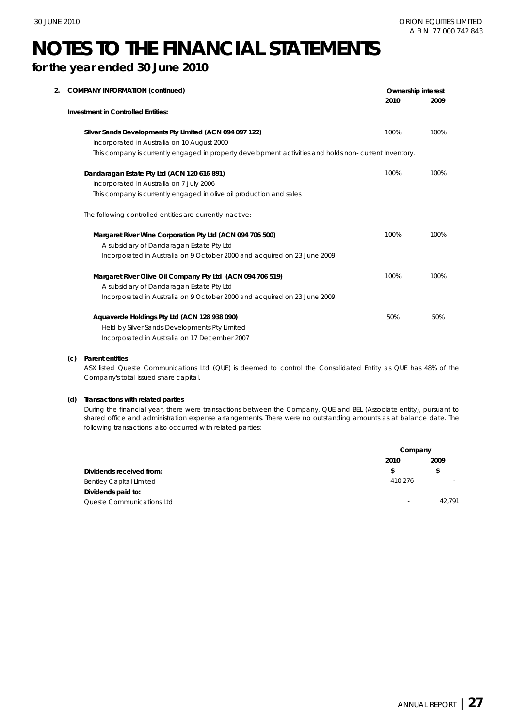# NOTES TO THE FINANCIAL STATEMENTS

## for the year ended 30 June 2010

**2. COMPANY INFORMATION (continued)**

| | Ownership interest 2010 | Ownership interest 2009 |
|---|---|---|
| **Investment in Controlled Entities:** | | |
| **Silver Sands Developments Pty Limited (ACN 094 097 122)** | 100% | 100% |
| Incorporated in Australia on 10 August 2000 | | |
| This company is currently engaged in property development activities and holds non- current Inventory. | | |
| **Dandaragan Estate Pty Ltd (ACN 120 616 891)** | 100% | 100% |
| Incorporated in Australia on 7 July 2006 | | |
| This company is currently engaged in olive oil production and sales | | |
| The following controlled entities are currently inactive: | | |
| **Margaret River Wine Corporation Pty Ltd (ACN 094 706 500)** | 100% | 100% |
| A subsidiary of Dandaragan Estate Pty Ltd | | |
| Incorporated in Australia on 9 October 2000 and acquired on 23 June 2009 | | |
| **Margaret River Olive Oil Company Pty Ltd (ACN 094 706 519)** | 100% | 100% |
| A subsidiary of Dandaragan Estate Pty Ltd | | |
| Incorporated in Australia on 9 October 2000 and acquired on 23 June 2009 | | |
| **Aquaverde Holdings Pty Ltd (ACN 128 938 090)** | 50% | 50% |
| Held by Silver Sands Developments Pty Limited | | |
| Incorporated in Australia on 17 December 2007 | | |

**(c) Parent entities**

ASX listed Queste Communications Ltd (QUE) is deemed to control the Consolidated Entity as QUE has 48% of the Company's total issued share capital.

**(d) Transactions with related parties**

During the financial year, there were transactions between the Company, QUE and BEL (Associate entity), pursuant to shared office and administration expense arrangements. There were no outstanding amounts as at balance date. The following transactions also occurred with related parties:

| | Company 2010 | Company 2009 |
|---|---|---|
| **Dividends received from:** | **$** | **$** |
| Bentley Capital Limited | 410,276 | - |
| **Dividends paid to:** | | |
| Queste Communications Ltd | - | 42,791 |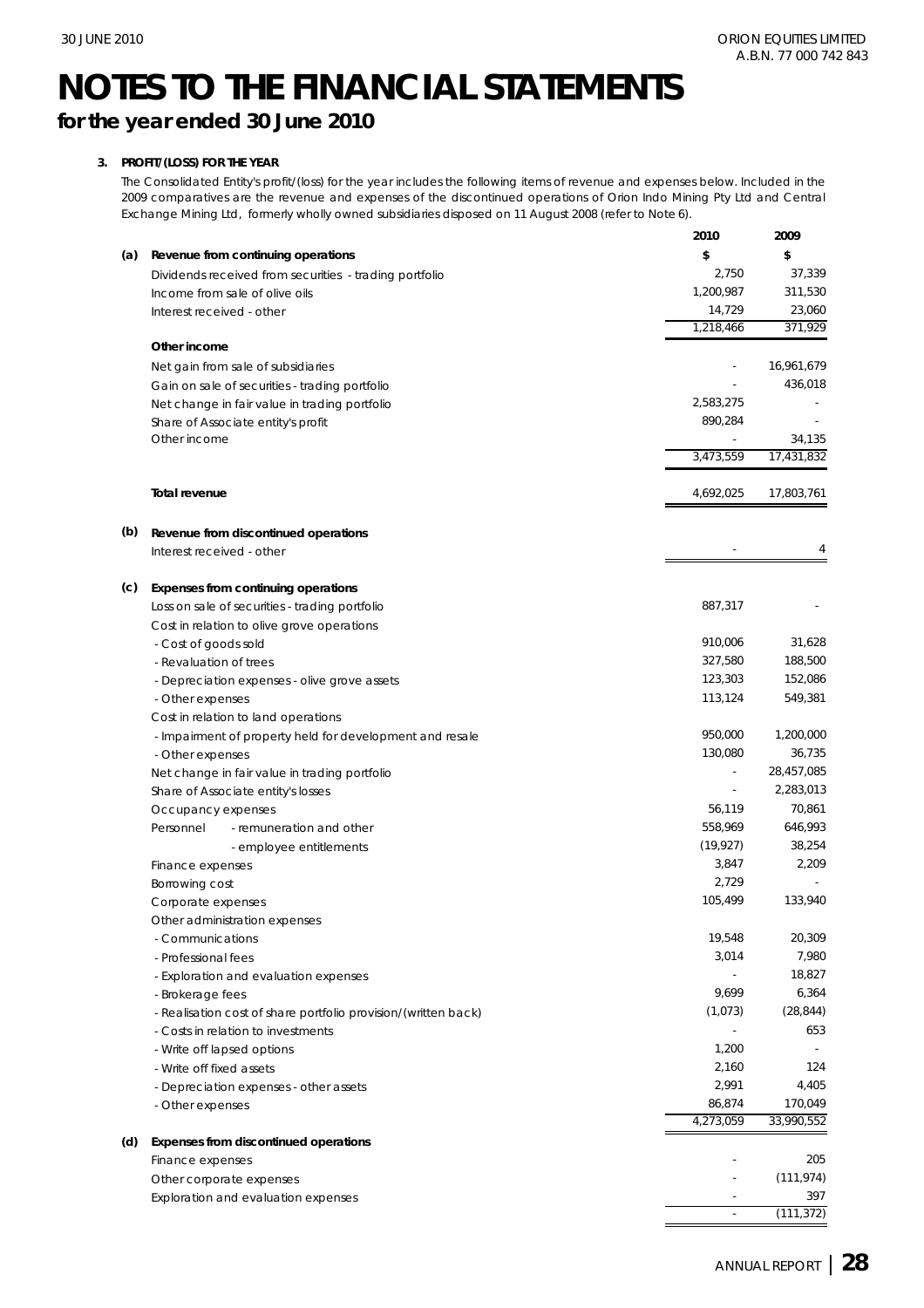# NOTES TO THE FINANCIAL STATEMENTS

## for the year ended 30 June 2010

### 3. PROFIT/(LOSS) FOR THE YEAR

The Consolidated Entity's profit/(loss) for the year includes the following items of revenue and expenses below. Included in the 2009 comparatives are the revenue and expenses of the discontinued operations of Orion Indo Mining Pty Ltd and Central Exchange Mining Ltd, formerly wholly owned subsidiaries disposed on 11 August 2008 (refer to Note 6).

| | | 2010 | 2009 |
|---|---|---|---|
| **(a)** | **Revenue from continuing operations** | **$** | **$** |
| | Dividends received from securities - trading portfolio | 2,750 | 37,339 |
| | Income from sale of olive oils | 1,200,987 | 311,530 |
| | Interest received - other | 14,729 | 23,060 |
| | | 1,218,466 | 371,929 |
| | **Other income** | | |
| | Net gain from sale of subsidiaries | - | 16,961,679 |
| | Gain on sale of securities - trading portfolio | - | 436,018 |
| | Net change in fair value in trading portfolio | 2,583,275 | - |
| | Share of Associate entity's profit | 890,284 | - |
| | Other income | - | 34,135 |
| | | 3,473,559 | 17,431,832 |
| | **Total revenue** | 4,692,025 | 17,803,761 |
| **(b)** | **Revenue from discontinued operations** | | |
| | Interest received - other | - | 4 |
| **(c)** | **Expenses from continuing operations** | | |
| | Loss on sale of securities - trading portfolio | 887,317 | - |
| | Cost in relation to olive grove operations | | |
| | - Cost of goods sold | 910,006 | 31,628 |
| | - Revaluation of trees | 327,580 | 188,500 |
| | - Depreciation expenses - olive grove assets | 123,303 | 152,086 |
| | - Other expenses | 113,124 | 549,381 |
| | Cost in relation to land operations | | |
| | - Impairment of property held for development and resale | 950,000 | 1,200,000 |
| | - Other expenses | 130,080 | 36,735 |
| | Net change in fair value in trading portfolio | - | 28,457,085 |
| | Share of Associate entity's losses | - | 2,283,013 |
| | Occupancy expenses | 56,119 | 70,861 |
| | Personnel - remuneration and other | 558,969 | 646,993 |
| | - employee entitlements | (19,927) | 38,254 |
| | Finance expenses | 3,847 | 2,209 |
| | Borrowing cost | 2,729 | - |
| | Corporate expenses | 105,499 | 133,940 |
| | Other administration expenses | | |
| | - Communications | 19,548 | 20,309 |
| | - Professional fees | 3,014 | 7,980 |
| | - Exploration and evaluation expenses | - | 18,827 |
| | - Brokerage fees | 9,699 | 6,364 |
| | - Realisation cost of share portfolio provision/(written back) | (1,073) | (28,844) |
| | - Costs in relation to investments | - | 653 |
| | - Write off lapsed options | 1,200 | - |
| | - Write off fixed assets | 2,160 | 124 |
| | - Depreciation expenses - other assets | 2,991 | 4,405 |
| | - Other expenses | 86,874 | 170,049 |
| | | 4,273,059 | 33,990,552 |
| **(d)** | **Expenses from discontinued operations** | | |
| | Finance expenses | - | 205 |
| | Other corporate expenses | - | (111,974) |
| | Exploration and evaluation expenses | - | 397 |
| | | - | (111,372) |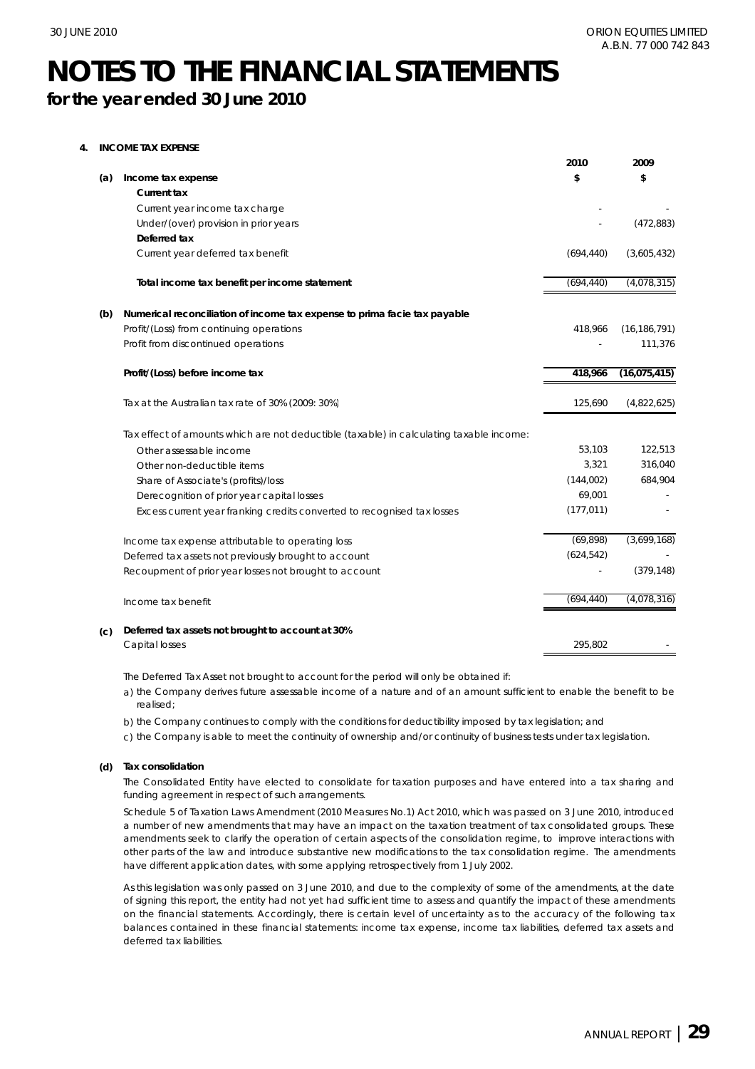# NOTES TO THE FINANCIAL STATEMENTS

## for the year ended 30 June 2010

**4. INCOME TAX EXPENSE**

| | | 2010 | 2009 |
|---|---|---|---|
| **(a)** | **Income tax expense** | **$** | **$** |
| | **Current tax** | | |
| | Current year income tax charge | - | - |
| | Under/(over) provision in prior years | - | (472,883) |
| | **Deferred tax** | | |
| | Current year deferred tax benefit | (694,440) | (3,605,432) |
| | **Total income tax benefit per income statement** | (694,440) | (4,078,315) |
| **(b)** | **Numerical reconciliation of income tax expense to prima facie tax payable** | | |
| | Profit/(Loss) from continuing operations | 418,966 | (16,186,791) |
| | Profit from discontinued operations | - | 111,376 |
| | **Profit/(Loss) before income tax** | **418,966** | **(16,075,415)** |
| | Tax at the Australian tax rate of 30% (2009: 30%) | 125,690 | (4,822,625) |
| | Tax effect of amounts which are not deductible (taxable) in calculating taxable income: | | |
| | Other assessable income | 53,103 | 122,513 |
| | Other non-deductible items | 3,321 | 316,040 |
| | Share of Associate's (profits)/loss | (144,002) | 684,904 |
| | Derecognition of prior year capital losses | 69,001 | - |
| | Excess current year franking credits converted to recognised tax losses | (177,011) | - |
| | Income tax expense attributable to operating loss | (69,898) | (3,699,168) |
| | Deferred tax assets not previously brought to account | (624,542) | - |
| | Recoupment of prior year losses not brought to account | - | (379,148) |
| | Income tax benefit | (694,440) | (4,078,316) |
| **(c)** | **Deferred tax assets not brought to account at 30%** | | |
| | Capital losses | 295,802 | - |

The Deferred Tax Asset not brought to account for the period will only be obtained if:

a) the Company derives future assessable income of a nature and of an amount sufficient to enable the benefit to be realised;

b) the Company continues to comply with the conditions for deductibility imposed by tax legislation; and

c) the Company is able to meet the continuity of ownership and/or continuity of business tests under tax legislation.

**(d) Tax consolidation**

The Consolidated Entity have elected to consolidate for taxation purposes and have entered into a tax sharing and funding agreement in respect of such arrangements.

Schedule 5 of Taxation Laws Amendment (2010 Measures No.1) Act 2010, which was passed on 3 June 2010, introduced a number of new amendments that may have an impact on the taxation treatment of tax consolidated groups. These amendments seek to clarify the operation of certain aspects of the consolidation regime, to improve interactions with other parts of the law and introduce substantive new modifications to the tax consolidation regime. The amendments have different application dates, with some applying retrospectively from 1 July 2002.

As this legislation was only passed on 3 June 2010, and due to the complexity of some of the amendments, at the date of signing this report, the entity had not yet had sufficient time to assess and quantify the impact of these amendments on the financial statements. Accordingly, there is certain level of uncertainty as to the accuracy of the following tax balances contained in these financial statements: income tax expense, income tax liabilities, deferred tax assets and deferred tax liabilities.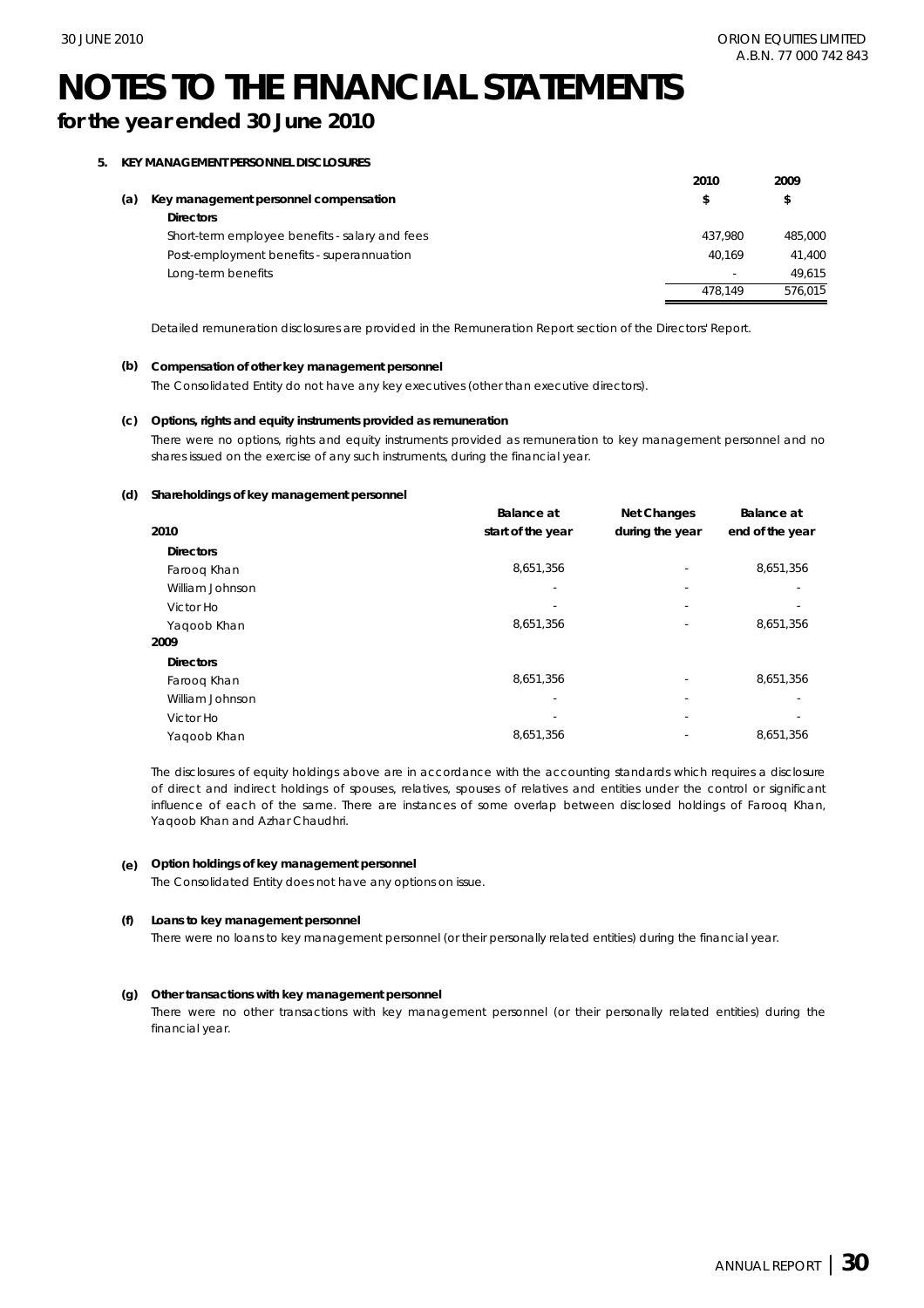# NOTES TO THE FINANCIAL STATEMENTS

## for the year ended 30 June 2010

### 5. KEY MANAGEMENT PERSONNEL DISCLOSURES

**(a) Key management personnel compensation**

| | 2010 | 2009 |
|---|---|---|
| | $ | $ |
| **Directors** | | |
| Short-term employee benefits - salary and fees | 437,980 | 485,000 |
| Post-employment benefits - superannuation | 40,169 | 41,400 |
| Long-term benefits | - | 49,615 |
| | 478,149 | 576,015 |

*Detailed remuneration disclosures are provided in the Remuneration Report section of the Directors' Report.*

**(b) Compensation of other key management personnel**

*The Consolidated Entity do not have any key executives (other than executive directors).*

**(c) Options, rights and equity instruments provided as remuneration**

*There were no options, rights and equity instruments provided as remuneration to key management personnel and no shares issued on the exercise of any such instruments, during the financial year.*

**(d) Shareholdings of key management personnel**

| | Balance at start of the year | Net Changes during the year | Balance at end of the year |
|---|---|---|---|
| **2010** | | | |
| **Directors** | | | |
| Farooq Khan | 8,651,356 | - | 8,651,356 |
| William Johnson | - | - | - |
| Victor Ho | - | - | - |
| Yaqoob Khan | 8,651,356 | - | 8,651,356 |
| **2009** | | | |
| **Directors** | | | |
| Farooq Khan | 8,651,356 | - | 8,651,356 |
| William Johnson | - | - | - |
| Victor Ho | - | - | - |
| Yaqoob Khan | 8,651,356 | - | 8,651,356 |

*The disclosures of equity holdings above are in accordance with the accounting standards which requires a disclosure of direct and indirect holdings of spouses, relatives, spouses of relatives and entities under the control or significant influence of each of the same. There are instances of some overlap between disclosed holdings of Farooq Khan, Yaqoob Khan and Azhar Chaudhri.*

**(e) Option holdings of key management personnel**

*The Consolidated Entity does not have any options on issue.*

**(f) Loans to key management personnel**

*There were no loans to key management personnel (or their personally related entities) during the financial year.*

**(g) Other transactions with key management personnel**

*There were no other transactions with key management personnel (or their personally related entities) during the financial year.*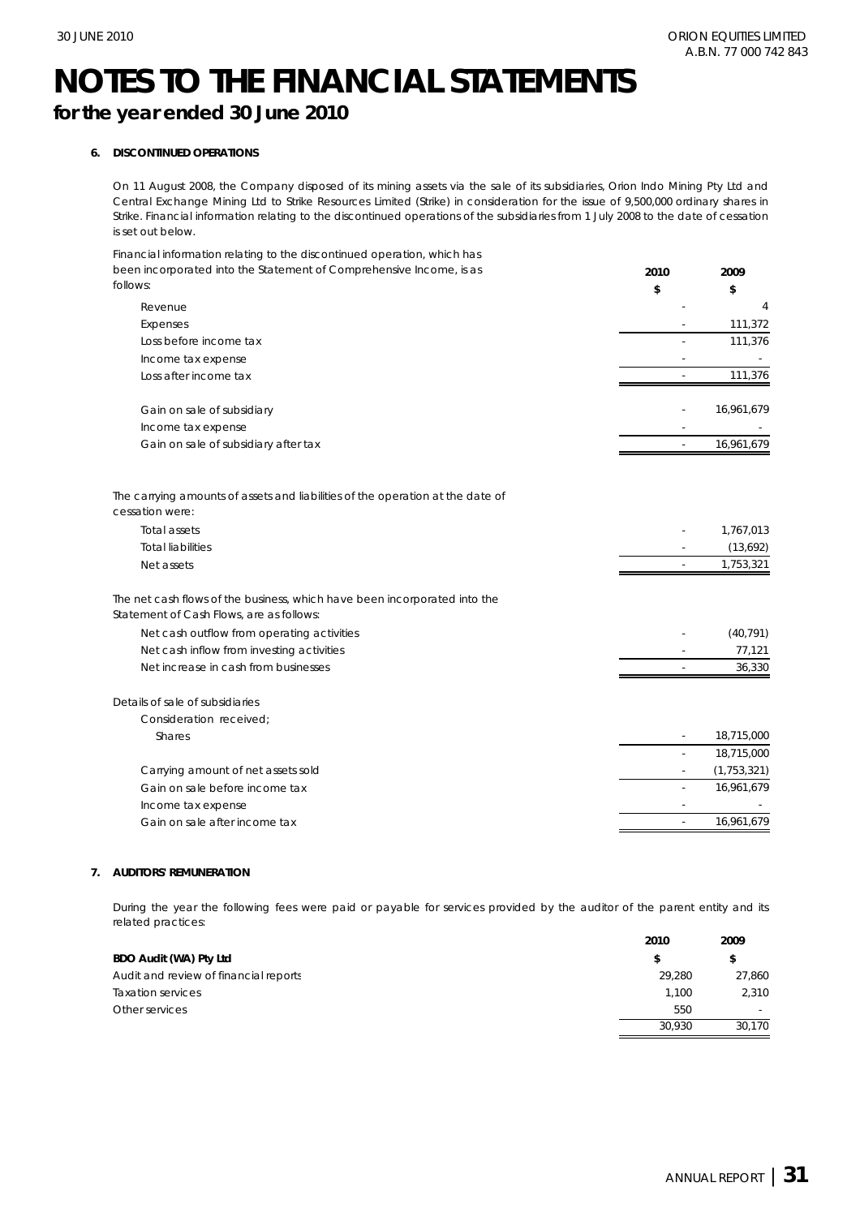# NOTES TO THE FINANCIAL STATEMENTS

## for the year ended 30 June 2010

### 6. DISCONTINUED OPERATIONS

On 11 August 2008, the Company disposed of its mining assets via the sale of its subsidiaries, Orion Indo Mining Pty Ltd and Central Exchange Mining Ltd to Strike Resources Limited (Strike) in consideration for the issue of 9,500,000 ordinary shares in Strike. Financial information relating to the discontinued operations of the subsidiaries from 1 July 2008 to the date of cessation is set out below.

| Financial information relating to the discontinued operation, which has been incorporated into the Statement of Comprehensive Income, is as follows: | 2010 $ | 2009 $ |
|---|---|---|
| Revenue | - | 4 |
| Expenses | - | 111,372 |
| Loss before income tax | - | 111,376 |
| Income tax expense | - | - |
| Loss after income tax | - | 111,376 |
| | | |
| Gain on sale of subsidiary | - | 16,961,679 |
| Income tax expense | - | - |
| Gain on sale of subsidiary after tax | - | 16,961,679 |
| | | |
| The carrying amounts of assets and liabilities of the operation at the date of cessation were: | | |
| Total assets | - | 1,767,013 |
| Total liabilities | - | (13,692) |
| Net assets | - | 1,753,321 |
| | | |
| The net cash flows of the business, which have been incorporated into the Statement of Cash Flows, are as follows: | | |
| Net cash outflow from operating activities | - | (40,791) |
| Net cash inflow from investing activities | - | 77,121 |
| Net increase in cash from businesses | - | 36,330 |
| | | |
| Details of sale of subsidiaries | | |
| Consideration received; | | |
| Shares | - | 18,715,000 |
| | - | 18,715,000 |
| Carrying amount of net assets sold | - | (1,753,321) |
| Gain on sale before income tax | - | 16,961,679 |
| Income tax expense | - | - |
| Gain on sale after income tax | - | 16,961,679 |

### 7. AUDITORS' REMUNERATION

During the year the following fees were paid or payable for services provided by the auditor of the parent entity and its related practices:

| | 2010 | 2009 |
|---|---|---|
| **BDO Audit (WA) Pty Ltd** | $ | $ |
| Audit and review of financial reports | 29,280 | 27,860 |
| Taxation services | 1,100 | 2,310 |
| Other services | 550 | - |
| | 30,930 | 30,170 |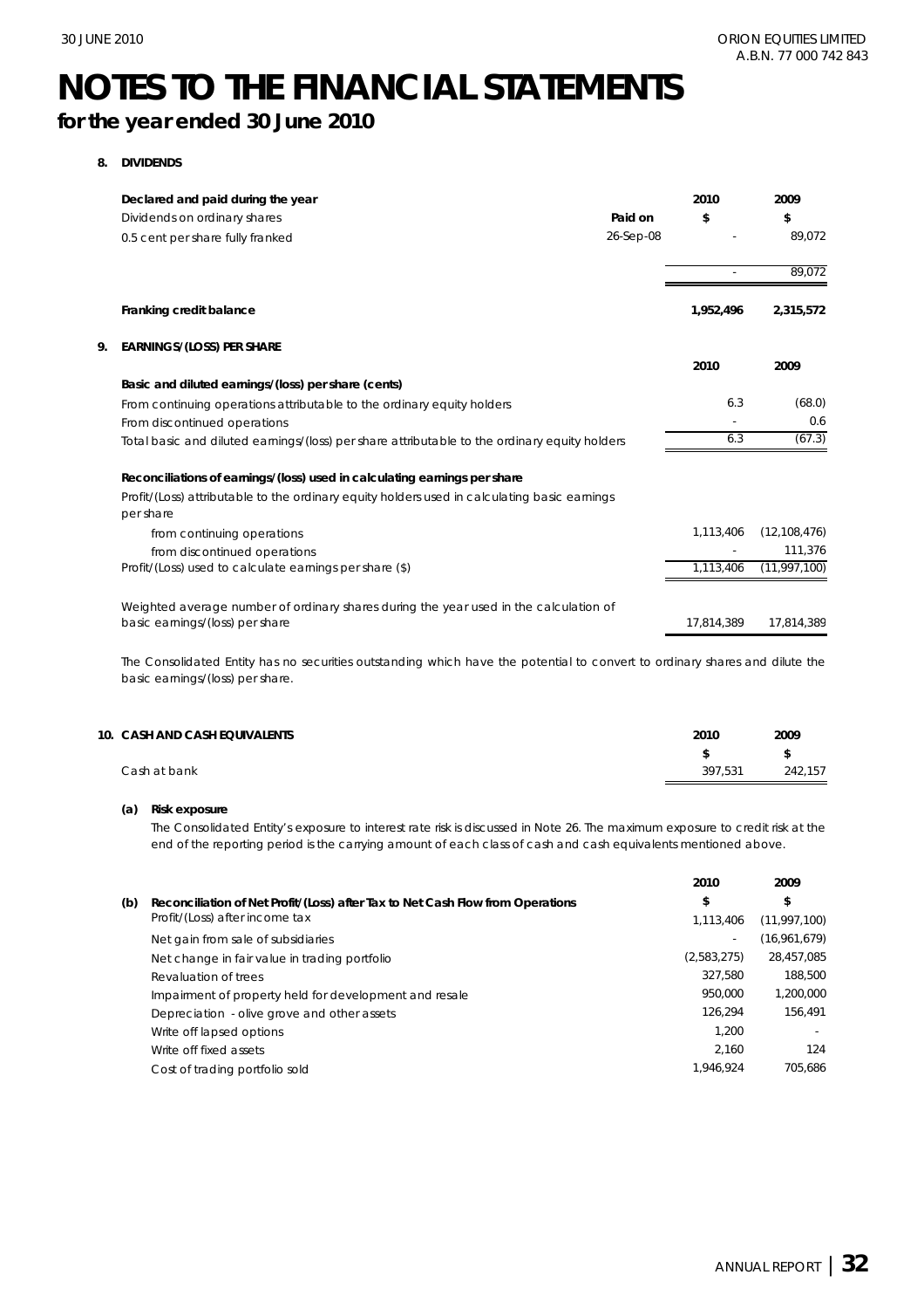# NOTES TO THE FINANCIAL STATEMENTS

## for the year ended 30 June 2010

**8. DIVIDENDS**

| **Declared and paid during the year** | | **2010** | **2009** |
|---|---|---|---|
| Dividends on ordinary shares | **Paid on** | **$** | **$** |
| 0.5 cent per share fully franked | 26-Sep-08 | - | 89,072 |
| | | - | 89,072 |
| **Franking credit balance** | | **1,952,496** | **2,315,572** |

**9. EARNINGS/(LOSS) PER SHARE**

| | **2010** | **2009** |
|---|---|---|
| **Basic and diluted earnings/(loss) per share (cents)** | | |
| From continuing operations attributable to the ordinary equity holders | 6.3 | (68.0) |
| From discontinued operations | - | 0.6 |
| Total basic and diluted earnings/(loss) per share attributable to the ordinary equity holders | 6.3 | (67.3) |
| **Reconciliations of earnings/(loss) used in calculating earnings per share** | | |
| Profit/(Loss) attributable to the ordinary equity holders used in calculating basic earnings per share | | |
| from continuing operations | 1,113,406 | (12,108,476) |
| from discontinued operations | - | 111,376 |
| Profit/(Loss) used to calculate earnings per share ($) | 1,113,406 | (11,997,100) |
| Weighted average number of ordinary shares during the year used in the calculation of basic earnings/(loss) per share | 17,814,389 | 17,814,389 |

The Consolidated Entity has no securities outstanding which have the potential to convert to ordinary shares and dilute the basic earnings/(loss) per share.

**10. CASH AND CASH EQUIVALENTS**

| | **2010** | **2009** |
|---|---|---|
| | **$** | **$** |
| Cash at bank | 397,531 | 242,157 |

**(a) Risk exposure**

The Consolidated Entity's exposure to interest rate risk is discussed in Note 26. The maximum exposure to credit risk at the end of the reporting period is the carrying amount of each class of cash and cash equivalents mentioned above.

| | **2010** | **2009** |
|---|---|---|
| **(b) Reconciliation of Net Profit/(Loss) after Tax to Net Cash Flow from Operations** | **$** | **$** |
| Profit/(Loss) after income tax | 1,113,406 | (11,997,100) |
| Net gain from sale of subsidiaries | - | (16,961,679) |
| Net change in fair value in trading portfolio | (2,583,275) | 28,457,085 |
| Revaluation of trees | 327,580 | 188,500 |
| Impairment of property held for development and resale | 950,000 | 1,200,000 |
| Depreciation - olive grove and other assets | 126,294 | 156,491 |
| Write off lapsed options | 1,200 | - |
| Write off fixed assets | 2,160 | 124 |
| Cost of trading portfolio sold | 1,946,924 | 705,686 |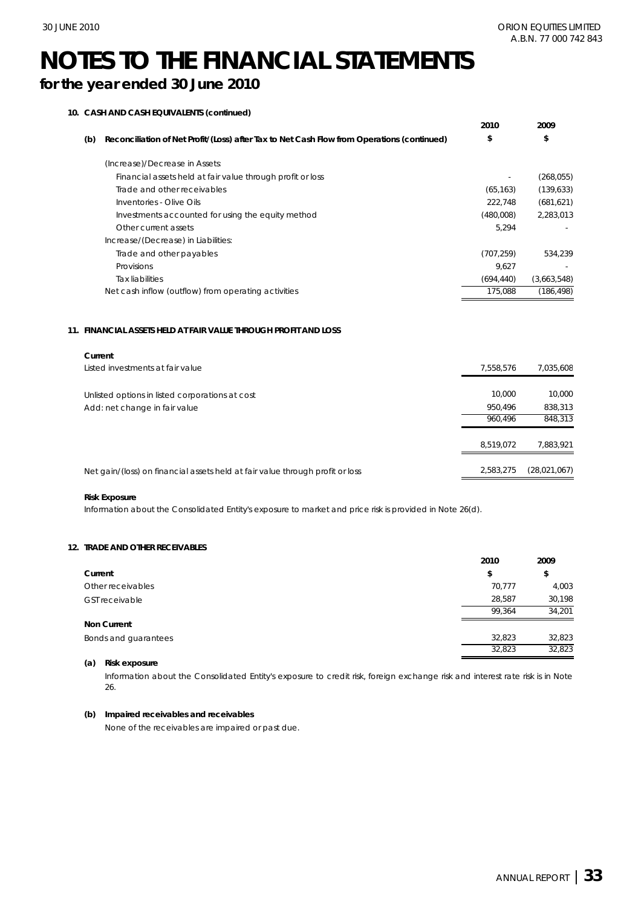# NOTES TO THE FINANCIAL STATEMENTS

## for the year ended 30 June 2010

### 10. CASH AND CASH EQUIVALENTS (continued)

| (b) Reconciliation of Net Profit/(Loss) after Tax to Net Cash Flow from Operations (continued) | 2010 $ | 2009 $ |
|---|---|---|
| (Increase)/Decrease in Assets: | | |
| Financial assets held at fair value through profit or loss | - | (268,055) |
| Trade and other receivables | (65,163) | (139,633) |
| Inventories - Olive Oils | 222,748 | (681,621) |
| Investments accounted for using the equity method | (480,008) | 2,283,013 |
| Other current assets | 5,294 | - |
| Increase/(Decrease) in Liabilities: | | |
| Trade and other payables | (707,259) | 534,239 |
| Provisions | 9,627 | - |
| Tax liabilities | (694,440) | (3,663,548) |
| Net cash inflow (outflow) from operating activities | 175,088 | (186,498) |

### 11. FINANCIAL ASSETS HELD AT FAIR VALUE THROUGH PROFIT AND LOSS

| Current | 2010 | 2009 |
|---|---|---|
| Listed investments at fair value | 7,558,576 | 7,035,608 |
| | | |
| Unlisted options in listed corporations at cost | 10,000 | 10,000 |
| Add: net change in fair value | 950,496 | 838,313 |
| | 960,496 | 848,313 |
| | | |
| | 8,519,072 | 7,883,921 |
| | | |
| Net gain/(loss) on financial assets held at fair value through profit or loss | 2,583,275 | (28,021,067) |

**Risk Exposure**

Information about the Consolidated Entity's exposure to market and price risk is provided in Note 26(d).

### 12. TRADE AND OTHER RECEIVABLES

| | 2010 $ | 2009 $ |
|---|---|---|
| **Current** | | |
| Other receivables | 70,777 | 4,003 |
| GST receivable | 28,587 | 30,198 |
| | 99,364 | 34,201 |
| **Non Current** | | |
| Bonds and guarantees | 32,823 | 32,823 |
| | 32,823 | 32,823 |

**(a) Risk exposure**

Information about the Consolidated Entity's exposure to credit risk, foreign exchange risk and interest rate risk is in Note 26.

**(b) Impaired receivables and receivables**

None of the receivables are impaired or past due.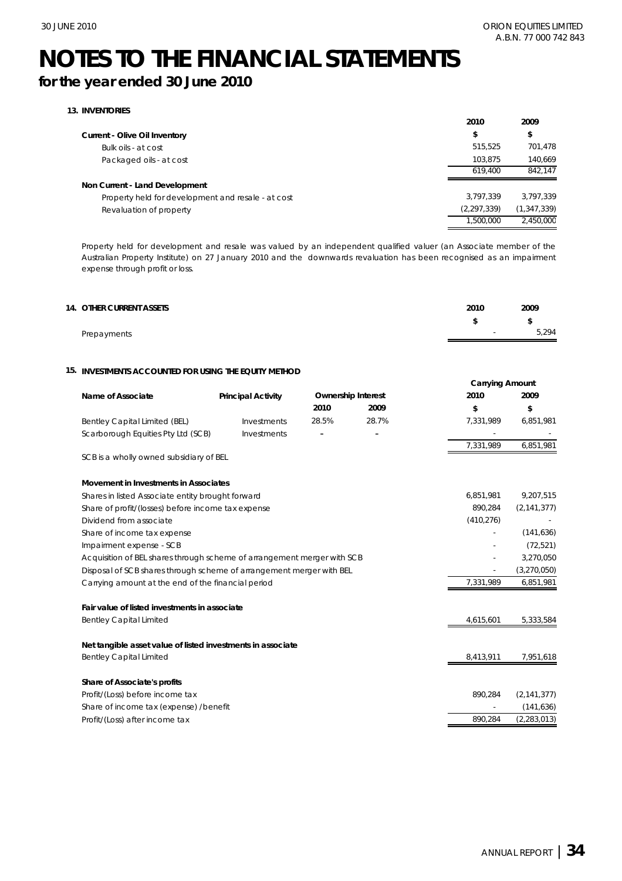# NOTES TO THE FINANCIAL STATEMENTS

## for the year ended 30 June 2010

### 13. INVENTORIES

| | 2010 | 2009 |
|---|---|---|
| **Current - Olive Oil Inventory** | $ | $ |
| Bulk oils - at cost | 515,525 | 701,478 |
| Packaged oils - at cost | 103,875 | 140,669 |
| | 619,400 | 842,147 |
| **Non Current - Land Development** | | |
| Property held for development and resale - at cost | 3,797,339 | 3,797,339 |
| Revaluation of property | (2,297,339) | (1,347,339) |
| | 1,500,000 | 2,450,000 |

Property held for development and resale was valued by an independent qualified valuer (an Associate member of the Australian Property Institute) on 27 January 2010 and the downwards revaluation has been recognised as an impairment expense through profit or loss.

### 14. OTHER CURRENT ASSETS

| | 2010 | 2009 |
|---|---|---|
| | $ | $ |
| Prepayments | - | 5,294 |

### 15. INVESTMENTS ACCOUNTED FOR USING THE EQUITY METHOD

| Name of Associate | Principal Activity | Ownership Interest | | Carrying Amount | |
|---|---|---|---|---|---|
| | | 2010 | 2009 | 2010 | 2009 |
| | | | | $ | $ |
| Bentley Capital Limited (BEL) | Investments | 28.5% | 28.7% | 7,331,989 | 6,851,981 |
| Scarborough Equities Pty Ltd (SCB) | Investments | - | - | - | - |
| | | | | 7,331,989 | 6,851,981 |

SCB is a wholly owned subsidiary of BEL

| | 2010 | 2009 |
|---|---|---|
| **Movement in Investments in Associates** | | |
| Shares in listed Associate entity brought forward | 6,851,981 | 9,207,515 |
| Share of profit/(losses) before income tax expense | 890,284 | (2,141,377) |
| Dividend from associate | (410,276) | - |
| Share of income tax expense | - | (141,636) |
| Impairment expense - SCB | - | (72,521) |
| Acquisition of BEL shares through scheme of arrangement merger with SCB | - | 3,270,050 |
| Disposal of SCB shares through scheme of arrangement merger with BEL | - | (3,270,050) |
| Carrying amount at the end of the financial period | 7,331,989 | 6,851,981 |
| **Fair value of listed investments in associate** | | |
| Bentley Capital Limited | 4,615,601 | 5,333,584 |
| **Net tangible asset value of listed investments in associate** | | |
| Bentley Capital Limited | 8,413,911 | 7,951,618 |
| **Share of Associate's profits** | | |
| Profit/(Loss) before income tax | 890,284 | (2,141,377) |
| Share of income tax (expense) /benefit | - | (141,636) |
| Profit/(Loss) after income tax | 890,284 | (2,283,013) |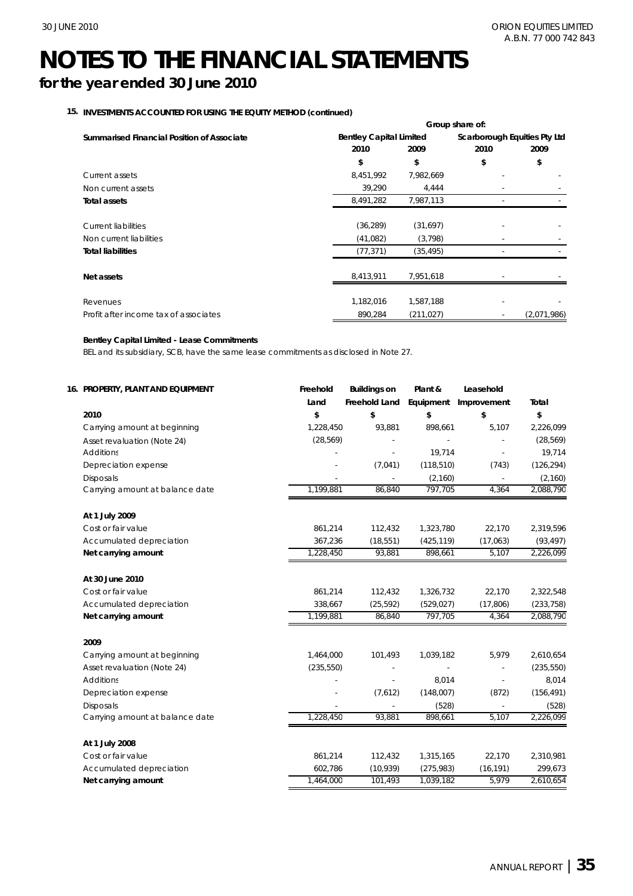# NOTES TO THE FINANCIAL STATEMENTS

## for the year ended 30 June 2010

### 15. INVESTMENTS ACCOUNTED FOR USING THE EQUITY METHOD (continued)

| | Group share of: | | | |
|---|---|---|---|---|
| **Summarised Financial Position of Associate** | **Bentley Capital Limited** | | **Scarborough Equities Pty Ltd** | |
| | **2010** | **2009** | **2010** | **2009** |
| | **$** | **$** | **$** | **$** |
| Current assets | 8,451,992 | 7,982,669 | - | - |
| Non current assets | 39,290 | 4,444 | - | - |
| **Total assets** | 8,491,282 | 7,987,113 | - | - |
| Current liabilities | (36,289) | (31,697) | - | - |
| Non current liabilities | (41,082) | (3,798) | - | - |
| **Total liabilities** | (77,371) | (35,495) | - | - |
| **Net assets** | 8,413,911 | 7,951,618 | - | - |
| Revenues | 1,182,016 | 1,587,188 | - | - |
| Profit after income tax of associates | 890,284 | (211,027) | - | (2,071,986) |

**Bentley Capital Limited - Lease Commitments**

BEL and its subsidiary, SCB, have the same lease commitments as disclosed in Note 27.

### 16. PROPERTY, PLANT AND EQUIPMENT

| | Freehold Land | Buildings on Freehold Land | Plant & Equipment | Leasehold Improvement | Total |
|---|---|---|---|---|---|
| **2010** | **$** | **$** | **$** | **$** | **$** |
| Carrying amount at beginning | 1,228,450 | 93,881 | 898,661 | 5,107 | 2,226,099 |
| Asset revaluation (Note 24) | (28,569) | - | - | - | (28,569) |
| Additions | - | - | 19,714 | - | 19,714 |
| Depreciation expense | - | (7,041) | (118,510) | (743) | (126,294) |
| Disposals | - | - | (2,160) | - | (2,160) |
| Carrying amount at balance date | 1,199,881 | 86,840 | 797,705 | 4,364 | 2,088,790 |
| **At 1 July 2009** | | | | | |
| Cost or fair value | 861,214 | 112,432 | 1,323,780 | 22,170 | 2,319,596 |
| Accumulated depreciation | 367,236 | (18,551) | (425,119) | (17,063) | (93,497) |
| **Net carrying amount** | 1,228,450 | 93,881 | 898,661 | 5,107 | 2,226,099 |
| **At 30 June 2010** | | | | | |
| Cost or fair value | 861,214 | 112,432 | 1,326,732 | 22,170 | 2,322,548 |
| Accumulated depreciation | 338,667 | (25,592) | (529,027) | (17,806) | (233,758) |
| **Net carrying amount** | 1,199,881 | 86,840 | 797,705 | 4,364 | 2,088,790 |
| **2009** | | | | | |
| Carrying amount at beginning | 1,464,000 | 101,493 | 1,039,182 | 5,979 | 2,610,654 |
| Asset revaluation (Note 24) | (235,550) | - | - | - | (235,550) |
| Additions | - | - | 8,014 | - | 8,014 |
| Depreciation expense | - | (7,612) | (148,007) | (872) | (156,491) |
| Disposals | - | - | (528) | - | (528) |
| Carrying amount at balance date | 1,228,450 | 93,881 | 898,661 | 5,107 | 2,226,099 |
| **At 1 July 2008** | | | | | |
| Cost or fair value | 861,214 | 112,432 | 1,315,165 | 22,170 | 2,310,981 |
| Accumulated depreciation | 602,786 | (10,939) | (275,983) | (16,191) | 299,673 |
| **Net carrying amount** | 1,464,000 | 101,493 | 1,039,182 | 5,979 | 2,610,654 |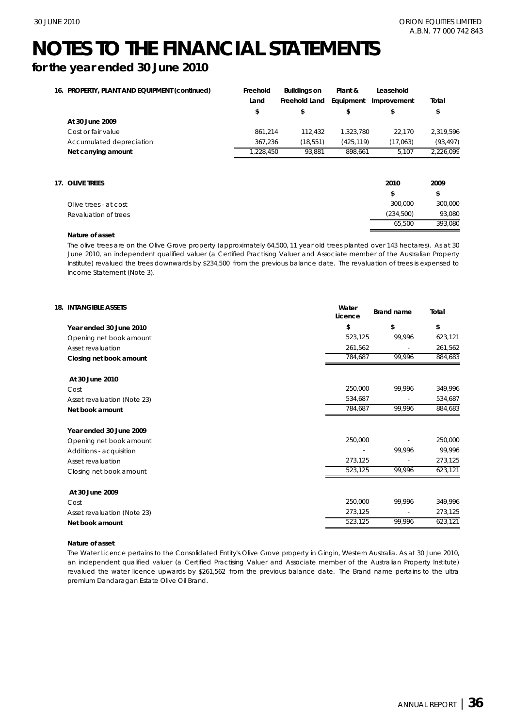# NOTES TO THE FINANCIAL STATEMENTS

## for the year ended 30 June 2010

### 16. PROPERTY, PLANT AND EQUIPMENT (continued)

| | Freehold Land | Buildings on Freehold Land | Plant & Equipment | Leasehold Improvement | Total |
|---|---|---|---|---|---|
| | $ | $ | $ | $ | $ |
| **At 30 June 2009** | | | | | |
| Cost or fair value | 861,214 | 112,432 | 1,323,780 | 22,170 | 2,319,596 |
| Accumulated depreciation | 367,236 | (18,551) | (425,119) | (17,063) | (93,497) |
| **Net carrying amount** | 1,228,450 | 93,881 | 898,661 | 5,107 | 2,226,099 |

### 17. OLIVE TREES

| | 2010 | 2009 |
|---|---|---|
| | $ | $ |
| Olive trees - at cost | 300,000 | 300,000 |
| Revaluation of trees | (234,500) | 93,080 |
| | 65,500 | 393,080 |

**Nature of asset**

The olive trees are on the Olive Grove property (approximately 64,500, 11 year old trees planted over 143 hectares). As at 30 June 2010, an independent qualified valuer (a Certified Practising Valuer and Associate member of the Australian Property Institute) revalued the trees downwards by $234,500 from the previous balance date. The revaluation of trees is expensed to Income Statement (Note 3).

### 18. INTANGIBLE ASSETS

| | Water Licence | Brand name | Total |
|---|---|---|---|
| **Year ended 30 June 2010** | $ | $ | $ |
| Opening net book amount | 523,125 | 99,996 | 623,121 |
| Asset revaluation | 261,562 | - | 261,562 |
| **Closing net book amount** | 784,687 | 99,996 | 884,683 |
| | | | |
| **At 30 June 2010** | | | |
| Cost | 250,000 | 99,996 | 349,996 |
| Asset revaluation (Note 23) | 534,687 | - | 534,687 |
| **Net book amount** | 784,687 | 99,996 | 884,683 |
| | | | |
| **Year ended 30 June 2009** | | | |
| Opening net book amount | 250,000 | - | 250,000 |
| Additions - acquisition | - | 99,996 | 99,996 |
| Asset revaluation | 273,125 | - | 273,125 |
| Closing net book amount | 523,125 | 99,996 | 623,121 |
| | | | |
| **At 30 June 2009** | | | |
| Cost | 250,000 | 99,996 | 349,996 |
| Asset revaluation (Note 23) | 273,125 | - | 273,125 |
| **Net book amount** | 523,125 | 99,996 | 623,121 |

**Nature of asset**

The Water Licence pertains to the Consolidated Entity's Olive Grove property in Gingin, Western Australia. As at 30 June 2010, an independent qualified valuer (a Certified Practising Valuer and Associate member of the Australian Property Institute) revalued the water licence upwards by $261,562 from the previous balance date. The Brand name pertains to the ultra premium Dandaragan Estate Olive Oil Brand.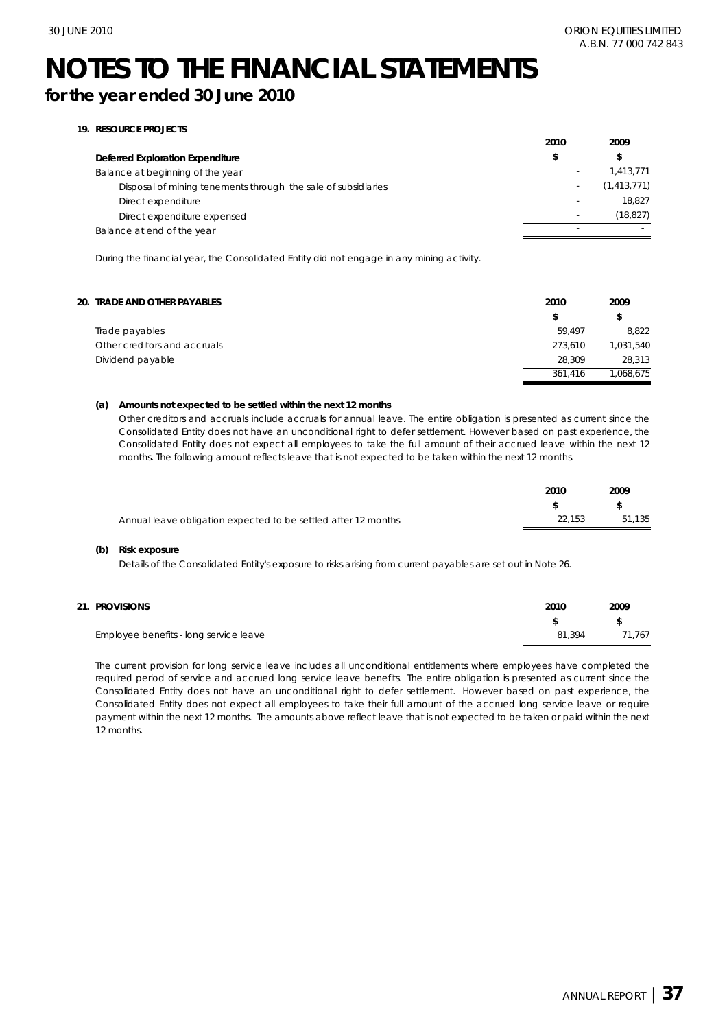# NOTES TO THE FINANCIAL STATEMENTS

## for the year ended 30 June 2010

### 19. RESOURCE PROJECTS

| | 2010 | 2009 |
|---|---|---|
| **Deferred Exploration Expenditure** | **$** | **$** |
| Balance at beginning of the year | - | 1,413,771 |
| Disposal of mining tenements through the sale of subsidiaries | - | (1,413,771) |
| Direct expenditure | - | 18,827 |
| Direct expenditure expensed | - | (18,827) |
| Balance at end of the year | - | - |

During the financial year, the Consolidated Entity did not engage in any mining activity.

### 20. TRADE AND OTHER PAYABLES

| | 2010 | 2009 |
|---|---|---|
| | $ | $ |
| Trade payables | 59,497 | 8,822 |
| Other creditors and accruals | 273,610 | 1,031,540 |
| Dividend payable | 28,309 | 28,313 |
| | 361,416 | 1,068,675 |

**(a) Amounts not expected to be settled within the next 12 months**

Other creditors and accruals include accruals for annual leave. The entire obligation is presented as current since the Consolidated Entity does not have an unconditional right to defer settlement. However based on past experience, the Consolidated Entity does not expect all employees to take the full amount of their accrued leave within the next 12 months. The following amount reflects leave that is not expected to be taken within the next 12 months.

| | 2010 | 2009 |
|---|---|---|
| | $ | $ |
| Annual leave obligation expected to be settled after 12 months | 22,153 | 51,135 |

**(b) Risk exposure**

Details of the Consolidated Entity's exposure to risks arising from current payables are set out in Note 26.

### 21. PROVISIONS

| | 2010 | 2009 |
|---|---|---|
| | $ | $ |
| Employee benefits - long service leave | 81,394 | 71,767 |

The current provision for long service leave includes all unconditional entitlements where employees have completed the required period of service and accrued long service leave benefits. The entire obligation is presented as current since the Consolidated Entity does not have an unconditional right to defer settlement. However based on past experience, the Consolidated Entity does not expect all employees to take their full amount of the accrued long service leave or require payment within the next 12 months. The amounts above reflect leave that is not expected to be taken or paid within the next 12 months.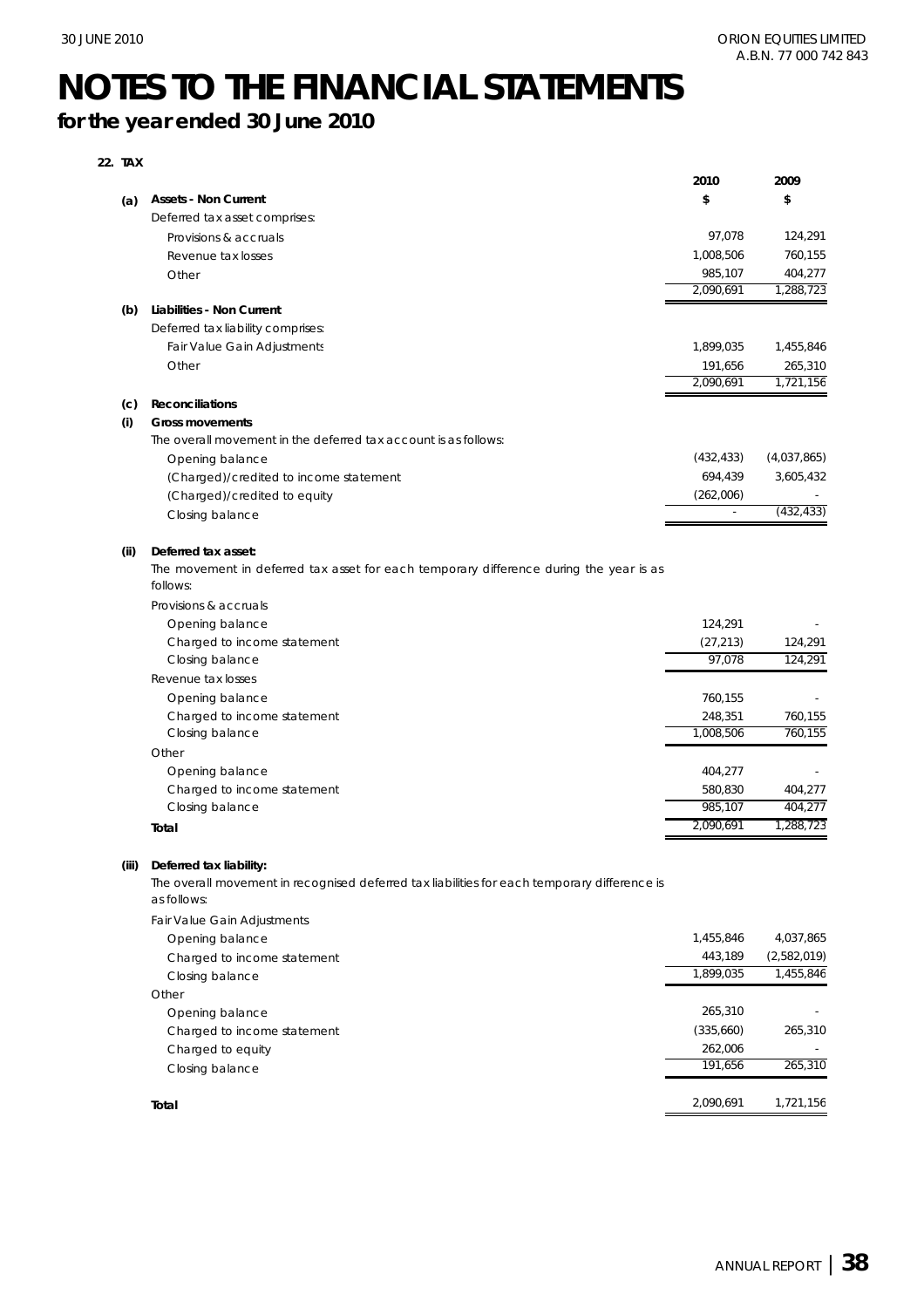# NOTES TO THE FINANCIAL STATEMENTS

## for the year ended 30 June 2010

### 22. TAX

| | | 2010 | 2009 |
|---|---|---|---|
| **(a)** | **Assets - Non Current** | **$** | **$** |
| | Deferred tax asset comprises: | | |
| | Provisions & accruals | 97,078 | 124,291 |
| | Revenue tax losses | 1,008,506 | 760,155 |
| | Other | 985,107 | 404,277 |
| | | 2,090,691 | 1,288,723 |
| **(b)** | **Liabilities - Non Current** | | |
| | Deferred tax liability comprises: | | |
| | Fair Value Gain Adjustments | 1,899,035 | 1,455,846 |
| | Other | 191,656 | 265,310 |
| | | 2,090,691 | 1,721,156 |
| **(c)** | **Reconciliations** | | |
| **(i)** | **Gross movements** | | |
| | The overall movement in the deferred tax account is as follows: | | |
| | Opening balance | (432,433) | (4,037,865) |
| | (Charged)/credited to income statement | 694,439 | 3,605,432 |
| | (Charged)/credited to equity | (262,006) | - |
| | Closing balance | - | (432,433) |
| **(ii)** | **Deferred tax asset:** | | |
| | The movement in deferred tax asset for each temporary difference during the year is as follows: | | |
| | Provisions & accruals | | |
| | Opening balance | 124,291 | - |
| | Charged to income statement | (27,213) | 124,291 |
| | Closing balance | 97,078 | 124,291 |
| | Revenue tax losses | | |
| | Opening balance | 760,155 | - |
| | Charged to income statement | 248,351 | 760,155 |
| | Closing balance | 1,008,506 | 760,155 |
| | Other | | |
| | Opening balance | 404,277 | - |
| | Charged to income statement | 580,830 | 404,277 |
| | Closing balance | 985,107 | 404,277 |
| | **Total** | 2,090,691 | 1,288,723 |
| **(iii)** | **Deferred tax liability:** | | |
| | The overall movement in recognised deferred tax liabilities for each temporary difference is as follows: | | |
| | Fair Value Gain Adjustments | | |
| | Opening balance | 1,455,846 | 4,037,865 |
| | Charged to income statement | 443,189 | (2,582,019) |
| | Closing balance | 1,899,035 | 1,455,846 |
| | Other | | |
| | Opening balance | 265,310 | - |
| | Charged to income statement | (335,660) | 265,310 |
| | Charged to equity | 262,006 | - |
| | Closing balance | 191,656 | 265,310 |
| | **Total** | 2,090,691 | 1,721,156 |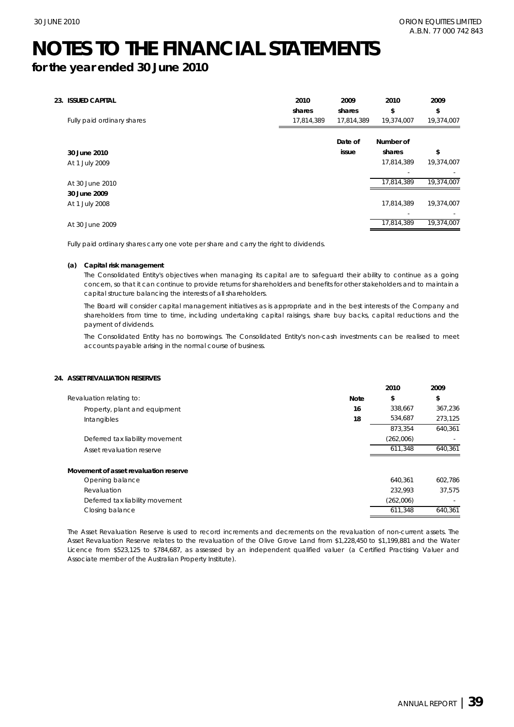# NOTES TO THE FINANCIAL STATEMENTS

## for the year ended 30 June 2010

### 23. ISSUED CAPITAL

| | 2010 shares | 2009 shares | 2010 $ | 2009 $ |
|---|---|---|---|---|
| Fully paid ordinary shares | 17,814,389 | 17,814,389 | 19,374,007 | 19,374,007 |

| | Date of issue | Number of shares | $ |
|---|---|---|---|
| **30 June 2010** | | | |
| At 1 July 2009 | | 17,814,389 | 19,374,007 |
| | | - | - |
| At 30 June 2010 | | 17,814,389 | 19,374,007 |
| **30 June 2009** | | | |
| At 1 July 2008 | | 17,814,389 | 19,374,007 |
| | | - | - |
| At 30 June 2009 | | 17,814,389 | 19,374,007 |

*Fully paid ordinary shares carry one vote per share and carry the right to dividends.*

**(a) Capital risk management**

*The Consolidated Entity's objectives when managing its capital are to safeguard their ability to continue as a going concern, so that it can continue to provide returns for shareholders and benefits for other stakeholders and to maintain a capital structure balancing the interests of all shareholders.*

*The Board will consider capital management initiatives as is appropriate and in the best interests of the Company and shareholders from time to time, including undertaking capital raisings, share buy backs, capital reductions and the payment of dividends.*

*The Consolidated Entity has no borrowings. The Consolidated Entity's non-cash investments can be realised to meet accounts payable arising in the normal course of business.*

### 24. ASSET REVALUATION RESERVES

| | Note | 2010 $ | 2009 $ |
|---|---|---|---|
| Revaluation relating to: | | | |
| Property, plant and equipment | 16 | 338,667 | 367,236 |
| Intangibles | 18 | 534,687 | 273,125 |
| | | 873,354 | 640,361 |
| Deferred tax liability movement | | (262,006) | - |
| Asset revaluation reserve | | 611,348 | 640,361 |
| **Movement of asset revaluation reserve** | | | |
| Opening balance | | 640,361 | 602,786 |
| Revaluation | | 232,993 | 37,575 |
| Deferred tax liability movement | | (262,006) | - |
| Closing balance | | 611,348 | 640,361 |

*The Asset Revaluation Reserve is used to record increments and decrements on the revaluation of non-current assets. The Asset Revaluation Reserve relates to the revaluation of the Olive Grove Land from $1,228,450 to $1,199,881 and the Water Licence from $523,125 to $784,687, as assessed by an independent qualified valuer (a Certified Practising Valuer and Associate member of the Australian Property Institute).*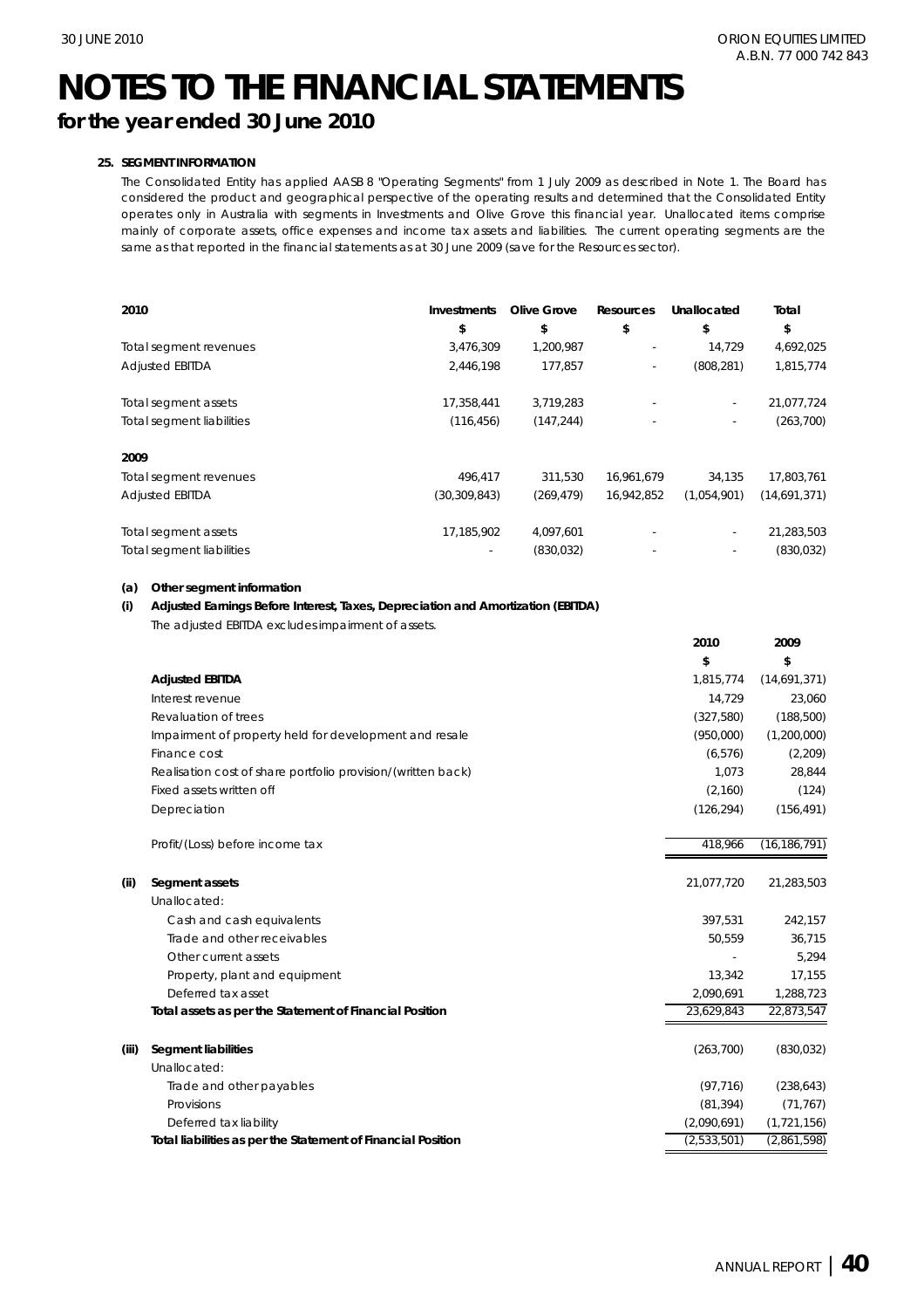# NOTES TO THE FINANCIAL STATEMENTS

## for the year ended 30 June 2010

### 25. SEGMENT INFORMATION

The Consolidated Entity has applied AASB 8 "Operating Segments" from 1 July 2009 as described in Note 1. The Board has considered the product and geographical perspective of the operating results and determined that the Consolidated Entity operates only in Australia with segments in Investments and Olive Grove this financial year. Unallocated items comprise mainly of corporate assets, office expenses and income tax assets and liabilities. The current operating segments are the same as that reported in the financial statements as at 30 June 2009 (save for the Resources sector).

| 2010 | Investments | Olive Grove | Resources | Unallocated | Total |
|---|---|---|---|---|---|
| | $ | $ | $ | $ | $ |
| Total segment revenues | 3,476,309 | 1,200,987 | - | 14,729 | 4,692,025 |
| Adjusted EBITDA | 2,446,198 | 177,857 | - | (808,281) | 1,815,774 |
| | | | | | |
| Total segment assets | 17,358,441 | 3,719,283 | - | - | 21,077,724 |
| Total segment liabilities | (116,456) | (147,244) | - | - | (263,700) |
| | | | | | |
| **2009** | | | | | |
| Total segment revenues | 496,417 | 311,530 | 16,961,679 | 34,135 | 17,803,761 |
| Adjusted EBITDA | (30,309,843) | (269,479) | 16,942,852 | (1,054,901) | (14,691,371) |
| | | | | | |
| Total segment assets | 17,185,902 | 4,097,601 | - | - | 21,283,503 |
| Total segment liabilities | - | (830,032) | - | - | (830,032) |

**(a) Other segment information**

**(i) Adjusted Earnings Before Interest, Taxes, Depreciation and Amortization (EBITDA)**

The adjusted EBITDA excludes impairment of assets.

| | 2010 | 2009 |
|---|---|---|
| | $ | $ |
| **Adjusted EBITDA** | 1,815,774 | (14,691,371) |
| Interest revenue | 14,729 | 23,060 |
| Revaluation of trees | (327,580) | (188,500) |
| Impairment of property held for development and resale | (950,000) | (1,200,000) |
| Finance cost | (6,576) | (2,209) |
| Realisation cost of share portfolio provision/(written back) | 1,073 | 28,844 |
| Fixed assets written off | (2,160) | (124) |
| Depreciation | (126,294) | (156,491) |
| | | |
| Profit/(Loss) before income tax | 418,966 | (16,186,791) |

**(ii) Segment assets**

| | 2010 | 2009 |
|---|---|---|
| **Segment assets** | 21,077,720 | 21,283,503 |
| Unallocated: | | |
| Cash and cash equivalents | 397,531 | 242,157 |
| Trade and other receivables | 50,559 | 36,715 |
| Other current assets | - | 5,294 |
| Property, plant and equipment | 13,342 | 17,155 |
| Deferred tax asset | 2,090,691 | 1,288,723 |
| **Total assets as per the Statement of Financial Position** | 23,629,843 | 22,873,547 |

**(iii) Segment liabilities**

| | 2010 | 2009 |
|---|---|---|
| **Segment liabilities** | (263,700) | (830,032) |
| Unallocated: | | |
| Trade and other payables | (97,716) | (238,643) |
| Provisions | (81,394) | (71,767) |
| Deferred tax liability | (2,090,691) | (1,721,156) |
| **Total liabilities as per the Statement of Financial Position** | (2,533,501) | (2,861,598) |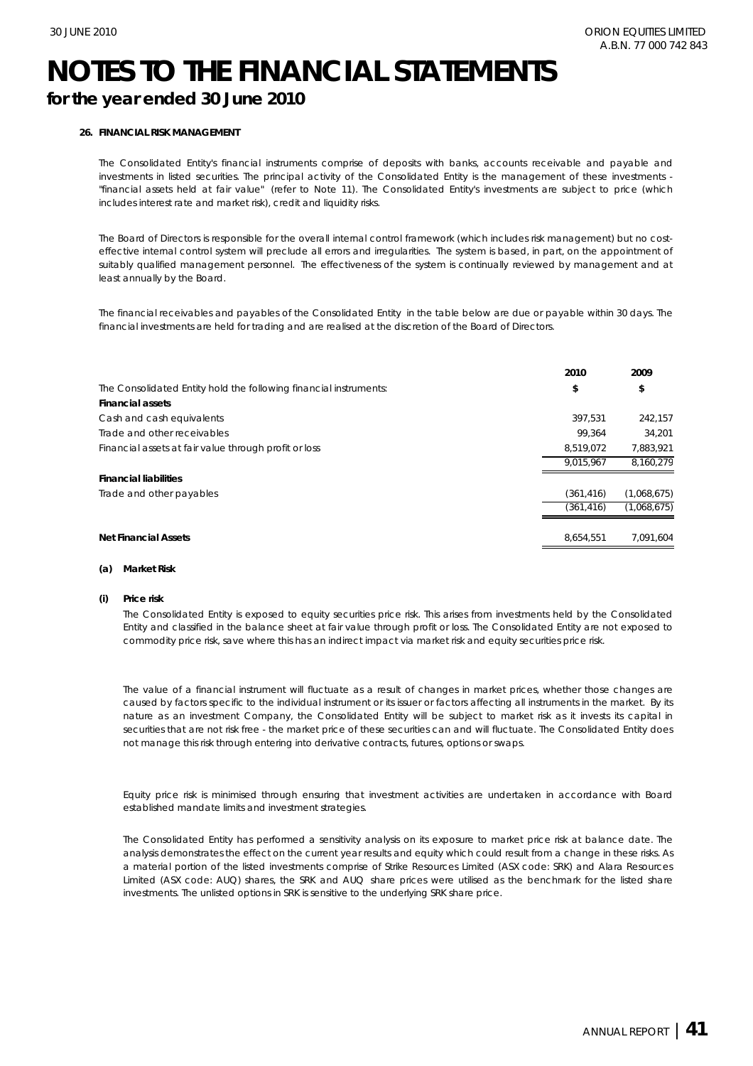# NOTES TO THE FINANCIAL STATEMENTS

## for the year ended 30 June 2010

### 26. FINANCIAL RISK MANAGEMENT

The Consolidated Entity's financial instruments comprise of deposits with banks, accounts receivable and payable and investments in listed securities. The principal activity of the Consolidated Entity is the management of these investments - "financial assets held at fair value" (refer to Note 11). The Consolidated Entity's investments are subject to price (which includes interest rate and market risk), credit and liquidity risks.

The Board of Directors is responsible for the overall internal control framework (which includes risk management) but no cost-effective internal control system will preclude all errors and irregularities. The system is based, in part, on the appointment of suitably qualified management personnel. The effectiveness of the system is continually reviewed by management and at least annually by the Board.

The financial receivables and payables of the Consolidated Entity in the table below are due or payable within 30 days. The financial investments are held for trading and are realised at the discretion of the Board of Directors.

| | 2010 | 2009 |
|---|---|---|
| The Consolidated Entity hold the following financial instruments: | $ | $ |
| **Financial assets** | | |
| Cash and cash equivalents | 397,531 | 242,157 |
| Trade and other receivables | 99,364 | 34,201 |
| Financial assets at fair value through profit or loss | 8,519,072 | 7,883,921 |
| | 9,015,967 | 8,160,279 |
| **Financial liabilities** | | |
| Trade and other payables | (361,416) | (1,068,675) |
| | (361,416) | (1,068,675) |
| **Net Financial Assets** | 8,654,551 | 7,091,604 |

**(a) Market Risk**

**(i) Price risk**

The Consolidated Entity is exposed to equity securities price risk. This arises from investments held by the Consolidated Entity and classified in the balance sheet at fair value through profit or loss. The Consolidated Entity are not exposed to commodity price risk, save where this has an indirect impact via market risk and equity securities price risk.

The value of a financial instrument will fluctuate as a result of changes in market prices, whether those changes are caused by factors specific to the individual instrument or its issuer or factors affecting all instruments in the market. By its nature as an investment Company, the Consolidated Entity will be subject to market risk as it invests its capital in securities that are not risk free - the market price of these securities can and will fluctuate. The Consolidated Entity does not manage this risk through entering into derivative contracts, futures, options or swaps.

Equity price risk is minimised through ensuring that investment activities are undertaken in accordance with Board established mandate limits and investment strategies.

The Consolidated Entity has performed a sensitivity analysis on its exposure to market price risk at balance date. The analysis demonstrates the effect on the current year results and equity which could result from a change in these risks. As a material portion of the listed investments comprise of Strike Resources Limited (ASX code: SRK) and Alara Resources Limited (ASX code: AUQ) shares, the SRK and AUQ share prices were utilised as the benchmark for the listed share investments. The unlisted options in SRK is sensitive to the underlying SRK share price.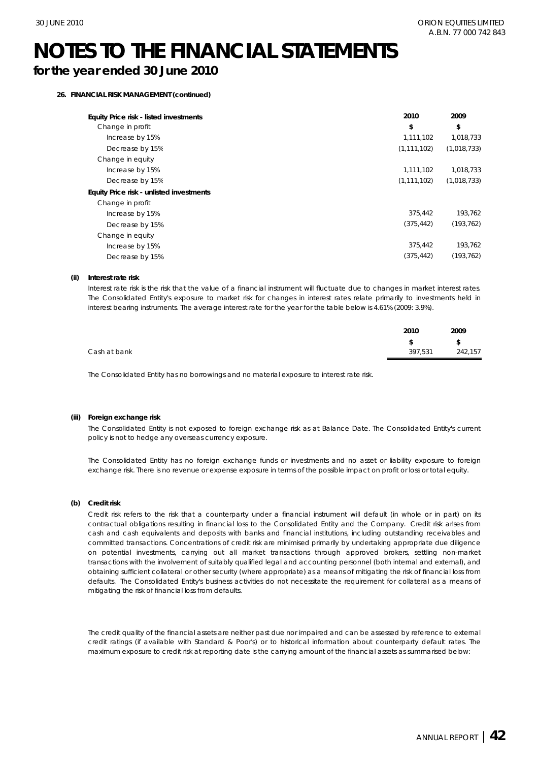# NOTES TO THE FINANCIAL STATEMENTS

## for the year ended 30 June 2010

**26. FINANCIAL RISK MANAGEMENT (continued)**

| **Equity Price risk - listed investments** | **2010** | **2009** |
|---|---|---|
| Change in profit | **$** | **$** |
| Increase by 15% | 1,111,102 | 1,018,733 |
| Decrease by 15% | (1,111,102) | (1,018,733) |
| Change in equity | | |
| Increase by 15% | 1,111,102 | 1,018,733 |
| Decrease by 15% | (1,111,102) | (1,018,733) |
| **Equity Price risk - unlisted investments** | | |
| Change in profit | | |
| Increase by 15% | 375,442 | 193,762 |
| Decrease by 15% | (375,442) | (193,762) |
| Change in equity | | |
| Increase by 15% | 375,442 | 193,762 |
| Decrease by 15% | (375,442) | (193,762) |

**(ii) Interest rate risk**

Interest rate risk is the risk that the value of a financial instrument will fluctuate due to changes in market interest rates. The Consolidated Entity's exposure to market risk for changes in interest rates relate primarily to investments held in interest bearing instruments. The average interest rate for the year for the table below is 4.61% (2009: 3.9%).

| | **2010** | **2009** |
|---|---|---|
| | **$** | **$** |
| Cash at bank | 397,531 | 242,157 |

The Consolidated Entity has no borrowings and no material exposure to interest rate risk.

**(iii) Foreign exchange risk**

The Consolidated Entity is not exposed to foreign exchange risk as at Balance Date. The Consolidated Entity's current policy is not to hedge any overseas currency exposure.

The Consolidated Entity has no foreign exchange funds or investments and no asset or liability exposure to foreign exchange risk. There is no revenue or expense exposure in terms of the possible impact on profit or loss or total equity.

**(b) Credit risk**

Credit risk refers to the risk that a counterparty under a financial instrument will default (in whole or in part) on its contractual obligations resulting in financial loss to the Consolidated Entity and the Company. Credit risk arises from cash and cash equivalents and deposits with banks and financial institutions, including outstanding receivables and committed transactions. Concentrations of credit risk are minimised primarily by undertaking appropriate due diligence on potential investments, carrying out all market transactions through approved brokers, settling non-market transactions with the involvement of suitably qualified legal and accounting personnel (both internal and external), and obtaining sufficient collateral or other security (where appropriate) as a means of mitigating the risk of financial loss from defaults. The Consolidated Entity's business activities do not necessitate the requirement for collateral as a means of mitigating the risk of financial loss from defaults.

The credit quality of the financial assets are neither past due nor impaired and can be assessed by reference to external credit ratings (if available with Standard & Poor's) or to historical information about counterparty default rates. The maximum exposure to credit risk at reporting date is the carrying amount of the financial assets as summarised below: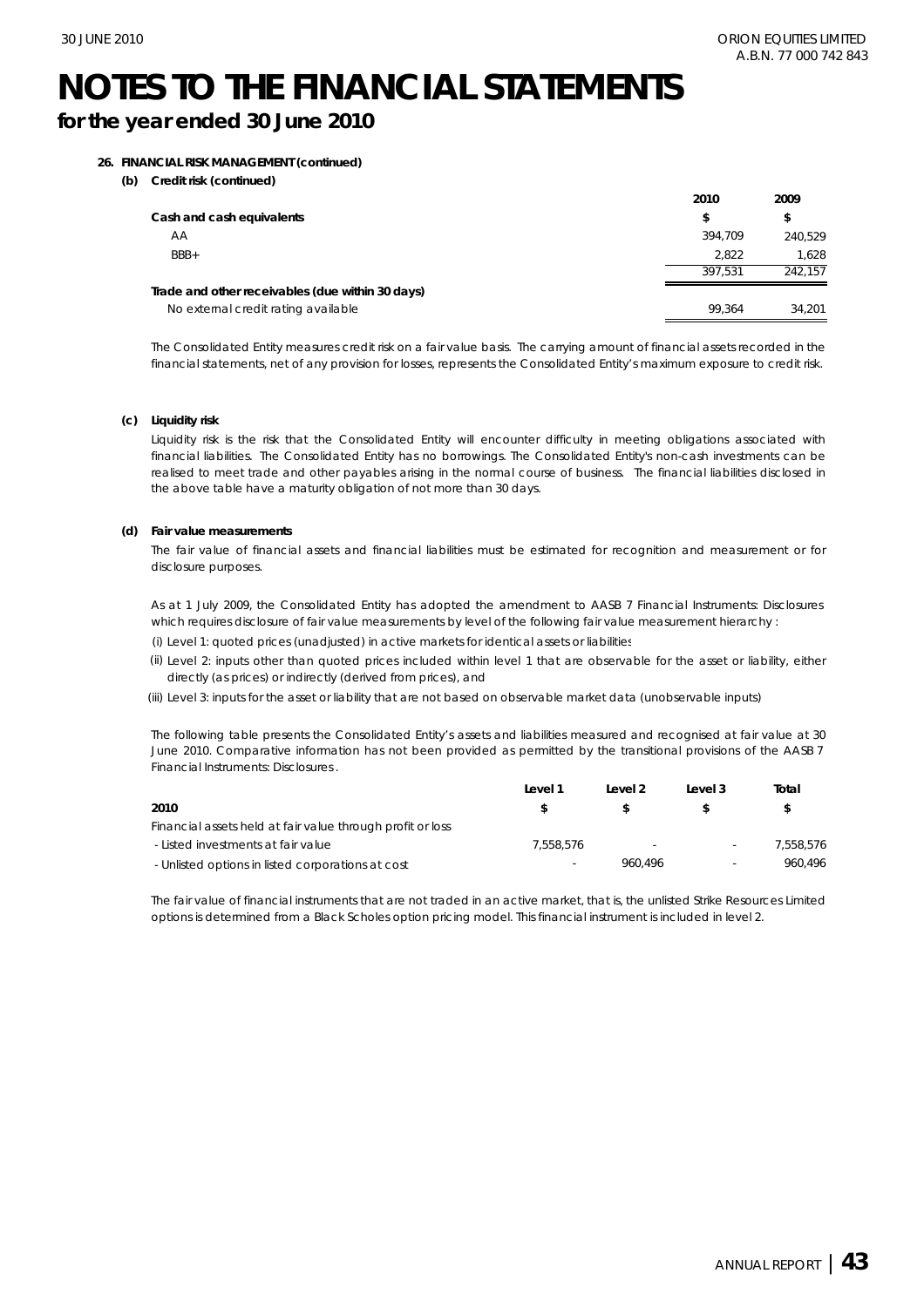# NOTES TO THE FINANCIAL STATEMENTS

## for the year ended 30 June 2010

**26. FINANCIAL RISK MANAGEMENT (continued)**

**(b) Credit risk (continued)**

| | 2010 | 2009 |
|---|---|---|
| **Cash and cash equivalents** | **$** | **$** |
| AA | 394,709 | 240,529 |
| BBB+ | 2,822 | 1,628 |
| | 397,531 | 242,157 |
| **Trade and other receivables (due within 30 days)** | | |
| No external credit rating available | 99,364 | 34,201 |

The Consolidated Entity measures credit risk on a fair value basis. The carrying amount of financial assets recorded in the financial statements, net of any provision for losses, represents the Consolidated Entity's maximum exposure to credit risk.

**(c) Liquidity risk**

Liquidity risk is the risk that the Consolidated Entity will encounter difficulty in meeting obligations associated with financial liabilities. The Consolidated Entity has no borrowings. The Consolidated Entity's non-cash investments can be realised to meet trade and other payables arising in the normal course of business. The financial liabilities disclosed in the above table have a maturity obligation of not more than 30 days.

**(d) Fair value measurements**

The fair value of financial assets and financial liabilities must be estimated for recognition and measurement or for disclosure purposes.

As at 1 July 2009, the Consolidated Entity has adopted the amendment to AASB 7 Financial Instruments: Disclosures which requires disclosure of fair value measurements by level of the following fair value measurement hierarchy :

(i) Level 1: quoted prices (unadjusted) in active markets for identical assets or liabilities

(ii) Level 2: inputs other than quoted prices included within level 1 that are observable for the asset or liability, either directly (as prices) or indirectly (derived from prices), and

(iii) Level 3: inputs for the asset or liability that are not based on observable market data (unobservable inputs)

The following table presents the Consolidated Entity's assets and liabilities measured and recognised at fair value at 30 June 2010. Comparative information has not been provided as permitted by the transitional provisions of the AASB 7 *Financial Instruments: Disclosures*.

| | Level 1 | Level 2 | Level 3 | Total |
|---|---|---|---|---|
| **2010** | **$** | **$** | **$** | **$** |
| Financial assets held at fair value through profit or loss | | | | |
| - Listed investments at fair value | 7,558,576 | - | - | 7,558,576 |
| - Unlisted options in listed corporations at cost | - | 960,496 | - | 960,496 |

The fair value of financial instruments that are not traded in an active market, that is, the unlisted Strike Resources Limited options is determined from a Black Scholes option pricing model. This financial instrument is included in level 2.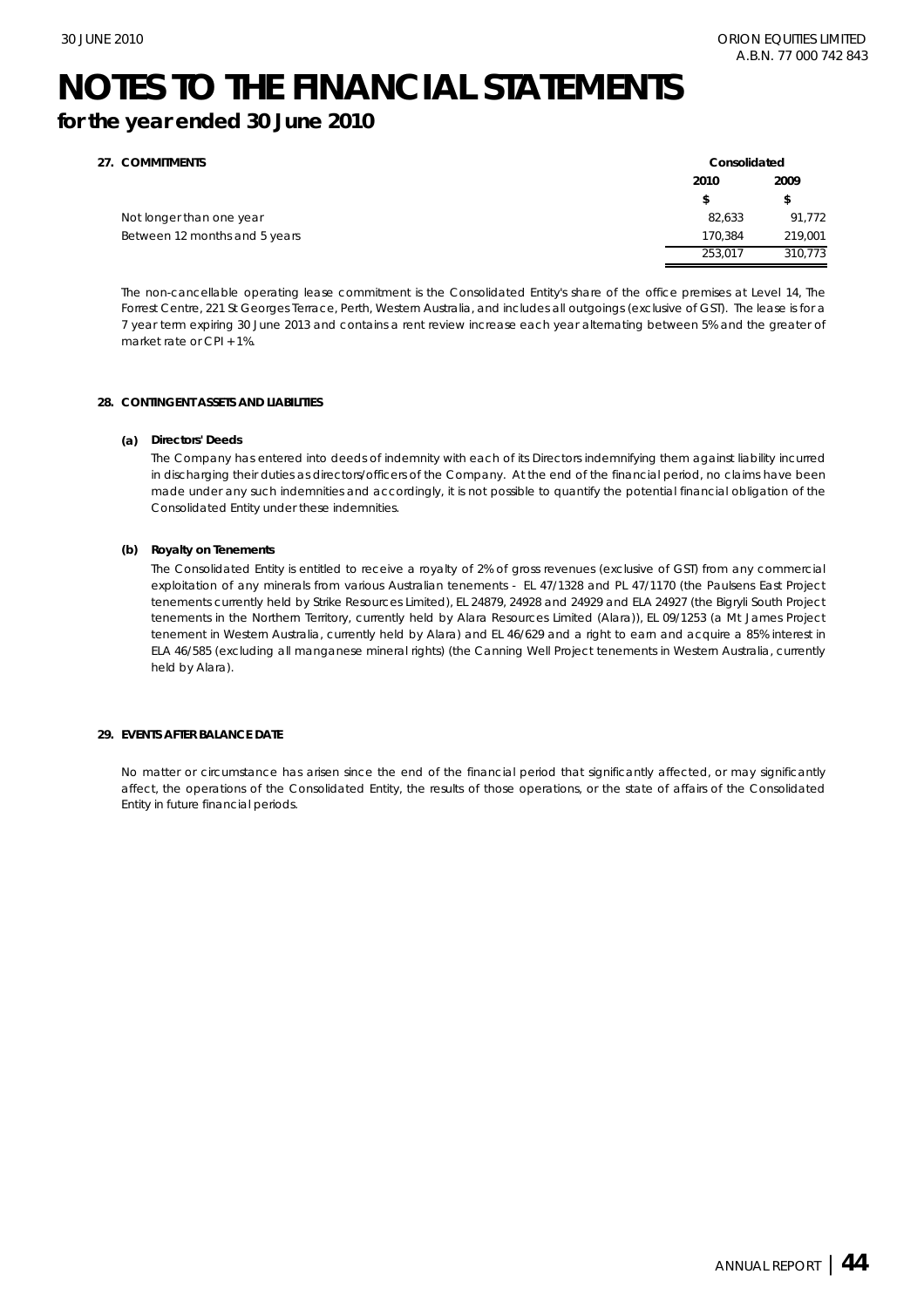# NOTES TO THE FINANCIAL STATEMENTS

## for the year ended 30 June 2010

### 27. COMMITMENTS

| | Consolidated | |
|---|---|---|
| | 2010 | 2009 |
| | $ | $ |
| Not longer than one year | 82,633 | 91,772 |
| Between 12 months and 5 years | 170,384 | 219,001 |
| | 253,017 | 310,773 |

The non-cancellable operating lease commitment is the Consolidated Entity's share of the office premises at Level 14, The Forrest Centre, 221 St Georges Terrace, Perth, Western Australia, and includes all outgoings (exclusive of GST). The lease is for a 7 year term expiring 30 June 2013 and contains a rent review increase each year alternating between 5% and the greater of market rate or CPI + 1%.

### 28. CONTINGENT ASSETS AND LIABILITIES

**(a) Directors' Deeds**

The Company has entered into deeds of indemnity with each of its Directors indemnifying them against liability incurred in discharging their duties as directors/officers of the Company. At the end of the financial period, no claims have been made under any such indemnities and accordingly, it is not possible to quantify the potential financial obligation of the Consolidated Entity under these indemnities.

**(b) Royalty on Tenements**

The Consolidated Entity is entitled to receive a royalty of 2% of gross revenues (exclusive of GST) from any commercial exploitation of any minerals from various Australian tenements - EL 47/1328 and PL 47/1170 (the Paulsens East Project tenements currently held by Strike Resources Limited), EL 24879, 24928 and 24929 and ELA 24927 (the Bigryli South Project tenements in the Northern Territory, currently held by Alara Resources Limited (Alara)), EL 09/1253 (a Mt James Project tenement in Western Australia, currently held by Alara) and EL 46/629 and a right to earn and acquire a 85% interest in ELA 46/585 (excluding all manganese mineral rights) (the Canning Well Project tenements in Western Australia, currently held by Alara).

### 29. EVENTS AFTER BALANCE DATE

No matter or circumstance has arisen since the end of the financial period that significantly affected, or may significantly affect, the operations of the Consolidated Entity, the results of those operations, or the state of affairs of the Consolidated Entity in future financial periods.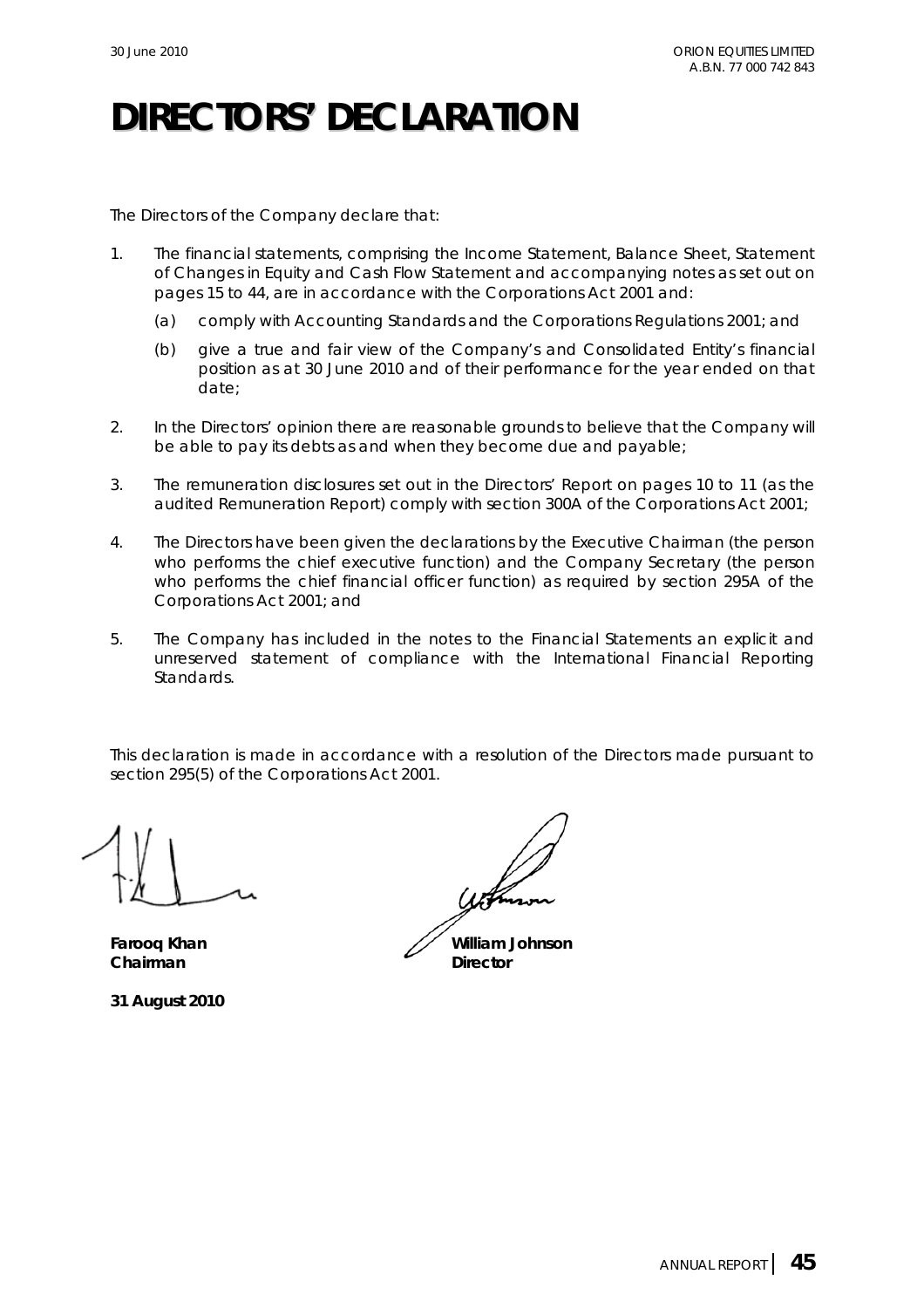# DIRECTORS' DECLARATION

The Directors of the Company declare that:

1. The financial statements, comprising the Income Statement, Balance Sheet, Statement of Changes in Equity and Cash Flow Statement and accompanying notes as set out on pages 15 to 44, are in accordance with the Corporations Act 2001 and:
   (a) comply with Accounting Standards and the Corporations Regulations 2001; and
   (b) give a true and fair view of the Company's and Consolidated Entity's financial position as at 30 June 2010 and of their performance for the year ended on that date;
2. In the Directors' opinion there are reasonable grounds to believe that the Company will be able to pay its debts as and when they become due and payable;
3. The remuneration disclosures set out in the Directors' Report on pages 10 to 11 (as the audited Remuneration Report) comply with section 300A of the Corporations Act 2001;
4. The Directors have been given the declarations by the Executive Chairman (the person who performs the chief executive function) and the Company Secretary (the person who performs the chief financial officer function) as required by section 295A of the Corporations Act 2001; and
5. The Company has included in the notes to the Financial Statements an explicit and unreserved statement of compliance with the International Financial Reporting Standards.

This declaration is made in accordance with a resolution of the Directors made pursuant to section 295(5) of the Corporations Act 2001.

**Farooq Khan**
**Chairman**

**William Johnson**
**Director**

**31 August 2010**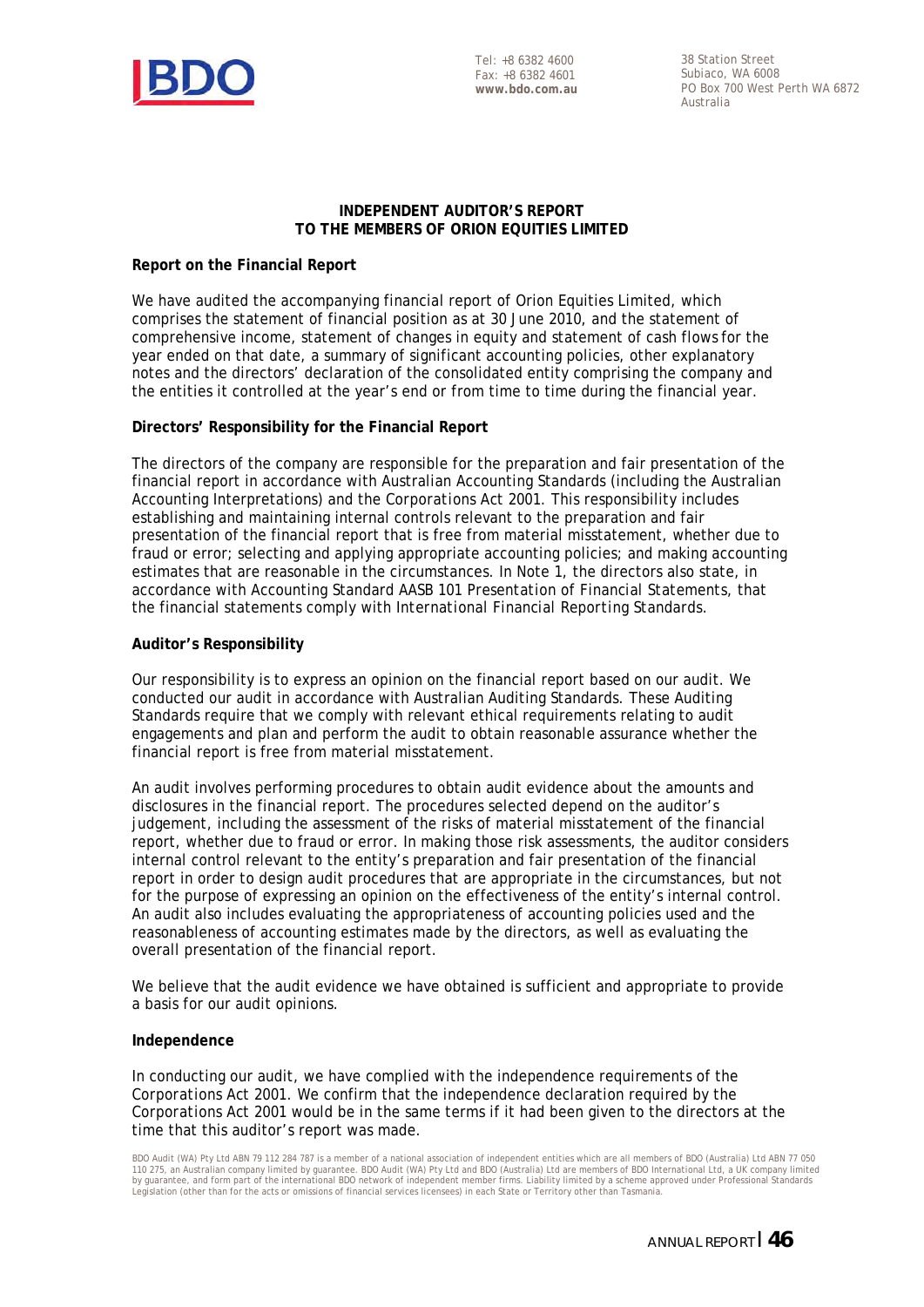Tel: +8 6382 4600
Fax: +8 6382 4601
**www.bdo.com.au**

38 Station Street
Subiaco, WA 6008
PO Box 700 West Perth WA 6872
Australia

**INDEPENDENT AUDITOR'S REPORT**
**TO THE MEMBERS OF ORION EQUITIES LIMITED**

**Report on the Financial Report**

We have audited the accompanying financial report of Orion Equities Limited, which comprises the statement of financial position as at 30 June 2010, and the statement of comprehensive income, statement of changes in equity and statement of cash flows for the year ended on that date, a summary of significant accounting policies, other explanatory notes and the directors' declaration of the consolidated entity comprising the company and the entities it controlled at the year's end or from time to time during the financial year.

**Directors' Responsibility for the Financial Report**

The directors of the company are responsible for the preparation and fair presentation of the financial report in accordance with Australian Accounting Standards (including the Australian Accounting Interpretations) and the *Corporations Act 2001*. This responsibility includes establishing and maintaining internal controls relevant to the preparation and fair presentation of the financial report that is free from material misstatement, whether due to fraud or error; selecting and applying appropriate accounting policies; and making accounting estimates that are reasonable in the circumstances. In Note 1, the directors also state, in accordance with Accounting Standard AASB 101 *Presentation of Financial Statements*, that the financial statements comply with *International Financial Reporting Standards*.

**Auditor's Responsibility**

Our responsibility is to express an opinion on the financial report based on our audit. We conducted our audit in accordance with Australian Auditing Standards. These Auditing Standards require that we comply with relevant ethical requirements relating to audit engagements and plan and perform the audit to obtain reasonable assurance whether the financial report is free from material misstatement.

An audit involves performing procedures to obtain audit evidence about the amounts and disclosures in the financial report. The procedures selected depend on the auditor's judgement, including the assessment of the risks of material misstatement of the financial report, whether due to fraud or error. In making those risk assessments, the auditor considers internal control relevant to the entity's preparation and fair presentation of the financial report in order to design audit procedures that are appropriate in the circumstances, but not for the purpose of expressing an opinion on the effectiveness of the entity's internal control. An audit also includes evaluating the appropriateness of accounting policies used and the reasonableness of accounting estimates made by the directors, as well as evaluating the overall presentation of the financial report.

We believe that the audit evidence we have obtained is sufficient and appropriate to provide a basis for our audit opinions.

**Independence**

In conducting our audit, we have complied with the independence requirements of the *Corporations Act 2001*. We confirm that the independence declaration required by the *Corporations Act 2001* would be in the same terms if it had been given to the directors at the time that this auditor's report was made.

BDO Audit (WA) Pty Ltd ABN 79 112 284 787 is a member of a national association of independent entities which are all members of BDO (Australia) Ltd ABN 77 050 110 275, an Australian company limited by guarantee. BDO Audit (WA) Pty Ltd and BDO (Australia) Ltd are members of BDO International Ltd, a UK company limited by guarantee, and form part of the international BDO network of independent member firms. Liability limited by a scheme approved under Professional Standards Legislation (other than for the acts or omissions of financial services licensees) in each State or Territory other than Tasmania.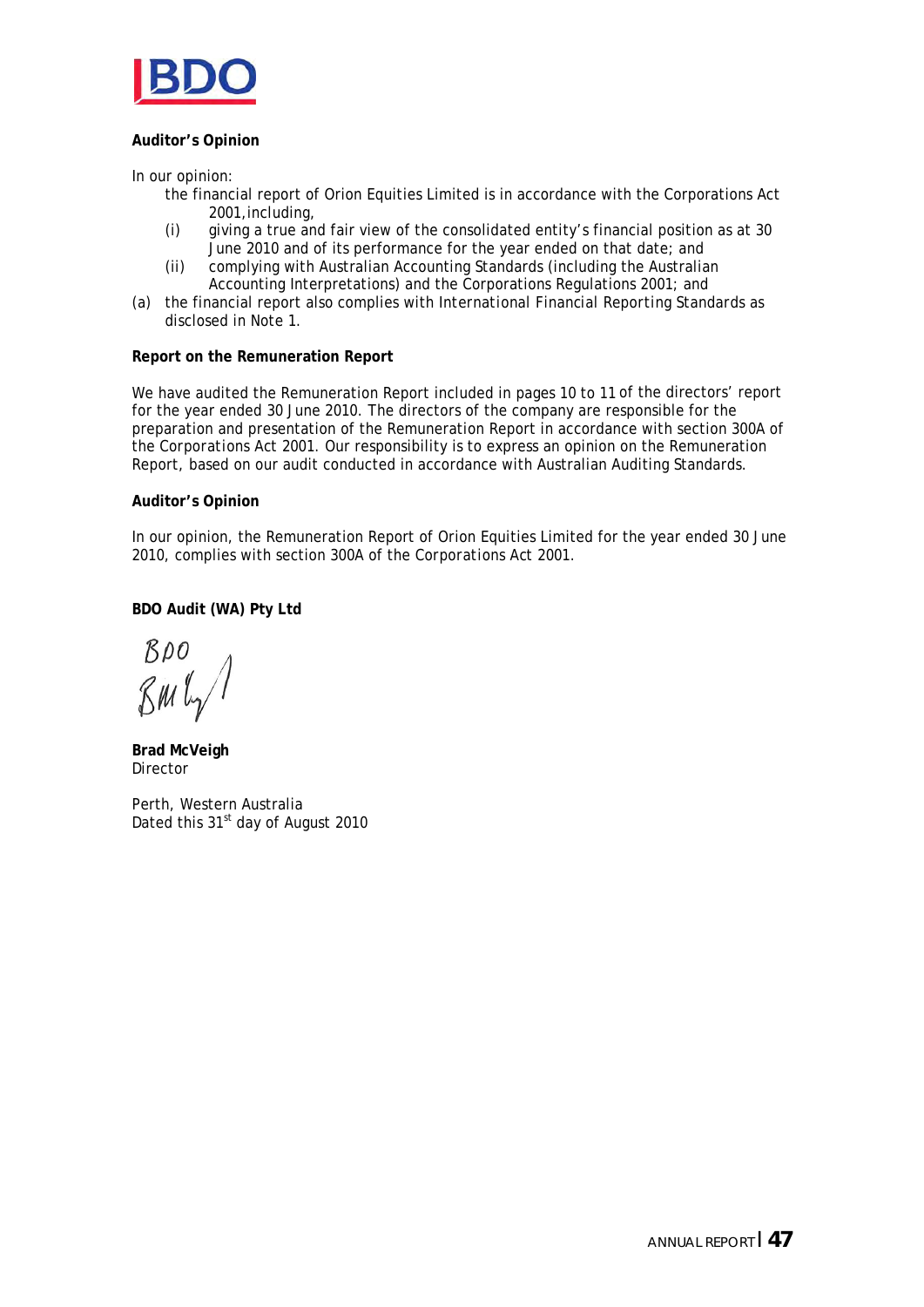**Auditor's Opinion**

In our opinion:

the financial report of Orion Equities Limited is in accordance with the Corporations Act 2001, including,

(i) giving a true and fair view of the consolidated entity's financial position as at 30 June 2010 and of its performance for the year ended on that date; and

(ii) complying with Australian Accounting Standards (including the Australian Accounting Interpretations) and the Corporations Regulations 2001; and

(a) the financial report also complies with International Financial Reporting Standards as disclosed in Note 1.

**Report on the Remuneration Report**

We have audited the Remuneration Report included in pages 10 to 11 of the directors' report for the year ended 30 June 2010. The directors of the company are responsible for the preparation and presentation of the Remuneration Report in accordance with section 300A of the Corporations Act 2001. Our responsibility is to express an opinion on the Remuneration Report, based on our audit conducted in accordance with Australian Auditing Standards.

**Auditor's Opinion**

In our opinion, the Remuneration Report of Orion Equities Limited for the year ended 30 June 2010, complies with section 300A of the Corporations Act 2001.

**BDO Audit (WA) Pty Ltd**

BDO

**Brad McVeigh**
Director

Perth, Western Australia
Dated this 31st day of August 2010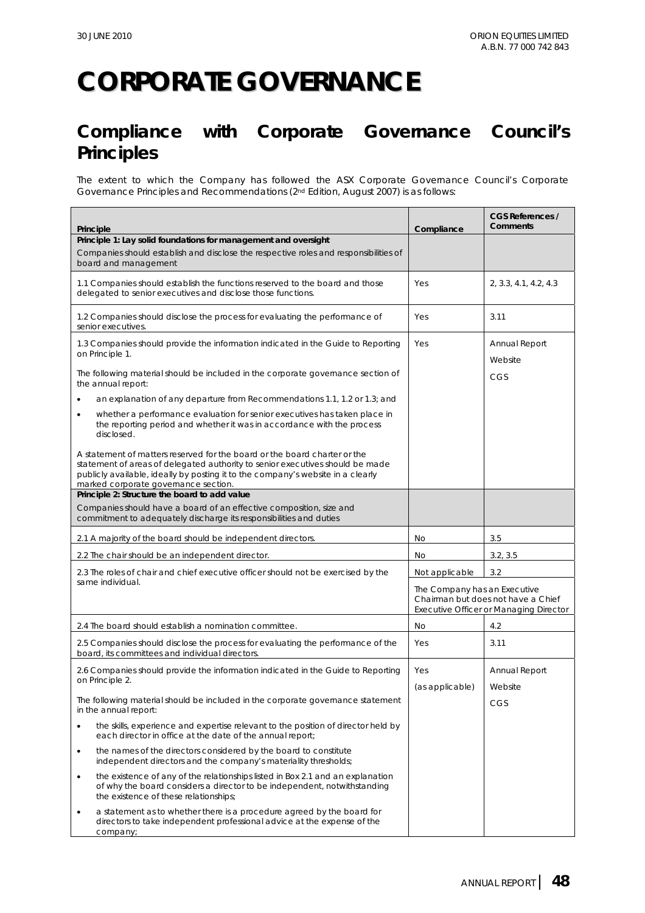# CORPORATE GOVERNANCE

## Compliance with Corporate Governance Council's Principles

The extent to which the Company has followed the ASX Corporate Governance Council's Corporate Governance Principles and Recommendations (2nd Edition, August 2007) is as follows:

| Principle | Compliance | CGS References / Comments |
|---|---|---|
| **Principle 1: Lay solid foundations for management and oversight**<br>Companies should establish and disclose the respective roles and responsibilities of board and management | | |
| 1.1 Companies should establish the functions reserved to the board and those delegated to senior executives and disclose those functions. | Yes | 2, 3.3, 4.1, 4.2, 4.3 |
| 1.2 Companies should disclose the process for evaluating the performance of senior executives. | Yes | 3.11 |
| 1.3 Companies should provide the information indicated in the Guide to Reporting on Principle 1.<br><br>The following material should be included in the corporate governance section of the annual report:<br>• an explanation of any departure from Recommendations 1.1, 1.2 or 1.3; and<br>• whether a performance evaluation for senior executives has taken place in the reporting period and whether it was in accordance with the process disclosed.<br><br>A statement of matters reserved for the board or the board charter or the statement of areas of delegated authority to senior executives should be made publicly available, ideally by posting it to the company's website in a clearly marked corporate governance section. | Yes | Annual Report<br>Website<br>CGS |
| **Principle 2: Structure the board to add value**<br>Companies should have a board of an effective composition, size and commitment to adequately discharge its responsibilities and duties | | |
| 2.1 A majority of the board should be independent directors. | No | 3.5 |
| 2.2 The chair should be an independent director. | No | 3.2, 3.5 |
| 2.3 The roles of chair and chief executive officer should not be exercised by the same individual. | Not applicable<br>The Company has an Executive Chairman but does not have a Chief Executive Officer or Managing Director | 3.2 |
| 2.4 The board should establish a nomination committee. | No | 4.2 |
| 2.5 Companies should disclose the process for evaluating the performance of the board, its committees and individual directors. | Yes | 3.11 |
| 2.6 Companies should provide the information indicated in the Guide to Reporting on Principle 2.<br><br>The following material should be included in the corporate governance statement in the annual report:<br>• the skills, experience and expertise relevant to the position of director held by each director in office at the date of the annual report;<br>• the names of the directors considered by the board to constitute independent directors and the company's materiality thresholds;<br>• the existence of any of the relationships listed in Box 2.1 and an explanation of why the board considers a director to be independent, notwithstanding the existence of these relationships;<br>• a statement as to whether there is a procedure agreed by the board for directors to take independent professional advice at the expense of the company; | Yes<br>(as applicable) | Annual Report<br>Website<br>CGS |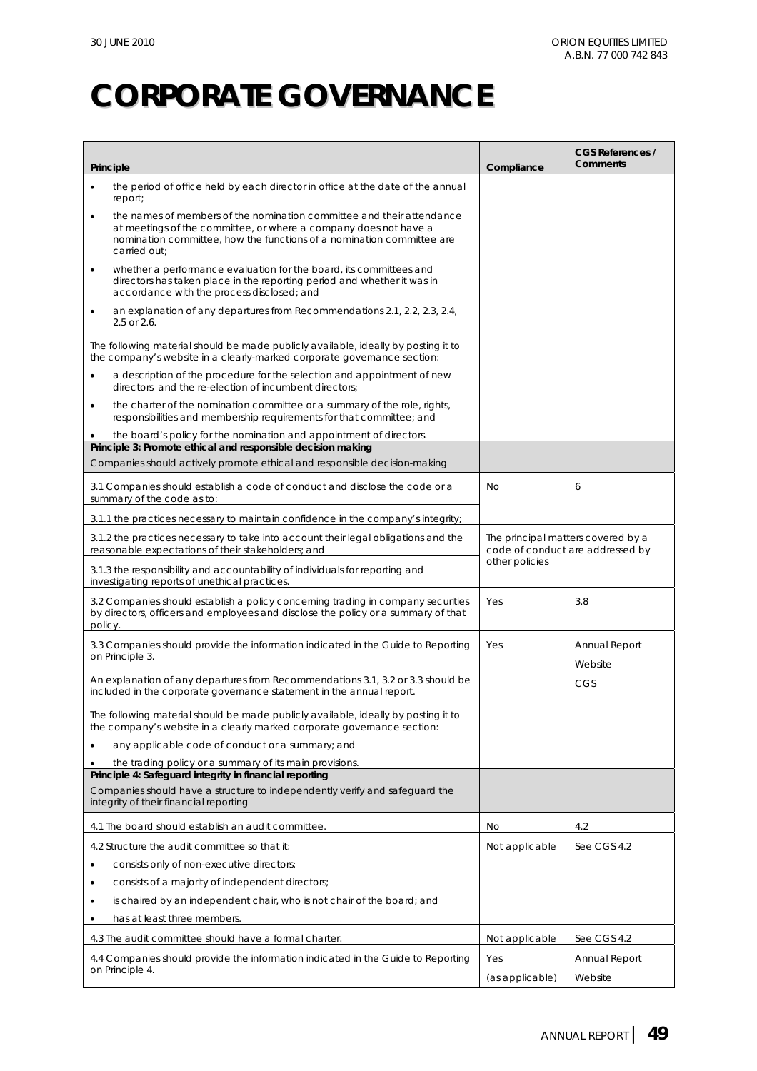# CORPORATE GOVERNANCE

| Principle | Compliance | CGS References / Comments |
|---|---|---|
| • the period of office held by each director in office at the date of the annual report; | | |
| • the names of members of the nomination committee and their attendance at meetings of the committee, or where a company does not have a nomination committee, how the functions of a nomination committee are carried out; | | |
| • whether a performance evaluation for the board, its committees and directors has taken place in the reporting period and whether it was in accordance with the process disclosed; and | | |
| • an explanation of any departures from Recommendations 2.1, 2.2, 2.3, 2.4, 2.5 or 2.6. | | |
| The following material should be made publicly available, ideally by posting it to the company's website in a clearly-marked corporate governance section: | | |
| • a description of the procedure for the selection and appointment of new directors and the re-election of incumbent directors; | | |
| • the charter of the nomination committee or a summary of the role, rights, responsibilities and membership requirements for that committee; and | | |
| • the board's policy for the nomination and appointment of directors. | | |
| **Principle 3: Promote ethical and responsible decision making** | | |
| Companies should actively promote ethical and responsible decision-making | | |
| 3.1 Companies should establish a code of conduct and disclose the code or a summary of the code as to: | No | 6 |
| 3.1.1 the practices necessary to maintain confidence in the company's integrity; | | |
| 3.1.2 the practices necessary to take into account their legal obligations and the reasonable expectations of their stakeholders; and | The principal matters covered by a code of conduct are addressed by other policies | |
| 3.1.3 the responsibility and accountability of individuals for reporting and investigating reports of unethical practices. | | |
| 3.2 Companies should establish a policy concerning trading in company securities by directors, officers and employees and disclose the policy or a summary of that policy. | Yes | 3.8 |
| 3.3 Companies should provide the information indicated in the Guide to Reporting on Principle 3. | Yes | Annual Report<br>Website |
| An explanation of any departures from Recommendations 3.1, 3.2 or 3.3 should be included in the corporate governance statement in the annual report. | | CGS |
| The following material should be made publicly available, ideally by posting it to the company's website in a clearly marked corporate governance section: | | |
| • any applicable code of conduct or a summary; and | | |
| • the trading policy or a summary of its main provisions. | | |
| **Principle 4: Safeguard integrity in financial reporting** | | |
| Companies should have a structure to independently verify and safeguard the integrity of their financial reporting | | |
| 4.1 The board should establish an audit committee. | No | 4.2 |
| 4.2 Structure the audit committee so that it: | Not applicable | See CGS 4.2 |
| • consists only of non-executive directors; | | |
| • consists of a majority of independent directors; | | |
| • is chaired by an independent chair, who is not chair of the board; and | | |
| • has at least three members. | | |
| 4.3 The audit committee should have a formal charter. | Not applicable | See CGS 4.2 |
| 4.4 Companies should provide the information indicated in the Guide to Reporting on Principle 4. | Yes<br>(as applicable) | Annual Report<br>Website |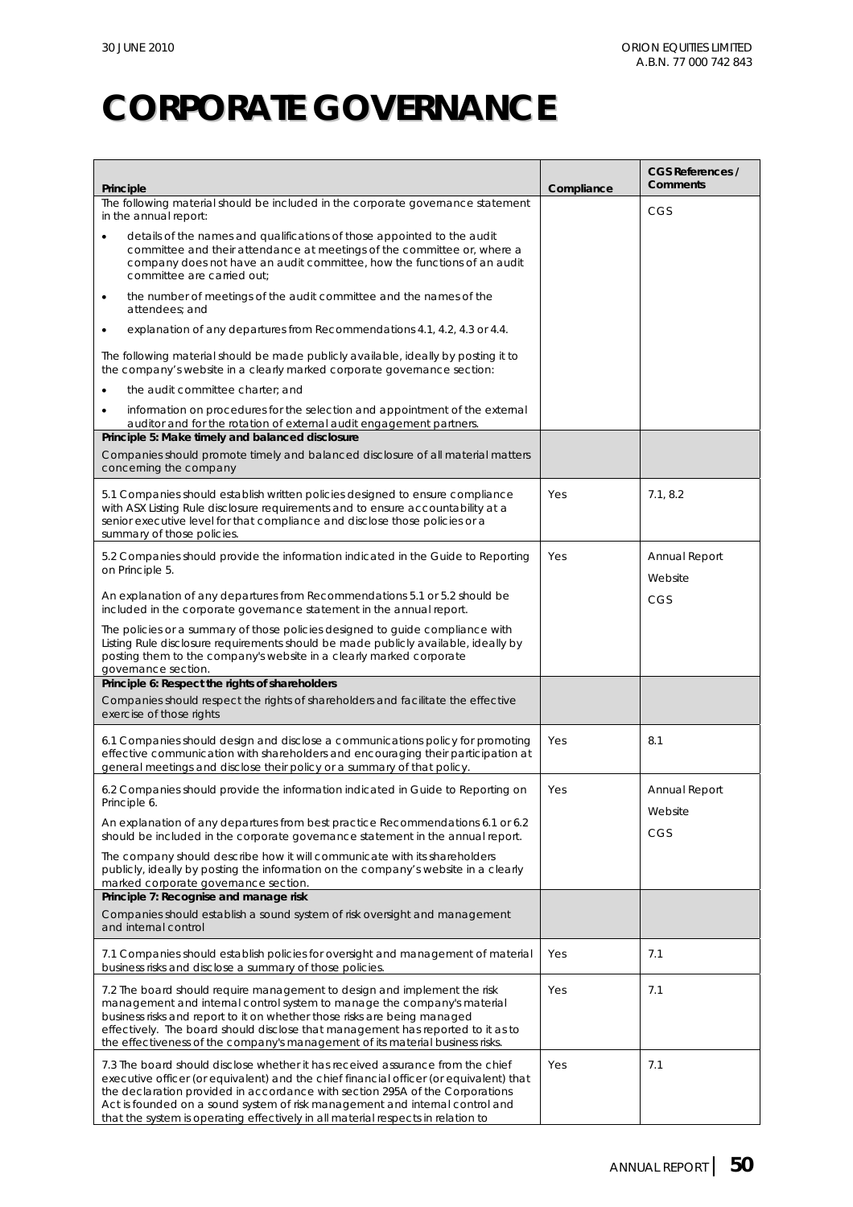# CORPORATE GOVERNANCE

| Principle | Compliance | CGS References / Comments |
|---|---|---|
| The following material should be included in the corporate governance statement in the annual report:<br>• details of the names and qualifications of those appointed to the audit committee and their attendance at meetings of the committee or, where a company does not have an audit committee, how the functions of an audit committee are carried out;<br>• the number of meetings of the audit committee and the names of the attendees; and<br>• explanation of any departures from Recommendations 4.1, 4.2, 4.3 or 4.4.<br>The following material should be made publicly available, ideally by posting it to the company's website in a clearly marked corporate governance section:<br>• the audit committee charter; and<br>• information on procedures for the selection and appointment of the external auditor and for the rotation of external audit engagement partners. | | CGS |
| **Principle 5: Make timely and balanced disclosure**<br>Companies should promote timely and balanced disclosure of all material matters concerning the company | | |
| 5.1 Companies should establish written policies designed to ensure compliance with ASX Listing Rule disclosure requirements and to ensure accountability at a senior executive level for that compliance and disclose those policies or a summary of those policies. | Yes | 7.1, 8.2 |
| 5.2 Companies should provide the information indicated in the Guide to Reporting on Principle 5.<br>An explanation of any departures from Recommendations 5.1 or 5.2 should be included in the corporate governance statement in the annual report.<br>The policies or a summary of those policies designed to guide compliance with Listing Rule disclosure requirements should be made publicly available, ideally by posting them to the company's website in a clearly marked corporate governance section. | Yes | Annual Report<br>Website<br>CGS |
| **Principle 6: Respect the rights of shareholders**<br>Companies should respect the rights of shareholders and facilitate the effective exercise of those rights | | |
| 6.1 Companies should design and disclose a communications policy for promoting effective communication with shareholders and encouraging their participation at general meetings and disclose their policy or a summary of that policy. | Yes | 8.1 |
| 6.2 Companies should provide the information indicated in Guide to Reporting on Principle 6.<br>An explanation of any departures from best practice Recommendations 6.1 or 6.2 should be included in the corporate governance statement in the annual report.<br>The company should describe how it will communicate with its shareholders publicly, ideally by posting the information on the company's website in a clearly marked corporate governance section. | Yes | Annual Report<br>Website<br>CGS |
| **Principle 7: Recognise and manage risk**<br>Companies should establish a sound system of risk oversight and management and internal control | | |
| 7.1 Companies should establish policies for oversight and management of material business risks and disclose a summary of those policies. | Yes | 7.1 |
| 7.2 The board should require management to design and implement the risk management and internal control system to manage the company's material business risks and report to it on whether those risks are being managed effectively. The board should disclose that management has reported to it as to the effectiveness of the company's management of its material business risks. | Yes | 7.1 |
| 7.3 The board should disclose whether it has received assurance from the chief executive officer (or equivalent) and the chief financial officer (or equivalent) that the declaration provided in accordance with section 295A of the Corporations Act is founded on a sound system of risk management and internal control and that the system is operating effectively in all material respects in relation to | Yes | 7.1 |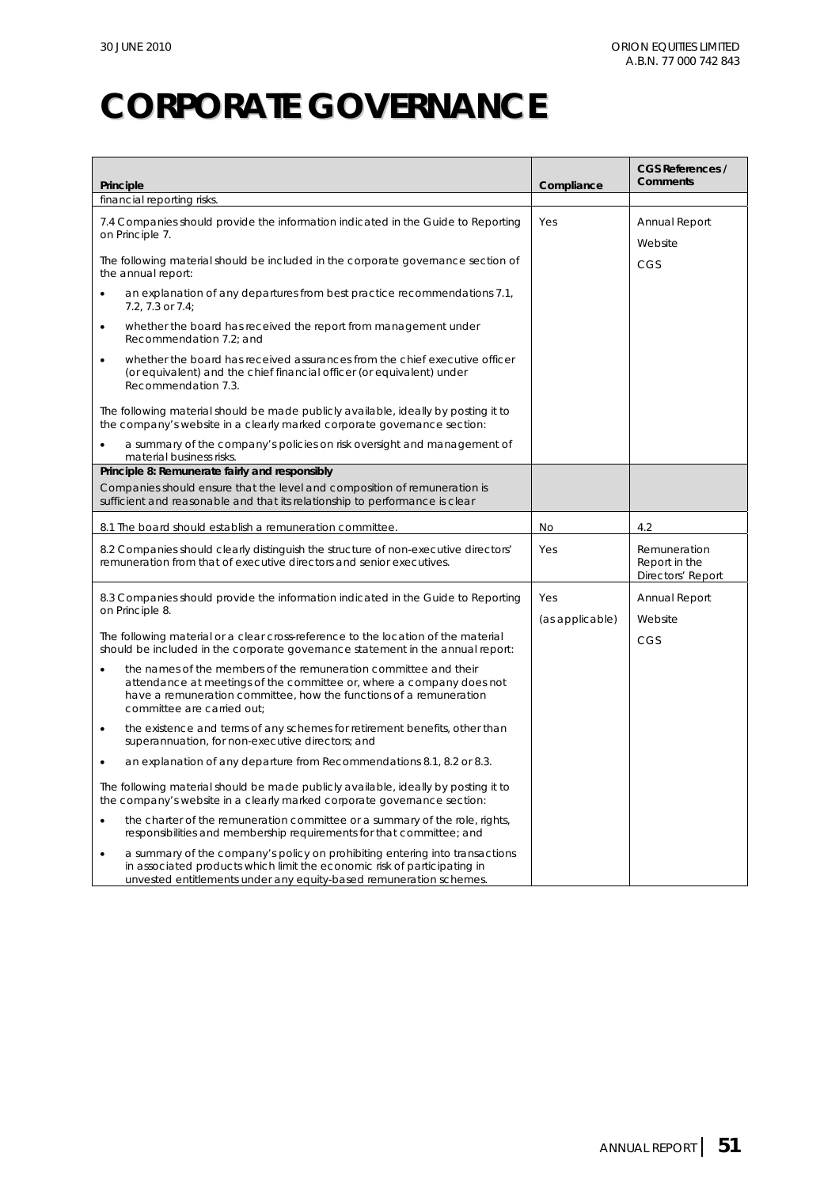# CORPORATE GOVERNANCE

| Principle | Compliance | CGS References / Comments |
|---|---|---|
| financial reporting risks. | | |
| 7.4 Companies should provide the information indicated in the Guide to Reporting on Principle 7.<br><br>The following material should be included in the corporate governance section of the annual report:<br>• an explanation of any departures from best practice recommendations 7.1, 7.2, 7.3 or 7.4;<br>• whether the board has received the report from management under Recommendation 7.2; and<br>• whether the board has received assurances from the chief executive officer (or equivalent) and the chief financial officer (or equivalent) under Recommendation 7.3.<br><br>The following material should be made publicly available, ideally by posting it to the company's website in a clearly marked corporate governance section:<br>• a summary of the company's policies on risk oversight and management of material business risks. | Yes | Annual Report<br>Website<br>CGS |
| **Principle 8: Remunerate fairly and responsibly**<br>Companies should ensure that the level and composition of remuneration is sufficient and reasonable and that its relationship to performance is clear | | |
| 8.1 The board should establish a remuneration committee. | No | 4.2 |
| 8.2 Companies should clearly distinguish the structure of non-executive directors' remuneration from that of executive directors and senior executives. | Yes | Remuneration Report in the Directors' Report |
| 8.3 Companies should provide the information indicated in the Guide to Reporting on Principle 8.<br><br>The following material or a clear cross-reference to the location of the material should be included in the corporate governance statement in the annual report:<br>• the names of the members of the remuneration committee and their attendance at meetings of the committee or, where a company does not have a remuneration committee, how the functions of a remuneration committee are carried out;<br>• the existence and terms of any schemes for retirement benefits, other than superannuation, for non-executive directors; and<br>• an explanation of any departure from Recommendations 8.1, 8.2 or 8.3.<br><br>The following material should be made publicly available, ideally by posting it to the company's website in a clearly marked corporate governance section:<br>• the charter of the remuneration committee or a summary of the role, rights, responsibilities and membership requirements for that committee; and<br>• a summary of the company's policy on prohibiting entering into transactions in associated products which limit the economic risk of participating in unvested entitlements under any equity-based remuneration schemes. | Yes<br>(as applicable) | Annual Report<br>Website<br>CGS |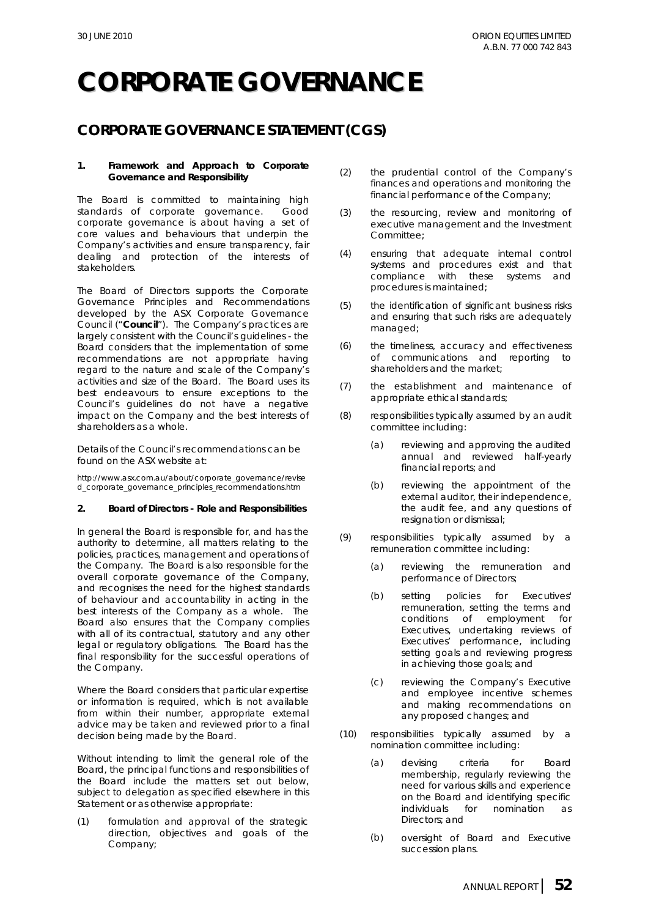# CORPORATE GOVERNANCE

## CORPORATE GOVERNANCE STATEMENT (CGS)

### 1. Framework and Approach to Corporate Governance and Responsibility

The Board is committed to maintaining high standards of corporate governance. Good corporate governance is about having a set of core values and behaviours that underpin the Company's activities and ensure transparency, fair dealing and protection of the interests of stakeholders.

The Board of Directors supports the Corporate Governance Principles and Recommendations developed by the ASX Corporate Governance Council ("**Council**"). The Company's practices are largely consistent with the Council's guidelines - the Board considers that the implementation of some recommendations are not appropriate having regard to the nature and scale of the Company's activities and size of the Board. The Board uses its best endeavours to ensure exceptions to the Council's guidelines do not have a negative impact on the Company and the best interests of shareholders as a whole.

Details of the Council's recommendations can be found on the ASX website at:

http://www.asx.com.au/about/corporate_governance/revised_corporate_governance_principles_recommendations.htm

### 2. Board of Directors - Role and Responsibilities

In general the Board is responsible for, and has the authority to determine, all matters relating to the policies, practices, management and operations of the Company. The Board is also responsible for the overall corporate governance of the Company, and recognises the need for the highest standards of behaviour and accountability in acting in the best interests of the Company as a whole. The Board also ensures that the Company complies with all of its contractual, statutory and any other legal or regulatory obligations. The Board has the final responsibility for the successful operations of the Company.

Where the Board considers that particular expertise or information is required, which is not available from within their number, appropriate external advice may be taken and reviewed prior to a final decision being made by the Board.

Without intending to limit the general role of the Board, the principal functions and responsibilities of the Board include the matters set out below, subject to delegation as specified elsewhere in this Statement or as otherwise appropriate:

(1) formulation and approval of the strategic direction, objectives and goals of the Company;

(2) the prudential control of the Company's finances and operations and monitoring the financial performance of the Company;

(3) the resourcing, review and monitoring of executive management and the Investment Committee;

(4) ensuring that adequate internal control systems and procedures exist and that compliance with these systems and procedures is maintained;

(5) the identification of significant business risks and ensuring that such risks are adequately managed;

(6) the timeliness, accuracy and effectiveness of communications and reporting to shareholders and the market;

(7) the establishment and maintenance of appropriate ethical standards;

(8) responsibilities typically assumed by an audit committee including:

   (a) reviewing and approving the audited annual and reviewed half-yearly financial reports; and

   (b) reviewing the appointment of the external auditor, their independence, the audit fee, and any questions of resignation or dismissal;

(9) responsibilities typically assumed by a remuneration committee including:

   (a) reviewing the remuneration and performance of Directors;

   (b) setting policies for Executives' remuneration, setting the terms and conditions of employment for Executives, undertaking reviews of Executives' performance, including setting goals and reviewing progress in achieving those goals; and

   (c) reviewing the Company's Executive and employee incentive schemes and making recommendations on any proposed changes; and

(10) responsibilities typically assumed by a nomination committee including:

   (a) devising criteria for Board membership, regularly reviewing the need for various skills and experience on the Board and identifying specific individuals for nomination as Directors; and

   (b) oversight of Board and Executive succession plans.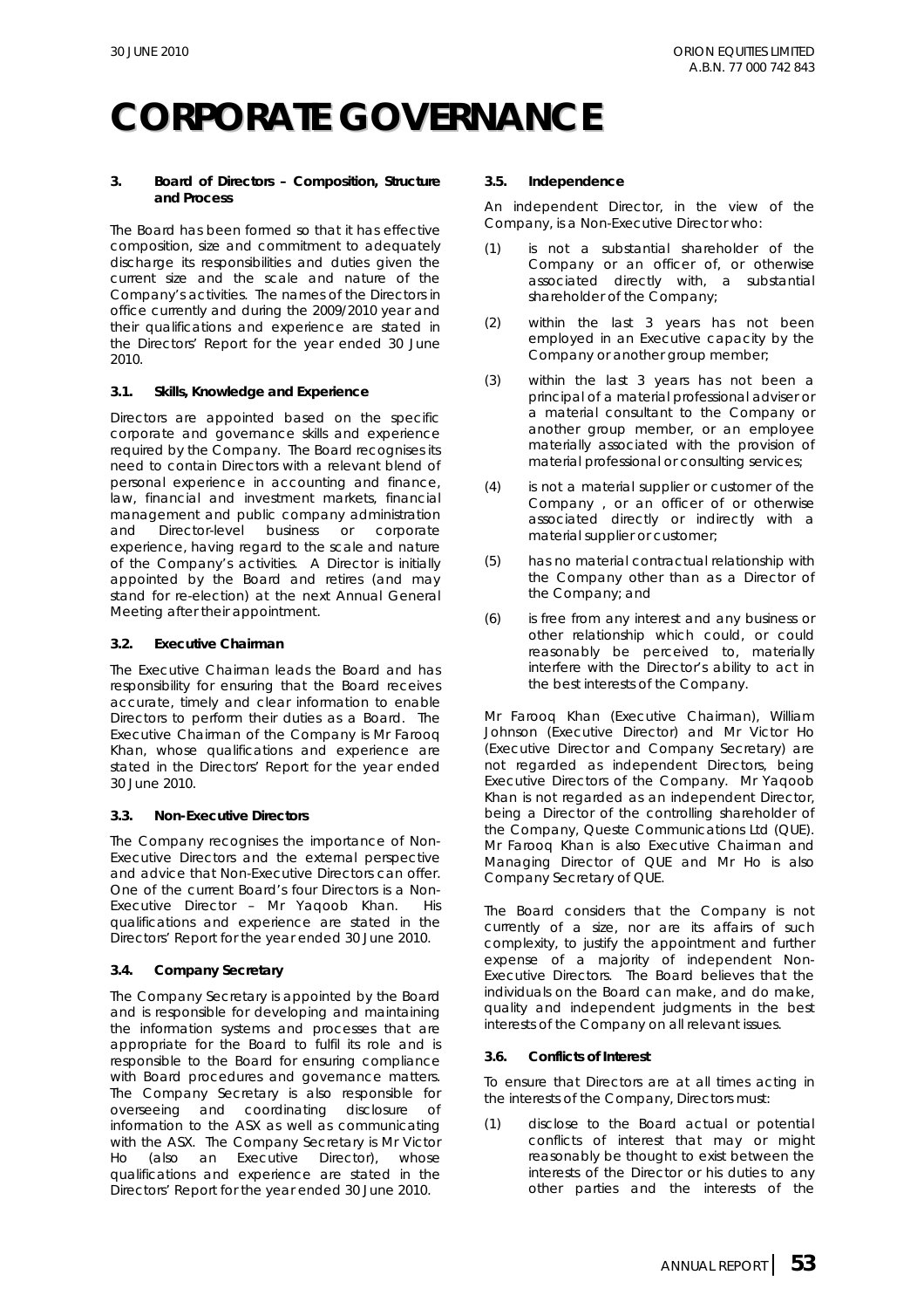# CORPORATE GOVERNANCE

## 3. Board of Directors – Composition, Structure and Process

The Board has been formed so that it has effective composition, size and commitment to adequately discharge its responsibilities and duties given the current size and the scale and nature of the Company's activities. The names of the Directors in office currently and during the 2009/2010 year and their qualifications and experience are stated in the Directors' Report for the year ended 30 June 2010.

### 3.1. Skills, Knowledge and Experience

Directors are appointed based on the specific corporate and governance skills and experience required by the Company. The Board recognises its need to contain Directors with a relevant blend of personal experience in accounting and finance, law, financial and investment markets, financial management and public company administration and Director-level business or corporate experience, having regard to the scale and nature of the Company's activities. A Director is initially appointed by the Board and retires (and may stand for re-election) at the next Annual General Meeting after their appointment.

### 3.2. Executive Chairman

The Executive Chairman leads the Board and has responsibility for ensuring that the Board receives accurate, timely and clear information to enable Directors to perform their duties as a Board. The Executive Chairman of the Company is Mr Farooq Khan, whose qualifications and experience are stated in the Directors' Report for the year ended 30 June 2010.

### 3.3. Non-Executive Directors

The Company recognises the importance of Non-Executive Directors and the external perspective and advice that Non-Executive Directors can offer. One of the current Board's four Directors is a Non-Executive Director – Mr Yaqoob Khan. His qualifications and experience are stated in the Directors' Report for the year ended 30 June 2010.

### 3.4. Company Secretary

The Company Secretary is appointed by the Board and is responsible for developing and maintaining the information systems and processes that are appropriate for the Board to fulfil its role and is responsible to the Board for ensuring compliance with Board procedures and governance matters. The Company Secretary is also responsible for overseeing and coordinating disclosure of information to the ASX as well as communicating with the ASX. The Company Secretary is Mr Victor Ho (also an Executive Director), whose qualifications and experience are stated in the Directors' Report for the year ended 30 June 2010.

### 3.5. Independence

An independent Director, in the view of the Company, is a Non-Executive Director who:

(1) is not a substantial shareholder of the Company or an officer of, or otherwise associated directly with, a substantial shareholder of the Company;

(2) within the last 3 years has not been employed in an Executive capacity by the Company or another group member;

(3) within the last 3 years has not been a principal of a material professional adviser or a material consultant to the Company or another group member, or an employee materially associated with the provision of material professional or consulting services;

(4) is not a material supplier or customer of the Company , or an officer of or otherwise associated directly or indirectly with a material supplier or customer;

(5) has no material contractual relationship with the Company other than as a Director of the Company; and

(6) is free from any interest and any business or other relationship which could, or could reasonably be perceived to, materially interfere with the Director's ability to act in the best interests of the Company.

Mr Farooq Khan (Executive Chairman), William Johnson (Executive Director) and Mr Victor Ho (Executive Director and Company Secretary) are not regarded as independent Directors, being Executive Directors of the Company. Mr Yaqoob Khan is not regarded as an independent Director, being a Director of the controlling shareholder of the Company, Queste Communications Ltd (QUE). Mr Farooq Khan is also Executive Chairman and Managing Director of QUE and Mr Ho is also Company Secretary of QUE.

The Board considers that the Company is not currently of a size, nor are its affairs of such complexity, to justify the appointment and further expense of a majority of independent Non-Executive Directors. The Board believes that the individuals on the Board can make, and do make, quality and independent judgments in the best interests of the Company on all relevant issues.

### 3.6. Conflicts of Interest

To ensure that Directors are at all times acting in the interests of the Company, Directors must:

(1) disclose to the Board actual or potential conflicts of interest that may or might reasonably be thought to exist between the interests of the Director or his duties to any other parties and the interests of the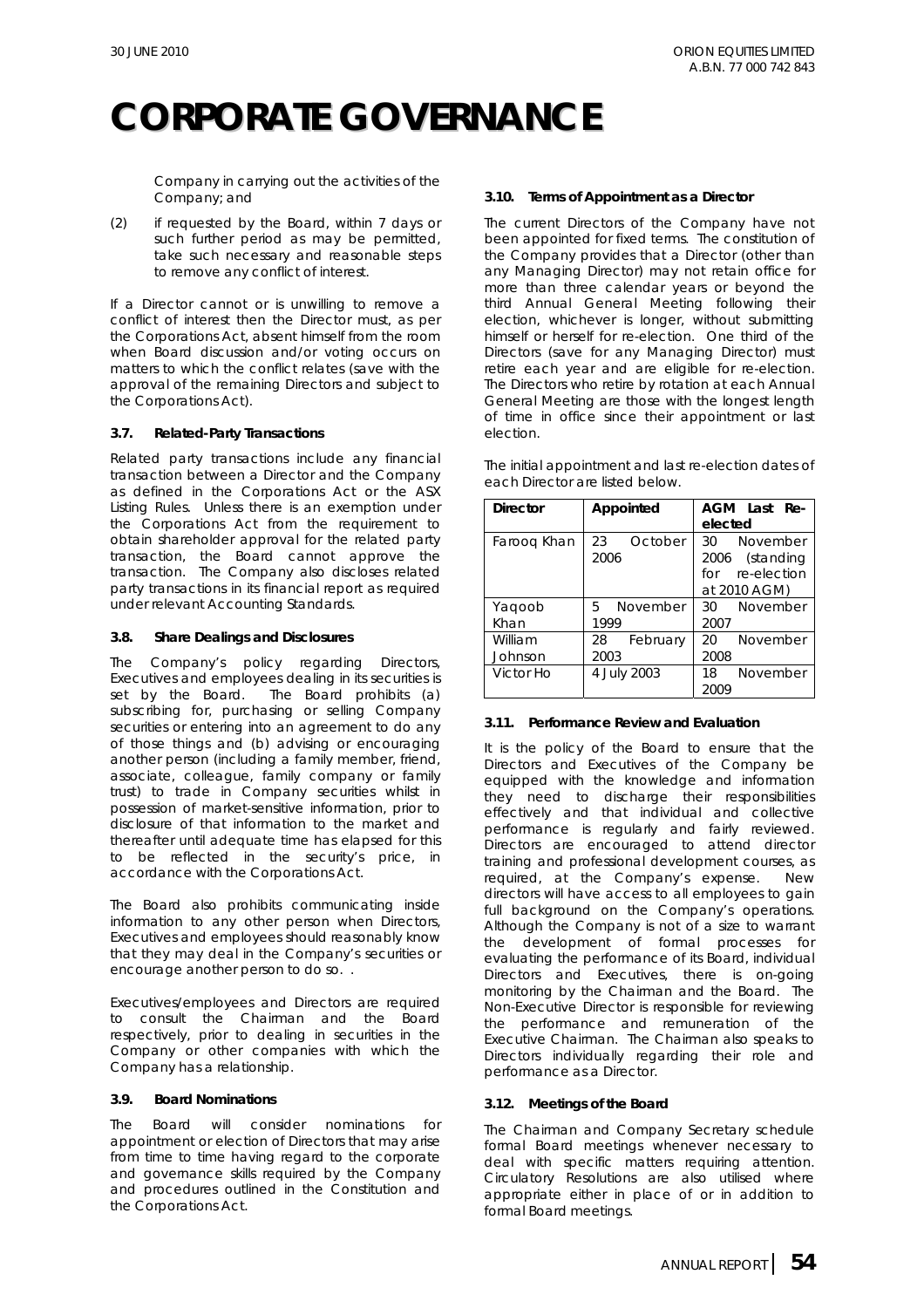# CORPORATE GOVERNANCE

Company in carrying out the activities of the Company; and

(2) if requested by the Board, within 7 days or such further period as may be permitted, take such necessary and reasonable steps to remove any conflict of interest.

If a Director cannot or is unwilling to remove a conflict of interest then the Director must, as per the Corporations Act, absent himself from the room when Board discussion and/or voting occurs on matters to which the conflict relates (save with the approval of the remaining Directors and subject to the Corporations Act).

### 3.7. Related-Party Transactions

Related party transactions include any financial transaction between a Director and the Company as defined in the Corporations Act or the ASX Listing Rules. Unless there is an exemption under the Corporations Act from the requirement to obtain shareholder approval for the related party transaction, the Board cannot approve the transaction. The Company also discloses related party transactions in its financial report as required under relevant Accounting Standards.

### 3.8. Share Dealings and Disclosures

The Company's policy regarding Directors, Executives and employees dealing in its securities is set by the Board. The Board prohibits (a) subscribing for, purchasing or selling Company securities or entering into an agreement to do any of those things and (b) advising or encouraging another person (including a family member, friend, associate, colleague, family company or family trust) to trade in Company securities whilst in possession of market-sensitive information, prior to disclosure of that information to the market and thereafter until adequate time has elapsed for this to be reflected in the security's price, in accordance with the Corporations Act.

The Board also prohibits communicating inside information to any other person when Directors, Executives and employees should reasonably know that they may deal in the Company's securities or encourage another person to do so. .

Executives/employees and Directors are required to consult the Chairman and the Board respectively, prior to dealing in securities in the Company or other companies with which the Company has a relationship.

### 3.9. Board Nominations

The Board will consider nominations for appointment or election of Directors that may arise from time to time having regard to the corporate and governance skills required by the Company and procedures outlined in the Constitution and the Corporations Act.

### 3.10. Terms of Appointment as a Director

The current Directors of the Company have not been appointed for fixed terms. The constitution of the Company provides that a Director (other than any Managing Director) may not retain office for more than three calendar years or beyond the third Annual General Meeting following their election, whichever is longer, without submitting himself or herself for re-election. One third of the Directors (save for any Managing Director) must retire each year and are eligible for re-election. The Directors who retire by rotation at each Annual General Meeting are those with the longest length of time in office since their appointment or last election.

The initial appointment and last re-election dates of each Director are listed below.

| Director | Appointed | AGM Last Re-elected |
|---|---|---|
| Farooq Khan | 23 October 2006 | 30 November 2006 (standing for re-election at 2010 AGM) |
| Yaqoob Khan | 5 November 1999 | 30 November 2007 |
| William Johnson | 28 February 2003 | 20 November 2008 |
| Victor Ho | 4 July 2003 | 18 November 2009 |

### 3.11. Performance Review and Evaluation

It is the policy of the Board to ensure that the Directors and Executives of the Company be equipped with the knowledge and information they need to discharge their responsibilities effectively and that individual and collective performance is regularly and fairly reviewed. Directors are encouraged to attend director training and professional development courses, as required, at the Company's expense. New directors will have access to all employees to gain full background on the Company's operations. Although the Company is not of a size to warrant the development of formal processes for evaluating the performance of its Board, individual Directors and Executives, there is on-going monitoring by the Chairman and the Board. The Non-Executive Director is responsible for reviewing the performance and remuneration of the Executive Chairman. The Chairman also speaks to Directors individually regarding their role and performance as a Director.

### 3.12. Meetings of the Board

The Chairman and Company Secretary schedule formal Board meetings whenever necessary to deal with specific matters requiring attention. Circulatory Resolutions are also utilised where appropriate either in place of or in addition to formal Board meetings.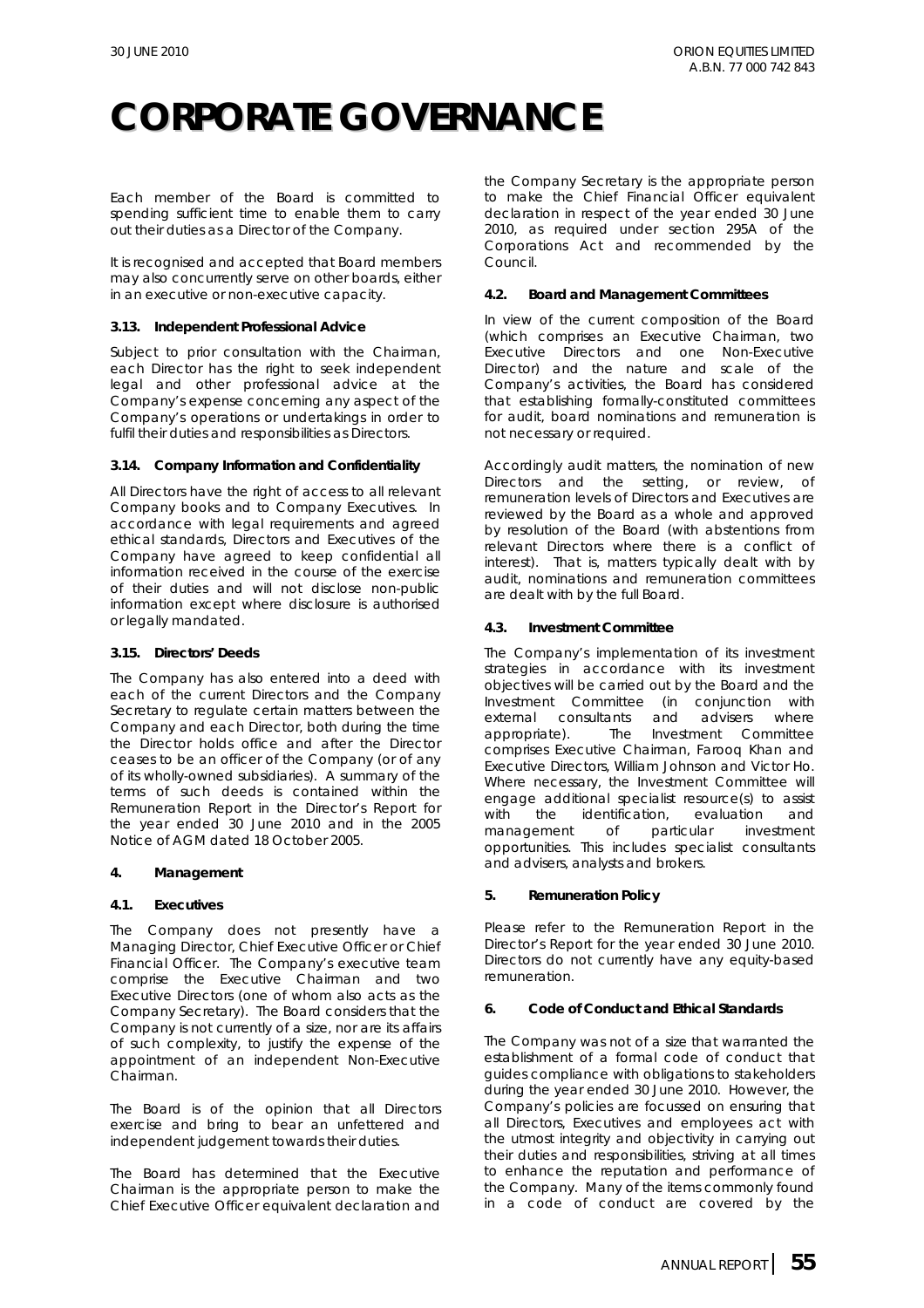# CORPORATE GOVERNANCE

Each member of the Board is committed to spending sufficient time to enable them to carry out their duties as a Director of the Company.

It is recognised and accepted that Board members may also concurrently serve on other boards, either in an executive or non-executive capacity.

### 3.13. Independent Professional Advice

Subject to prior consultation with the Chairman, each Director has the right to seek independent legal and other professional advice at the Company's expense concerning any aspect of the Company's operations or undertakings in order to fulfil their duties and responsibilities as Directors.

### 3.14. Company Information and Confidentiality

All Directors have the right of access to all relevant Company books and to Company Executives. In accordance with legal requirements and agreed ethical standards, Directors and Executives of the Company have agreed to keep confidential all information received in the course of the exercise of their duties and will not disclose non-public information except where disclosure is authorised or legally mandated.

### 3.15. Directors' Deeds

The Company has also entered into a deed with each of the current Directors and the Company Secretary to regulate certain matters between the Company and each Director, both during the time the Director holds office and after the Director ceases to be an officer of the Company (or of any of its wholly-owned subsidiaries). A summary of the terms of such deeds is contained within the Remuneration Report in the Director's Report for the year ended 30 June 2010 and in the 2005 Notice of AGM dated 18 October 2005.

## 4. Management

### 4.1. Executives

The Company does not presently have a Managing Director, Chief Executive Officer or Chief Financial Officer. The Company's executive team comprise the Executive Chairman and two Executive Directors (one of whom also acts as the Company Secretary). The Board considers that the Company is not currently of a size, nor are its affairs of such complexity, to justify the expense of the appointment of an independent Non-Executive Chairman.

The Board is of the opinion that all Directors exercise and bring to bear an unfettered and independent judgement towards their duties.

The Board has determined that the Executive Chairman is the appropriate person to make the Chief Executive Officer equivalent declaration and the Company Secretary is the appropriate person to make the Chief Financial Officer equivalent declaration in respect of the year ended 30 June 2010, as required under section 295A of the Corporations Act and recommended by the Council.

### 4.2. Board and Management Committees

In view of the current composition of the Board (which comprises an Executive Chairman, two Executive Directors and one Non-Executive Director) and the nature and scale of the Company's activities, the Board has considered that establishing formally-constituted committees for audit, board nominations and remuneration is not necessary or required.

Accordingly audit matters, the nomination of new Directors and the setting, or review, of remuneration levels of Directors and Executives are reviewed by the Board as a whole and approved by resolution of the Board (with abstentions from relevant Directors where there is a conflict of interest). That is, matters typically dealt with by audit, nominations and remuneration committees are dealt with by the full Board.

### 4.3. Investment Committee

The Company's implementation of its investment strategies in accordance with its investment objectives will be carried out by the Board and the Investment Committee (in conjunction with external consultants and advisers where appropriate). The Investment Committee comprises Executive Chairman, Farooq Khan and Executive Directors, William Johnson and Victor Ho. Where necessary, the Investment Committee will engage additional specialist resource(s) to assist with the identification, evaluation and management of particular investment opportunities. This includes specialist consultants and advisers, analysts and brokers.

## 5. Remuneration Policy

Please refer to the Remuneration Report in the Director's Report for the year ended 30 June 2010. Directors do not currently have any equity-based remuneration.

## 6. Code of Conduct and Ethical Standards

The Company was not of a size that warranted the establishment of a formal code of conduct that guides compliance with obligations to stakeholders during the year ended 30 June 2010. However, the Company's policies are focussed on ensuring that all Directors, Executives and employees act with the utmost integrity and objectivity in carrying out their duties and responsibilities, striving at all times to enhance the reputation and performance of the Company. Many of the items commonly found in a code of conduct are covered by the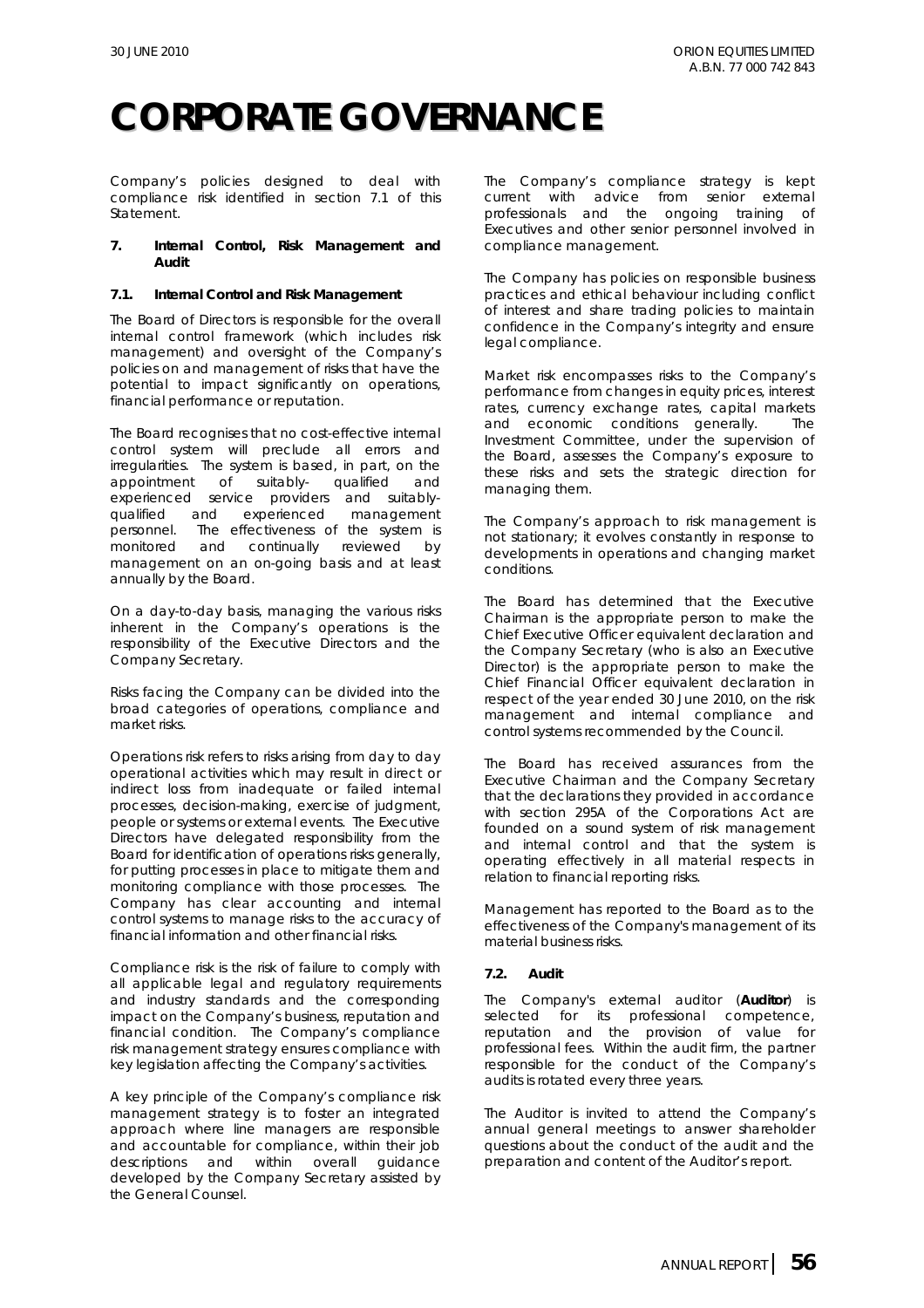# CORPORATE GOVERNANCE

Company's policies designed to deal with compliance risk identified in section 7.1 of this Statement.

## 7. Internal Control, Risk Management and Audit

### 7.1. Internal Control and Risk Management

The Board of Directors is responsible for the overall internal control framework (which includes risk management) and oversight of the Company's policies on and management of risks that have the potential to impact significantly on operations, financial performance or reputation.

The Board recognises that no cost-effective internal control system will preclude all errors and irregularities. The system is based, in part, on the appointment of suitably- qualified and experienced service providers and suitably-qualified and experienced management personnel. The effectiveness of the system is monitored and continually reviewed by management on an on-going basis and at least annually by the Board.

On a day-to-day basis, managing the various risks inherent in the Company's operations is the responsibility of the Executive Directors and the Company Secretary.

Risks facing the Company can be divided into the broad categories of operations, compliance and market risks.

Operations risk refers to risks arising from day to day operational activities which may result in direct or indirect loss from inadequate or failed internal processes, decision-making, exercise of judgment, people or systems or external events. The Executive Directors have delegated responsibility from the Board for identification of operations risks generally, for putting processes in place to mitigate them and monitoring compliance with those processes. The Company has clear accounting and internal control systems to manage risks to the accuracy of financial information and other financial risks.

Compliance risk is the risk of failure to comply with all applicable legal and regulatory requirements and industry standards and the corresponding impact on the Company's business, reputation and financial condition. The Company's compliance risk management strategy ensures compliance with key legislation affecting the Company's activities.

A key principle of the Company's compliance risk management strategy is to foster an integrated approach where line managers are responsible and accountable for compliance, within their job descriptions and within overall guidance developed by the Company Secretary assisted by the General Counsel.

The Company's compliance strategy is kept current with advice from senior external professionals and the ongoing training of Executives and other senior personnel involved in compliance management.

The Company has policies on responsible business practices and ethical behaviour including conflict of interest and share trading policies to maintain confidence in the Company's integrity and ensure legal compliance.

Market risk encompasses risks to the Company's performance from changes in equity prices, interest rates, currency exchange rates, capital markets and economic conditions generally. The Investment Committee, under the supervision of the Board, assesses the Company's exposure to these risks and sets the strategic direction for managing them.

The Company's approach to risk management is not stationary; it evolves constantly in response to developments in operations and changing market conditions.

The Board has determined that the Executive Chairman is the appropriate person to make the Chief Executive Officer equivalent declaration and the Company Secretary (who is also an Executive Director) is the appropriate person to make the Chief Financial Officer equivalent declaration in respect of the year ended 30 June 2010, on the risk management and internal compliance and control systems recommended by the Council.

The Board has received assurances from the Executive Chairman and the Company Secretary that the declarations they provided in accordance with section 295A of the Corporations Act are founded on a sound system of risk management and internal control and that the system is operating effectively in all material respects in relation to financial reporting risks.

Management has reported to the Board as to the effectiveness of the Company's management of its material business risks.

### 7.2. Audit

The Company's external auditor (**Auditor**) is selected for its professional competence, reputation and the provision of value for professional fees. Within the audit firm, the partner responsible for the conduct of the Company's audits is rotated every three years.

The Auditor is invited to attend the Company's annual general meetings to answer shareholder questions about the conduct of the audit and the preparation and content of the Auditor's report.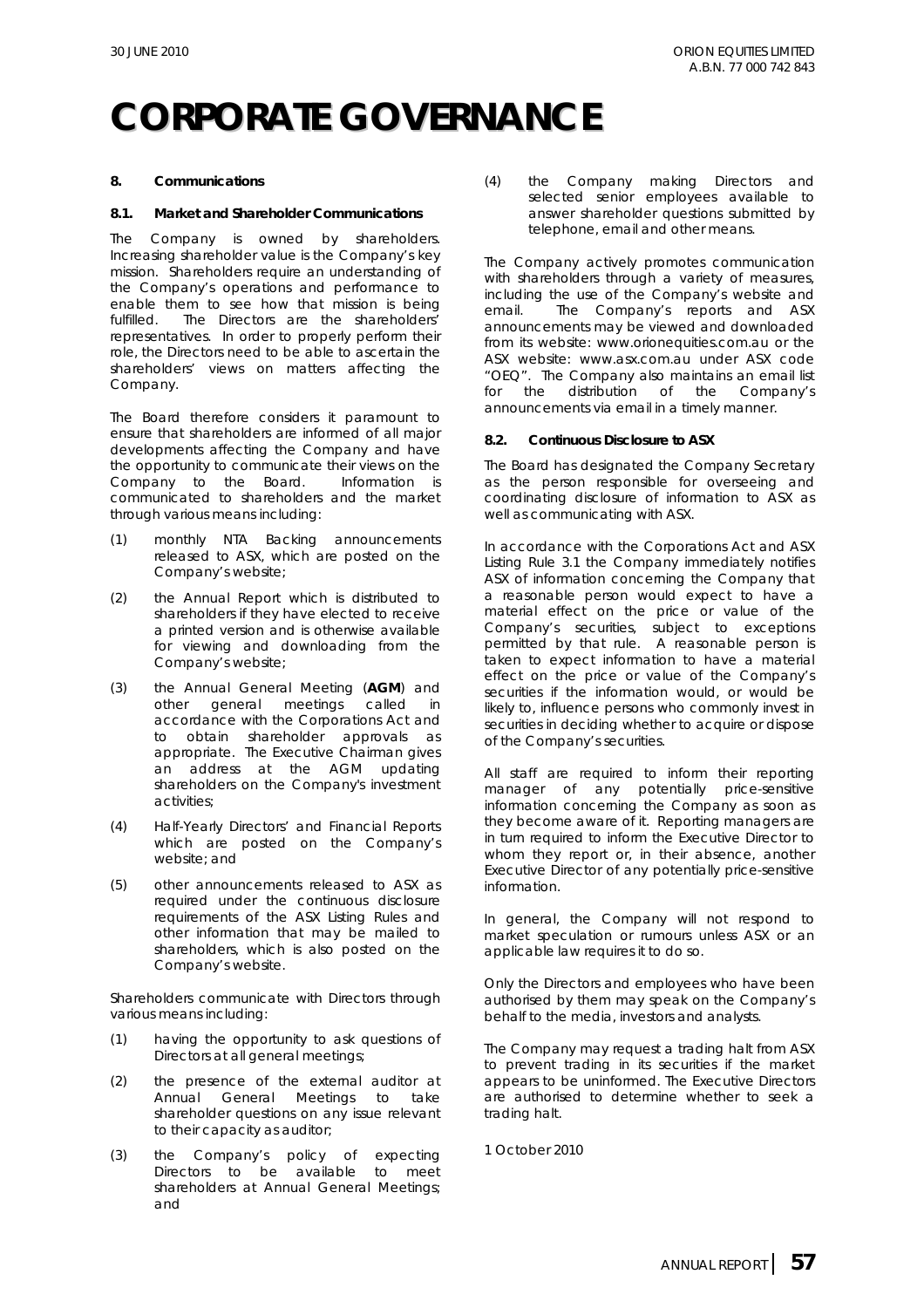# CORPORATE GOVERNANCE

## 8. Communications

### 8.1. Market and Shareholder Communications

The Company is owned by shareholders. Increasing shareholder value is the Company's key mission. Shareholders require an understanding of the Company's operations and performance to enable them to see how that mission is being fulfilled. The Directors are the shareholders' representatives. In order to properly perform their role, the Directors need to be able to ascertain the shareholders' views on matters affecting the Company.

The Board therefore considers it paramount to ensure that shareholders are informed of all major developments affecting the Company and have the opportunity to communicate their views on the Company to the Board. Information is communicated to shareholders and the market through various means including:

(1) monthly NTA Backing announcements released to ASX, which are posted on the Company's website;

(2) the Annual Report which is distributed to shareholders if they have elected to receive a printed version and is otherwise available for viewing and downloading from the Company's website;

(3) the Annual General Meeting (**AGM**) and other general meetings called in accordance with the Corporations Act and to obtain shareholder approvals as appropriate. The Executive Chairman gives an address at the AGM updating shareholders on the Company's investment activities;

(4) Half-Yearly Directors' and Financial Reports which are posted on the Company's website; and

(5) other announcements released to ASX as required under the continuous disclosure requirements of the ASX Listing Rules and other information that may be mailed to shareholders, which is also posted on the Company's website.

Shareholders communicate with Directors through various means including:

(1) having the opportunity to ask questions of Directors at all general meetings;

(2) the presence of the external auditor at Annual General Meetings to take shareholder questions on any issue relevant to their capacity as auditor;

(3) the Company's policy of expecting Directors to be available to meet shareholders at Annual General Meetings; and

(4) the Company making Directors and selected senior employees available to answer shareholder questions submitted by telephone, email and other means.

The Company actively promotes communication with shareholders through a variety of measures, including the use of the Company's website and email. The Company's reports and ASX announcements may be viewed and downloaded from its website: www.orionequities.com.au or the ASX website: www.asx.com.au under ASX code "OEQ". The Company also maintains an email list for the distribution of the Company's announcements via email in a timely manner.

### 8.2. Continuous Disclosure to ASX

The Board has designated the Company Secretary as the person responsible for overseeing and coordinating disclosure of information to ASX as well as communicating with ASX.

In accordance with the Corporations Act and ASX Listing Rule 3.1 the Company immediately notifies ASX of information concerning the Company that a reasonable person would expect to have a material effect on the price or value of the Company's securities, subject to exceptions permitted by that rule. A reasonable person is taken to expect information to have a material effect on the price or value of the Company's securities if the information would, or would be likely to, influence persons who commonly invest in securities in deciding whether to acquire or dispose of the Company's securities.

All staff are required to inform their reporting manager of any potentially price-sensitive information concerning the Company as soon as they become aware of it. Reporting managers are in turn required to inform the Executive Director to whom they report or, in their absence, another Executive Director of any potentially price-sensitive information.

In general, the Company will not respond to market speculation or rumours unless ASX or an applicable law requires it to do so.

Only the Directors and employees who have been authorised by them may speak on the Company's behalf to the media, investors and analysts.

The Company may request a trading halt from ASX to prevent trading in its securities if the market appears to be uninformed. The Executive Directors are authorised to determine whether to seek a trading halt.

1 October 2010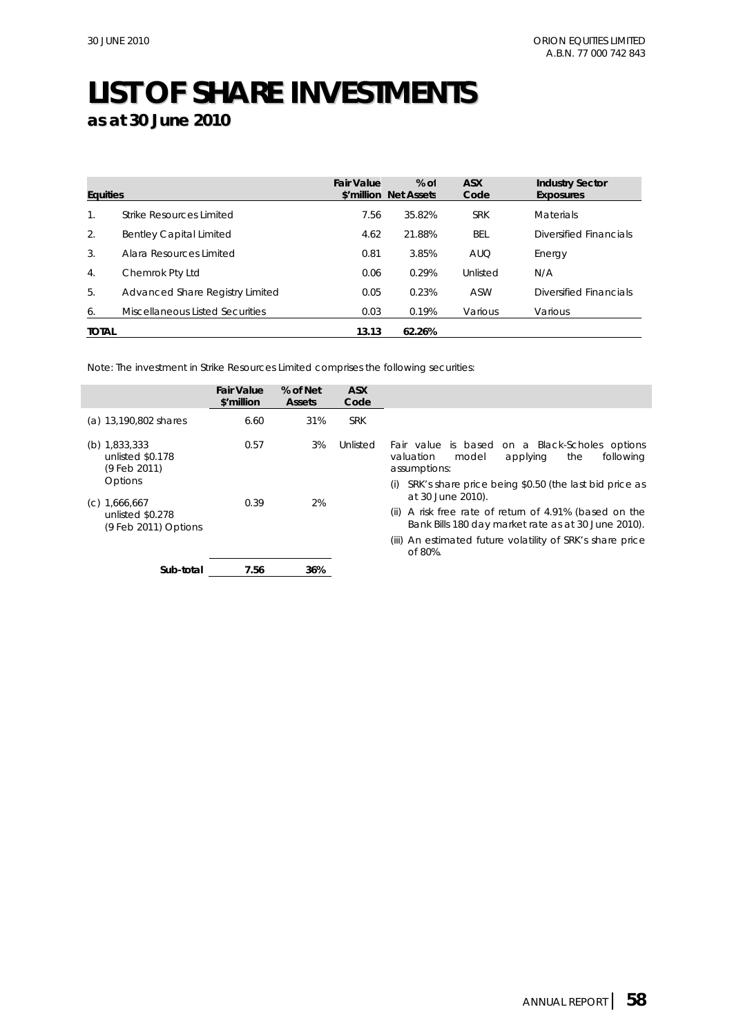# LIST OF SHARE INVESTMENTS

## as at 30 June 2010

| Equities | | Fair Value \$'million | % of Net Assets | ASX Code | Industry Sector Exposures |
|---|---|---|---|---|---|
| 1. | Strike Resources Limited | 7.56 | 35.82% | SRK | Materials |
| 2. | Bentley Capital Limited | 4.62 | 21.88% | BEL | Diversified Financials |
| 3. | Alara Resources Limited | 0.81 | 3.85% | AUQ | Energy |
| 4. | Chemrok Pty Ltd | 0.06 | 0.29% | Unlisted | N/A |
| 5. | Advanced Share Registry Limited | 0.05 | 0.23% | ASW | Diversified Financials |
| 6. | Miscellaneous Listed Securities | 0.03 | 0.19% | Various | Various |
| **TOTAL** | | **13.13** | **62.26%** | | |

Note: The investment in Strike Resources Limited comprises the following securities:

| | Fair Value \$'million | % of Net Assets | ASX Code |
|---|---|---|---|
| (a) 13,190,802 shares | 6.60 | 31% | SRK |
| (b) 1,833,333 unlisted \$0.178 (9 Feb 2011) Options | 0.57 | 3% | Unlisted |
| (c) 1,666,667 unlisted \$0.278 (9 Feb 2011) Options | 0.39 | 2% | |
| **Sub-total** | **7.56** | **36%** | |

Fair value is based on a Black-Scholes options valuation model applying the following assumptions:

(i) SRK's share price being \$0.50 (the last bid price as at 30 June 2010).

(ii) A risk free rate of return of 4.91% (based on the Bank Bills 180 day market rate as at 30 June 2010).

(iii) An estimated future volatility of SRK's share price of 80%.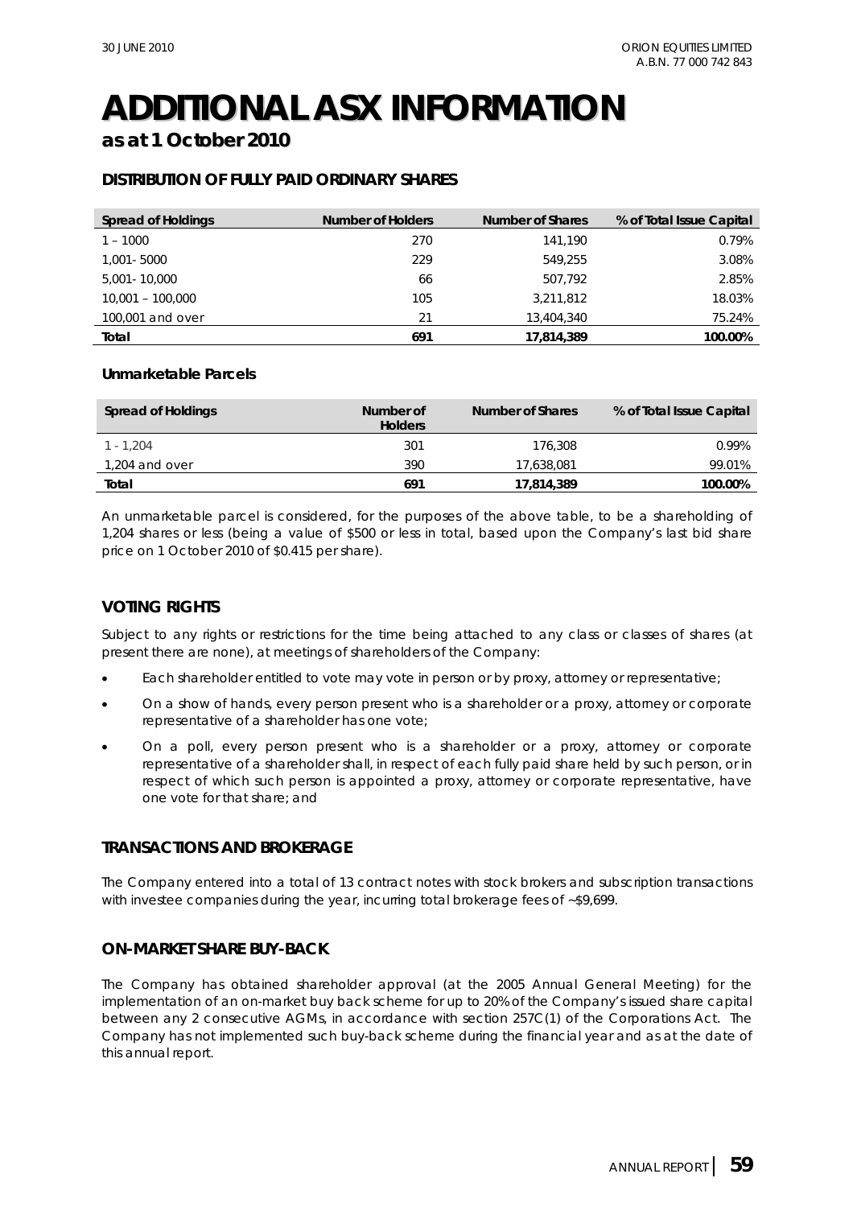# ADDITIONAL ASX INFORMATION

**as at 1 October 2010**

## DISTRIBUTION OF FULLY PAID ORDINARY SHARES

| Spread of Holdings | Number of Holders | Number of Shares | % of Total Issue Capital |
|---|---|---|---|
| 1 – 1000 | 270 | 141,190 | 0.79% |
| 1,001- 5000 | 229 | 549,255 | 3.08% |
| 5,001- 10,000 | 66 | 507,792 | 2.85% |
| 10,001 – 100,000 | 105 | 3,211,812 | 18.03% |
| 100,001 and over | 21 | 13,404,340 | 75.24% |
| **Total** | **691** | **17,814,389** | **100.00%** |

### Unmarketable Parcels

| Spread of Holdings | Number of Holders | Number of Shares | % of Total Issue Capital |
|---|---|---|---|
| 1 - 1,204 | 301 | 176,308 | 0.99% |
| 1,204 and over | 390 | 17,638,081 | 99.01% |
| **Total** | **691** | **17,814,389** | **100.00%** |

*An unmarketable parcel is considered, for the purposes of the above table, to be a shareholding of 1,204 shares or less (being a value of $500 or less in total, based upon the Company's last bid share price on 1 October 2010 of $0.415 per share).*

## VOTING RIGHTS

Subject to any rights or restrictions for the time being attached to any class or classes of shares (at present there are none), at meetings of shareholders of the Company:

- Each shareholder entitled to vote may vote in person or by proxy, attorney or representative;
- On a show of hands, every person present who is a shareholder or a proxy, attorney or corporate representative of a shareholder has one vote;
- On a poll, every person present who is a shareholder or a proxy, attorney or corporate representative of a shareholder shall, in respect of each fully paid share held by such person, or in respect of which such person is appointed a proxy, attorney or corporate representative, have one vote for that share; and

## TRANSACTIONS AND BROKERAGE

The Company entered into a total of 13 contract notes with stock brokers and subscription transactions with investee companies during the year, incurring total brokerage fees of ~$9,699.

## ON-MARKET SHARE BUY-BACK

The Company has obtained shareholder approval (at the 2005 Annual General Meeting) for the implementation of an on-market buy back scheme for up to 20% of the Company's issued share capital between any 2 consecutive AGMs, in accordance with section 257C(1) of the Corporations Act. The Company has not implemented such buy-back scheme during the financial year and as at the date of this annual report.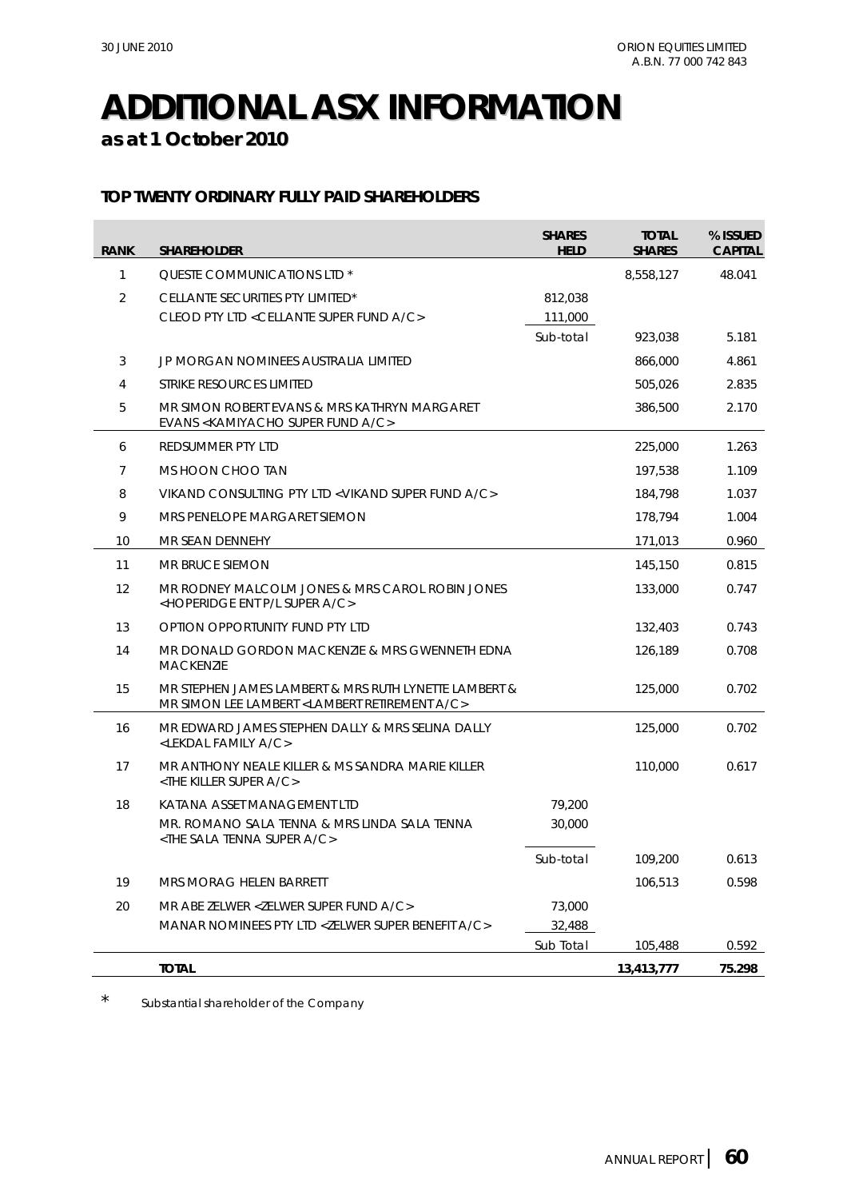# ADDITIONAL ASX INFORMATION

**as at 1 October 2010**

### TOP TWENTY ORDINARY FULLY PAID SHAREHOLDERS

| RANK | SHAREHOLDER | SHARES HELD | TOTAL SHARES | % ISSUED CAPITAL |
|---|---|---|---|---|
| 1 | QUESTE COMMUNICATIONS LTD * | | 8,558,127 | 48.041 |
| 2 | CELLANTE SECURITIES PTY LIMITED* | 812,038 | | |
| | CLEOD PTY LTD <CELLANTE SUPER FUND A/C> | 111,000 | | |
| | | Sub-total | 923,038 | 5.181 |
| 3 | JP MORGAN NOMINEES AUSTRALIA LIMITED | | 866,000 | 4.861 |
| 4 | STRIKE RESOURCES LIMITED | | 505,026 | 2.835 |
| 5 | MR SIMON ROBERT EVANS & MRS KATHRYN MARGARET EVANS <KAMIYACHO SUPER FUND A/C> | | 386,500 | 2.170 |
| 6 | REDSUMMER PTY LTD | | 225,000 | 1.263 |
| 7 | MS HOON CHOO TAN | | 197,538 | 1.109 |
| 8 | VIKAND CONSULTING PTY LTD <VIKAND SUPER FUND A/C> | | 184,798 | 1.037 |
| 9 | MRS PENELOPE MARGARET SIEMON | | 178,794 | 1.004 |
| 10 | MR SEAN DENNEHY | | 171,013 | 0.960 |
| 11 | MR BRUCE SIEMON | | 145,150 | 0.815 |
| 12 | MR RODNEY MALCOLM JONES & MRS CAROL ROBIN JONES <HOPERIDGE ENT P/L SUPER A/C> | | 133,000 | 0.747 |
| 13 | OPTION OPPORTUNITY FUND PTY LTD | | 132,403 | 0.743 |
| 14 | MR DONALD GORDON MACKENZIE & MRS GWENNETH EDNA MACKENZIE | | 126,189 | 0.708 |
| 15 | MR STEPHEN JAMES LAMBERT & MRS RUTH LYNETTE LAMBERT & MR SIMON LEE LAMBERT <LAMBERT RETIREMENT A/C> | | 125,000 | 0.702 |
| 16 | MR EDWARD JAMES STEPHEN DALLY & MRS SELINA DALLY <LEKDAL FAMILY A/C> | | 125,000 | 0.702 |
| 17 | MR ANTHONY NEALE KILLER & MS SANDRA MARIE KILLER <THE KILLER SUPER A/C> | | 110,000 | 0.617 |
| 18 | KATANA ASSET MANAGEMENT LTD | 79,200 | | |
| | MR. ROMANO SALA TENNA & MRS LINDA SALA TENNA <THE SALA TENNA SUPER A/C> | 30,000 | | |
| | | Sub-total | 109,200 | 0.613 |
| 19 | MRS MORAG HELEN BARRETT | | 106,513 | 0.598 |
| 20 | MR ABE ZELWER <ZELWER SUPER FUND A/C> | 73,000 | | |
| | MANAR NOMINEES PTY LTD <ZELWER SUPER BENEFIT A/C> | 32,488 | | |
| | | Sub Total | 105,488 | 0.592 |
| | **TOTAL** | | **13,413,777** | **75.298** |

\* Substantial shareholder of the Company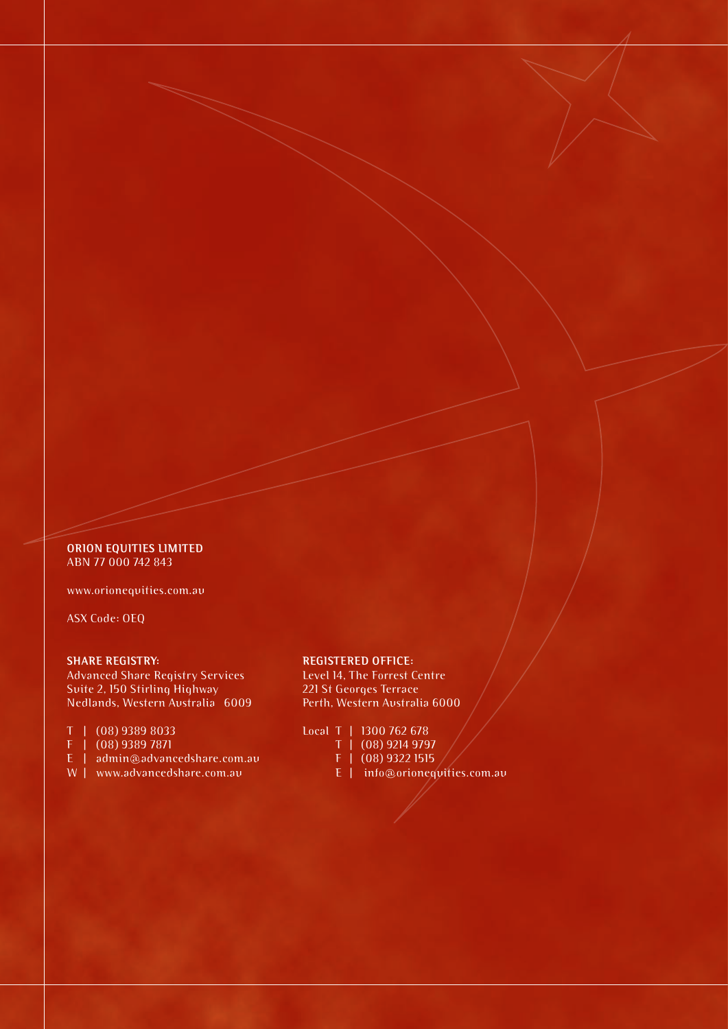**ORION EQUITIES LIMITED**
ABN 77 000 742 843

www.orionequities.com.au

ASX Code: OEQ

**SHARE REGISTRY:**
Advanced Share Registry Services
Suite 2, 150 Stirling Highway
Nedlands, Western Australia 6009

T | (08) 9389 8033
F | (08) 9389 7871
E | admin@advancedshare.com.au
W | www.advancedshare.com.au

**REGISTERED OFFICE:**
Level 14, The Forrest Centre
221 St Georges Terrace
Perth, Western Australia 6000

Local T | 1300 762 678
T | (08) 9214 9797
F | (08) 9322 1515
E | info@orionequities.com.au